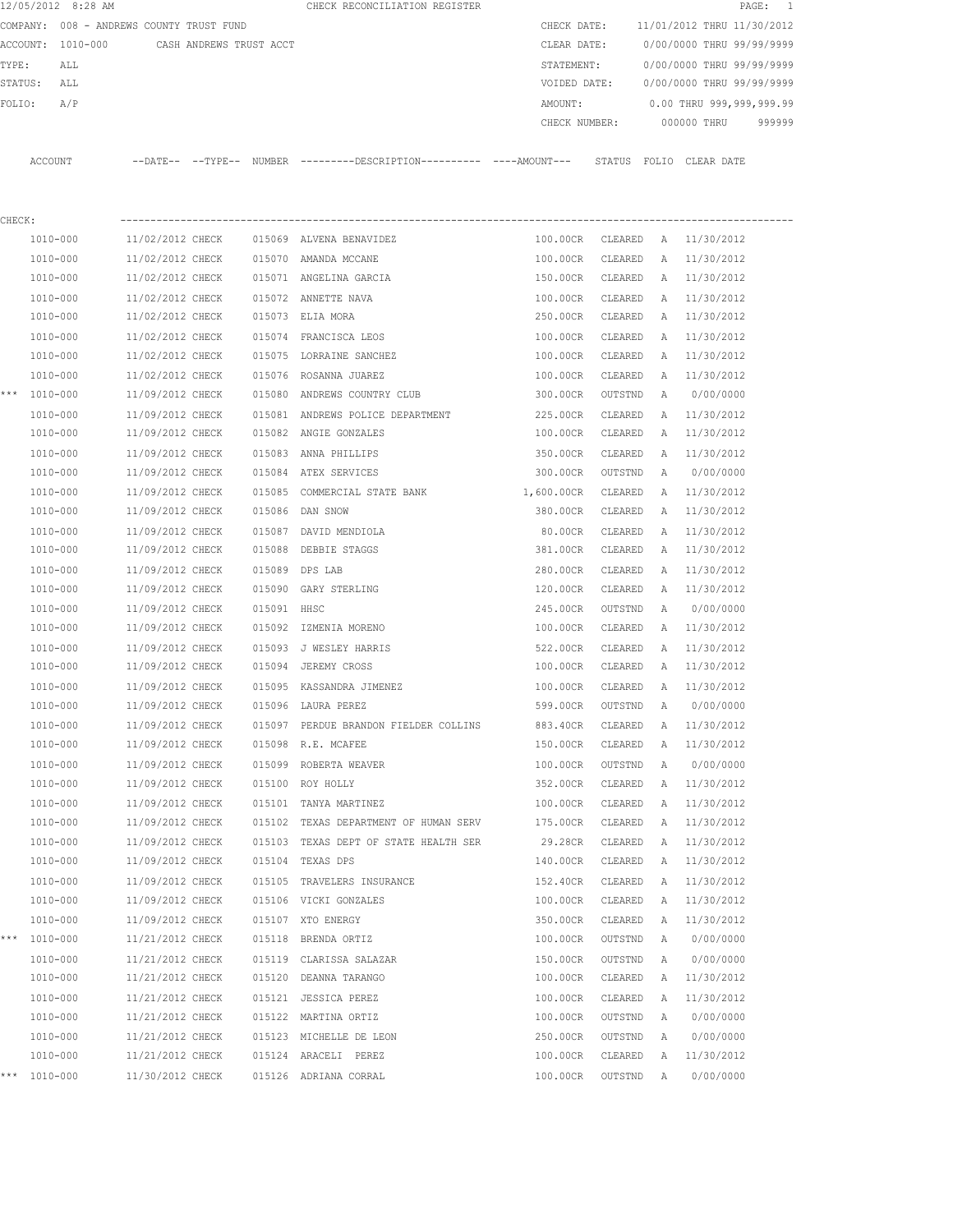12/05/2012 8:28 AM CHECK RECONCILIATION REGISTER

COMPANY: 008 - ANDREWS COUNTY TRUST FUND
ACCOUNT: 1010-000 CASH ANDREWS TRUST ACCT
TYPE: ALL
STATUS: ALL
FOLIO: A/P

CHECK DATE: 11/01/2012 THRU 11/30/2012
CLEAR DATE: 0/00/0000 THRU 99/99/9999
STATEMENT: 0/00/0000 THRU 99/99/9999
VOIDED DATE: 0/00/0000 THRU 99/99/9999
AMOUNT: 0.00 THRU 999,999,999.99
CHECK NUMBER: 000000 THRU 999999

CHECK:

| | ACCOUNT | --DATE-- | --TYPE-- | NUMBER | ---------DESCRIPTION---------- | ----AMOUNT--- | STATUS | FOLIO | CLEAR DATE |
|---|---|---|---|---|---|---|---|---|---|
| | 1010-000 | 11/02/2012 | CHECK | 015069 | ALVENA BENAVIDEZ | 100.00CR | CLEARED | A | 11/30/2012 |
| | 1010-000 | 11/02/2012 | CHECK | 015070 | AMANDA MCCANE | 100.00CR | CLEARED | A | 11/30/2012 |
| | 1010-000 | 11/02/2012 | CHECK | 015071 | ANGELINA GARCIA | 150.00CR | CLEARED | A | 11/30/2012 |
| | 1010-000 | 11/02/2012 | CHECK | 015072 | ANNETTE NAVA | 100.00CR | CLEARED | A | 11/30/2012 |
| | 1010-000 | 11/02/2012 | CHECK | 015073 | ELIA MORA | 250.00CR | CLEARED | A | 11/30/2012 |
| | 1010-000 | 11/02/2012 | CHECK | 015074 | FRANCISCA LEOS | 100.00CR | CLEARED | A | 11/30/2012 |
| | 1010-000 | 11/02/2012 | CHECK | 015075 | LORRAINE SANCHEZ | 100.00CR | CLEARED | A | 11/30/2012 |
| | 1010-000 | 11/02/2012 | CHECK | 015076 | ROSANNA JUAREZ | 100.00CR | CLEARED | A | 11/30/2012 |
| *** | 1010-000 | 11/09/2012 | CHECK | 015080 | ANDREWS COUNTRY CLUB | 300.00CR | OUTSTND | A | 0/00/0000 |
| | 1010-000 | 11/09/2012 | CHECK | 015081 | ANDREWS POLICE DEPARTMENT | 225.00CR | CLEARED | A | 11/30/2012 |
| | 1010-000 | 11/09/2012 | CHECK | 015082 | ANGIE GONZALES | 100.00CR | CLEARED | A | 11/30/2012 |
| | 1010-000 | 11/09/2012 | CHECK | 015083 | ANNA PHILLIPS | 350.00CR | CLEARED | A | 11/30/2012 |
| | 1010-000 | 11/09/2012 | CHECK | 015084 | ATEX SERVICES | 300.00CR | OUTSTND | A | 0/00/0000 |
| | 1010-000 | 11/09/2012 | CHECK | 015085 | COMMERCIAL STATE BANK | 1,600.00CR | CLEARED | A | 11/30/2012 |
| | 1010-000 | 11/09/2012 | CHECK | 015086 | DAN SNOW | 380.00CR | CLEARED | A | 11/30/2012 |
| | 1010-000 | 11/09/2012 | CHECK | 015087 | DAVID MENDIOLA | 80.00CR | CLEARED | A | 11/30/2012 |
| | 1010-000 | 11/09/2012 | CHECK | 015088 | DEBBIE STAGGS | 381.00CR | CLEARED | A | 11/30/2012 |
| | 1010-000 | 11/09/2012 | CHECK | 015089 | DPS LAB | 280.00CR | CLEARED | A | 11/30/2012 |
| | 1010-000 | 11/09/2012 | CHECK | 015090 | GARY STERLING | 120.00CR | CLEARED | A | 11/30/2012 |
| | 1010-000 | 11/09/2012 | CHECK | 015091 | HHSC | 245.00CR | OUTSTND | A | 0/00/0000 |
| | 1010-000 | 11/09/2012 | CHECK | 015092 | IZMENIA MORENO | 100.00CR | CLEARED | A | 11/30/2012 |
| | 1010-000 | 11/09/2012 | CHECK | 015093 | J WESLEY HARRIS | 522.00CR | CLEARED | A | 11/30/2012 |
| | 1010-000 | 11/09/2012 | CHECK | 015094 | JEREMY CROSS | 100.00CR | CLEARED | A | 11/30/2012 |
| | 1010-000 | 11/09/2012 | CHECK | 015095 | KASSANDRA JIMENEZ | 100.00CR | CLEARED | A | 11/30/2012 |
| | 1010-000 | 11/09/2012 | CHECK | 015096 | LAURA PEREZ | 599.00CR | OUTSTND | A | 0/00/0000 |
| | 1010-000 | 11/09/2012 | CHECK | 015097 | PERDUE BRANDON FIELDER COLLINS | 883.40CR | CLEARED | A | 11/30/2012 |
| | 1010-000 | 11/09/2012 | CHECK | 015098 | R.E. MCAFEE | 150.00CR | CLEARED | A | 11/30/2012 |
| | 1010-000 | 11/09/2012 | CHECK | 015099 | ROBERTA WEAVER | 100.00CR | OUTSTND | A | 0/00/0000 |
| | 1010-000 | 11/09/2012 | CHECK | 015100 | ROY HOLLY | 352.00CR | CLEARED | A | 11/30/2012 |
| | 1010-000 | 11/09/2012 | CHECK | 015101 | TANYA MARTINEZ | 100.00CR | CLEARED | A | 11/30/2012 |
| | 1010-000 | 11/09/2012 | CHECK | 015102 | TEXAS DEPARTMENT OF HUMAN SERV | 175.00CR | CLEARED | A | 11/30/2012 |
| | 1010-000 | 11/09/2012 | CHECK | 015103 | TEXAS DEPT OF STATE HEALTH SER | 29.28CR | CLEARED | A | 11/30/2012 |
| | 1010-000 | 11/09/2012 | CHECK | 015104 | TEXAS DPS | 140.00CR | CLEARED | A | 11/30/2012 |
| | 1010-000 | 11/09/2012 | CHECK | 015105 | TRAVELERS INSURANCE | 152.40CR | CLEARED | A | 11/30/2012 |
| | 1010-000 | 11/09/2012 | CHECK | 015106 | VICKI GONZALES | 100.00CR | CLEARED | A | 11/30/2012 |
| | 1010-000 | 11/09/2012 | CHECK | 015107 | XTO ENERGY | 350.00CR | CLEARED | A | 11/30/2012 |
| *** | 1010-000 | 11/21/2012 | CHECK | 015118 | BRENDA ORTIZ | 100.00CR | OUTSTND | A | 0/00/0000 |
| | 1010-000 | 11/21/2012 | CHECK | 015119 | CLARISSA SALAZAR | 150.00CR | OUTSTND | A | 0/00/0000 |
| | 1010-000 | 11/21/2012 | CHECK | 015120 | DEANNA TARANGO | 100.00CR | CLEARED | A | 11/30/2012 |
| | 1010-000 | 11/21/2012 | CHECK | 015121 | JESSICA PEREZ | 100.00CR | CLEARED | A | 11/30/2012 |
| | 1010-000 | 11/21/2012 | CHECK | 015122 | MARTINA ORTIZ | 100.00CR | OUTSTND | A | 0/00/0000 |
| | 1010-000 | 11/21/2012 | CHECK | 015123 | MICHELLE DE LEON | 250.00CR | OUTSTND | A | 0/00/0000 |
| | 1010-000 | 11/21/2012 | CHECK | 015124 | ARACELI PEREZ | 100.00CR | CLEARED | A | 11/30/2012 |
| *** | 1010-000 | 11/30/2012 | CHECK | 015126 | ADRIANA CORRAL | 100.00CR | OUTSTND | A | 0/00/0000 |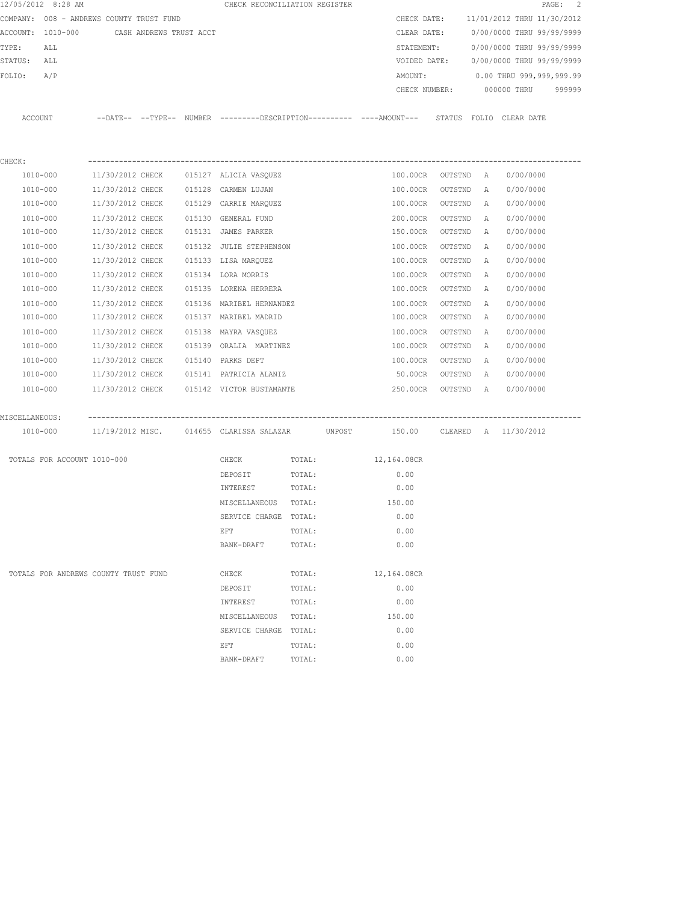12/05/2012 8:28 AM CHECK RECONCILIATION REGISTER

COMPANY: 008 - ANDREWS COUNTY TRUST FUND
ACCOUNT: 1010-000 CASH ANDREWS TRUST ACCT
TYPE: ALL
STATUS: ALL
FOLIO: A/P

CHECK DATE: 11/01/2012 THRU 11/30/2012
CLEAR DATE: 0/00/0000 THRU 99/99/9999
STATEMENT: 0/00/0000 THRU 99/99/9999
VOIDED DATE: 0/00/0000 THRU 99/99/9999
AMOUNT: 0.00 THRU 999,999,999.99
CHECK NUMBER: 000000 THRU 999999

| ACCOUNT | --DATE-- | --TYPE-- | NUMBER | ---------DESCRIPTION---------- | ----AMOUNT--- | STATUS | FOLIO | CLEAR DATE |
|---|---|---|---|---|---|---|---|---|
| CHECK: | | | | | | | | |
| 1010-000 | 11/30/2012 | CHECK | 015127 | ALICIA VASQUEZ | 100.00CR | OUTSTND | A | 0/00/0000 |
| 1010-000 | 11/30/2012 | CHECK | 015128 | CARMEN LUJAN | 100.00CR | OUTSTND | A | 0/00/0000 |
| 1010-000 | 11/30/2012 | CHECK | 015129 | CARRIE MARQUEZ | 100.00CR | OUTSTND | A | 0/00/0000 |
| 1010-000 | 11/30/2012 | CHECK | 015130 | GENERAL FUND | 200.00CR | OUTSTND | A | 0/00/0000 |
| 1010-000 | 11/30/2012 | CHECK | 015131 | JAMES PARKER | 150.00CR | OUTSTND | A | 0/00/0000 |
| 1010-000 | 11/30/2012 | CHECK | 015132 | JULIE STEPHENSON | 100.00CR | OUTSTND | A | 0/00/0000 |
| 1010-000 | 11/30/2012 | CHECK | 015133 | LISA MARQUEZ | 100.00CR | OUTSTND | A | 0/00/0000 |
| 1010-000 | 11/30/2012 | CHECK | 015134 | LORA MORRIS | 100.00CR | OUTSTND | A | 0/00/0000 |
| 1010-000 | 11/30/2012 | CHECK | 015135 | LORENA HERRERA | 100.00CR | OUTSTND | A | 0/00/0000 |
| 1010-000 | 11/30/2012 | CHECK | 015136 | MARIBEL HERNANDEZ | 100.00CR | OUTSTND | A | 0/00/0000 |
| 1010-000 | 11/30/2012 | CHECK | 015137 | MARIBEL MADRID | 100.00CR | OUTSTND | A | 0/00/0000 |
| 1010-000 | 11/30/2012 | CHECK | 015138 | MAYRA VASQUEZ | 100.00CR | OUTSTND | A | 0/00/0000 |
| 1010-000 | 11/30/2012 | CHECK | 015139 | ORALIA MARTINEZ | 100.00CR | OUTSTND | A | 0/00/0000 |
| 1010-000 | 11/30/2012 | CHECK | 015140 | PARKS DEPT | 100.00CR | OUTSTND | A | 0/00/0000 |
| 1010-000 | 11/30/2012 | CHECK | 015141 | PATRICIA ALANIZ | 50.00CR | OUTSTND | A | 0/00/0000 |
| 1010-000 | 11/30/2012 | CHECK | 015142 | VICTOR BUSTAMANTE | 250.00CR | OUTSTND | A | 0/00/0000 |
| MISCELLANEOUS: | | | | | | | | |
| 1010-000 | 11/19/2012 | MISC. | 014655 | CLARISSA SALAZAR UNPOST | 150.00 | CLEARED | A | 11/30/2012 |

| TOTALS FOR ACCOUNT 1010-000 | | | |
|---|---|---|---|
| | CHECK | TOTAL: | 12,164.08CR |
| | DEPOSIT | TOTAL: | 0.00 |
| | INTEREST | TOTAL: | 0.00 |
| | MISCELLANEOUS | TOTAL: | 150.00 |
| | SERVICE CHARGE | TOTAL: | 0.00 |
| | EFT | TOTAL: | 0.00 |
| | BANK-DRAFT | TOTAL: | 0.00 |
| TOTALS FOR ANDREWS COUNTY TRUST FUND | CHECK | TOTAL: | 12,164.08CR |
| | DEPOSIT | TOTAL: | 0.00 |
| | INTEREST | TOTAL: | 0.00 |
| | MISCELLANEOUS | TOTAL: | 150.00 |
| | SERVICE CHARGE | TOTAL: | 0.00 |
| | EFT | TOTAL: | 0.00 |
| | BANK-DRAFT | TOTAL: | 0.00 |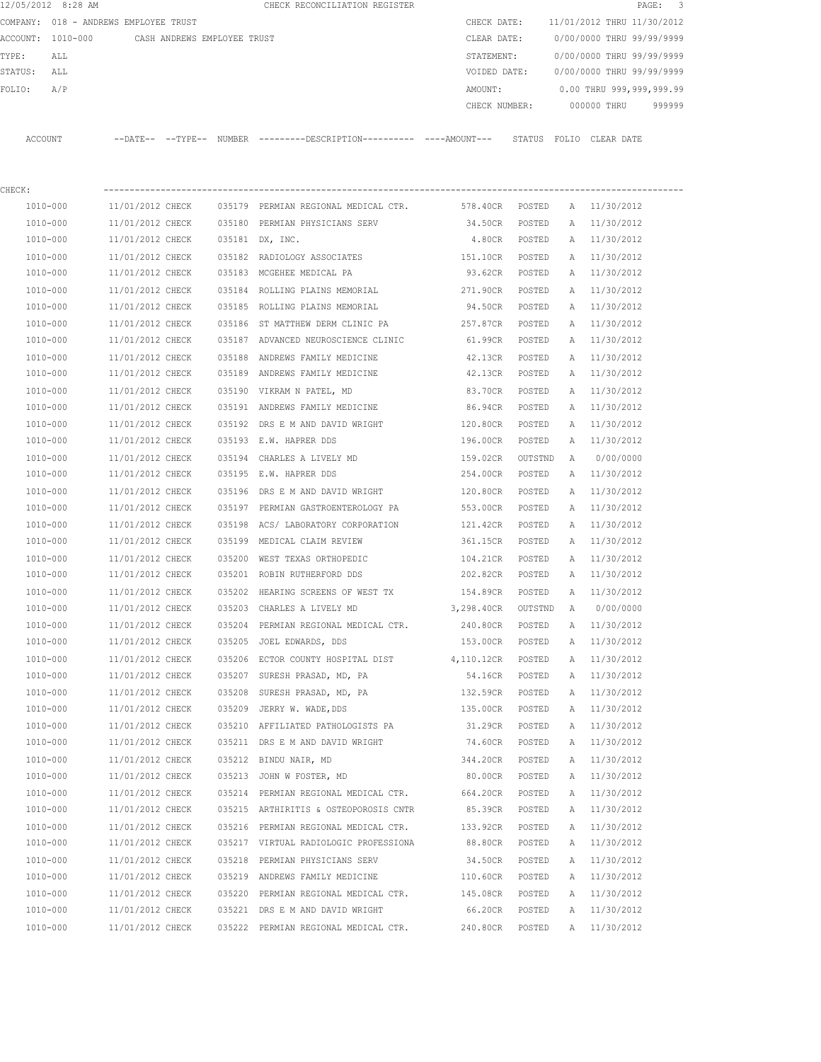12/05/2012 8:28 AM CHECK RECONCILIATION REGISTER

COMPANY: 018 - ANDREWS EMPLOYEE TRUST

ACCOUNT: 1010-000 CASH ANDREWS EMPLOYEE TRUST

TYPE: ALL

STATUS: ALL

FOLIO: A/P

CHECK DATE: 11/01/2012 THRU 11/30/2012

CLEAR DATE: 0/00/0000 THRU 99/99/9999

STATEMENT: 0/00/0000 THRU 99/99/9999

VOIDED DATE: 0/00/0000 THRU 99/99/9999

AMOUNT: 0.00 THRU 999,999,999.99

CHECK NUMBER: 000000 THRU 999999

CHECK:

| ACCOUNT | --DATE-- | --TYPE-- | NUMBER | ---------DESCRIPTION---------- | ----AMOUNT--- | STATUS | FOLIO | CLEAR DATE |
|---|---|---|---|---|---|---|---|---|
| 1010-000 | 11/01/2012 | CHECK | 035179 | PERMIAN REGIONAL MEDICAL CTR. | 578.40CR | POSTED | A | 11/30/2012 |
| 1010-000 | 11/01/2012 | CHECK | 035180 | PERMIAN PHYSICIANS SERV | 34.50CR | POSTED | A | 11/30/2012 |
| 1010-000 | 11/01/2012 | CHECK | 035181 | DX, INC. | 4.80CR | POSTED | A | 11/30/2012 |
| 1010-000 | 11/01/2012 | CHECK | 035182 | RADIOLOGY ASSOCIATES | 151.10CR | POSTED | A | 11/30/2012 |
| 1010-000 | 11/01/2012 | CHECK | 035183 | MCGEHEE MEDICAL PA | 93.62CR | POSTED | A | 11/30/2012 |
| 1010-000 | 11/01/2012 | CHECK | 035184 | ROLLING PLAINS MEMORIAL | 271.90CR | POSTED | A | 11/30/2012 |
| 1010-000 | 11/01/2012 | CHECK | 035185 | ROLLING PLAINS MEMORIAL | 94.50CR | POSTED | A | 11/30/2012 |
| 1010-000 | 11/01/2012 | CHECK | 035186 | ST MATTHEW DERM CLINIC PA | 257.87CR | POSTED | A | 11/30/2012 |
| 1010-000 | 11/01/2012 | CHECK | 035187 | ADVANCED NEUROSCIENCE CLINIC | 61.99CR | POSTED | A | 11/30/2012 |
| 1010-000 | 11/01/2012 | CHECK | 035188 | ANDREWS FAMILY MEDICINE | 42.13CR | POSTED | A | 11/30/2012 |
| 1010-000 | 11/01/2012 | CHECK | 035189 | ANDREWS FAMILY MEDICINE | 42.13CR | POSTED | A | 11/30/2012 |
| 1010-000 | 11/01/2012 | CHECK | 035190 | VIKRAM N PATEL, MD | 83.70CR | POSTED | A | 11/30/2012 |
| 1010-000 | 11/01/2012 | CHECK | 035191 | ANDREWS FAMILY MEDICINE | 86.94CR | POSTED | A | 11/30/2012 |
| 1010-000 | 11/01/2012 | CHECK | 035192 | DRS E M AND DAVID WRIGHT | 120.80CR | POSTED | A | 11/30/2012 |
| 1010-000 | 11/01/2012 | CHECK | 035193 | E.W. HAPRER DDS | 196.00CR | POSTED | A | 11/30/2012 |
| 1010-000 | 11/01/2012 | CHECK | 035194 | CHARLES A LIVELY MD | 159.02CR | OUTSTND | A | 0/00/0000 |
| 1010-000 | 11/01/2012 | CHECK | 035195 | E.W. HAPRER DDS | 254.00CR | POSTED | A | 11/30/2012 |
| 1010-000 | 11/01/2012 | CHECK | 035196 | DRS E M AND DAVID WRIGHT | 120.80CR | POSTED | A | 11/30/2012 |
| 1010-000 | 11/01/2012 | CHECK | 035197 | PERMIAN GASTROENTEROLOGY PA | 553.00CR | POSTED | A | 11/30/2012 |
| 1010-000 | 11/01/2012 | CHECK | 035198 | ACS/ LABORATORY CORPORATION | 121.42CR | POSTED | A | 11/30/2012 |
| 1010-000 | 11/01/2012 | CHECK | 035199 | MEDICAL CLAIM REVIEW | 361.15CR | POSTED | A | 11/30/2012 |
| 1010-000 | 11/01/2012 | CHECK | 035200 | WEST TEXAS ORTHOPEDIC | 104.21CR | POSTED | A | 11/30/2012 |
| 1010-000 | 11/01/2012 | CHECK | 035201 | ROBIN RUTHERFORD DDS | 202.82CR | POSTED | A | 11/30/2012 |
| 1010-000 | 11/01/2012 | CHECK | 035202 | HEARING SCREENS OF WEST TX | 154.89CR | POSTED | A | 11/30/2012 |
| 1010-000 | 11/01/2012 | CHECK | 035203 | CHARLES A LIVELY MD | 3,298.40CR | OUTSTND | A | 0/00/0000 |
| 1010-000 | 11/01/2012 | CHECK | 035204 | PERMIAN REGIONAL MEDICAL CTR. | 240.80CR | POSTED | A | 11/30/2012 |
| 1010-000 | 11/01/2012 | CHECK | 035205 | JOEL EDWARDS, DDS | 153.00CR | POSTED | A | 11/30/2012 |
| 1010-000 | 11/01/2012 | CHECK | 035206 | ECTOR COUNTY HOSPITAL DIST | 4,110.12CR | POSTED | A | 11/30/2012 |
| 1010-000 | 11/01/2012 | CHECK | 035207 | SURESH PRASAD, MD, PA | 54.16CR | POSTED | A | 11/30/2012 |
| 1010-000 | 11/01/2012 | CHECK | 035208 | SURESH PRASAD, MD, PA | 132.59CR | POSTED | A | 11/30/2012 |
| 1010-000 | 11/01/2012 | CHECK | 035209 | JERRY W. WADE,DDS | 135.00CR | POSTED | A | 11/30/2012 |
| 1010-000 | 11/01/2012 | CHECK | 035210 | AFFILIATED PATHOLOGISTS PA | 31.29CR | POSTED | A | 11/30/2012 |
| 1010-000 | 11/01/2012 | CHECK | 035211 | DRS E M AND DAVID WRIGHT | 74.60CR | POSTED | A | 11/30/2012 |
| 1010-000 | 11/01/2012 | CHECK | 035212 | BINDU NAIR, MD | 344.20CR | POSTED | A | 11/30/2012 |
| 1010-000 | 11/01/2012 | CHECK | 035213 | JOHN W FOSTER, MD | 80.00CR | POSTED | A | 11/30/2012 |
| 1010-000 | 11/01/2012 | CHECK | 035214 | PERMIAN REGIONAL MEDICAL CTR. | 664.20CR | POSTED | A | 11/30/2012 |
| 1010-000 | 11/01/2012 | CHECK | 035215 | ARTHIRITIS & OSTEOPOROSIS CNTR | 85.39CR | POSTED | A | 11/30/2012 |
| 1010-000 | 11/01/2012 | CHECK | 035216 | PERMIAN REGIONAL MEDICAL CTR. | 133.92CR | POSTED | A | 11/30/2012 |
| 1010-000 | 11/01/2012 | CHECK | 035217 | VIRTUAL RADIOLOGIC PROFESSIONA | 88.80CR | POSTED | A | 11/30/2012 |
| 1010-000 | 11/01/2012 | CHECK | 035218 | PERMIAN PHYSICIANS SERV | 34.50CR | POSTED | A | 11/30/2012 |
| 1010-000 | 11/01/2012 | CHECK | 035219 | ANDREWS FAMILY MEDICINE | 110.60CR | POSTED | A | 11/30/2012 |
| 1010-000 | 11/01/2012 | CHECK | 035220 | PERMIAN REGIONAL MEDICAL CTR. | 145.08CR | POSTED | A | 11/30/2012 |
| 1010-000 | 11/01/2012 | CHECK | 035221 | DRS E M AND DAVID WRIGHT | 66.20CR | POSTED | A | 11/30/2012 |
| 1010-000 | 11/01/2012 | CHECK | 035222 | PERMIAN REGIONAL MEDICAL CTR. | 240.80CR | POSTED | A | 11/30/2012 |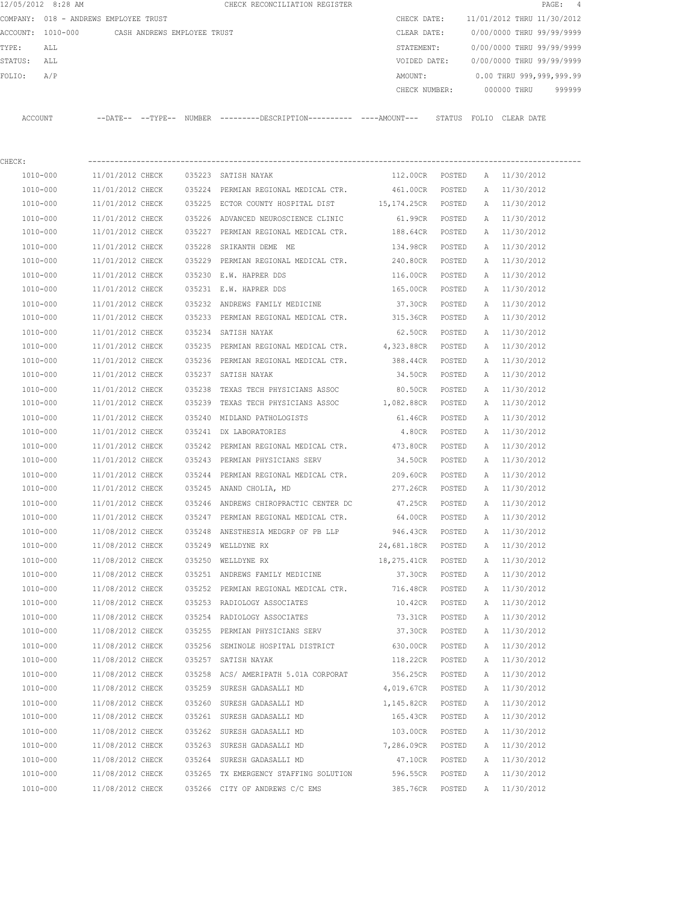12/05/2012 8:28 AM CHECK RECONCILIATION REGISTER

COMPANY: 018 - ANDREWS EMPLOYEE TRUST

ACCOUNT: 1010-000 CASH ANDREWS EMPLOYEE TRUST

TYPE: ALL

STATUS: ALL

FOLIO: A/P

CHECK DATE: 11/01/2012 THRU 11/30/2012

CLEAR DATE: 0/00/0000 THRU 99/99/9999

STATEMENT: 0/00/0000 THRU 99/99/9999

VOIDED DATE: 0/00/0000 THRU 99/99/9999

AMOUNT: 0.00 THRU 999,999,999.99

CHECK NUMBER: 000000 THRU 999999

CHECK:

| ACCOUNT | DATE | TYPE | NUMBER | DESCRIPTION | AMOUNT | STATUS | FOLIO | CLEAR DATE |
|---|---|---|---|---|---|---|---|---|
| 1010-000 | 11/01/2012 | CHECK | 035223 | SATISH NAYAK | 112.00CR | POSTED | A | 11/30/2012 |
| 1010-000 | 11/01/2012 | CHECK | 035224 | PERMIAN REGIONAL MEDICAL CTR. | 461.00CR | POSTED | A | 11/30/2012 |
| 1010-000 | 11/01/2012 | CHECK | 035225 | ECTOR COUNTY HOSPITAL DIST | 15,174.25CR | POSTED | A | 11/30/2012 |
| 1010-000 | 11/01/2012 | CHECK | 035226 | ADVANCED NEUROSCIENCE CLINIC | 61.99CR | POSTED | A | 11/30/2012 |
| 1010-000 | 11/01/2012 | CHECK | 035227 | PERMIAN REGIONAL MEDICAL CTR. | 188.64CR | POSTED | A | 11/30/2012 |
| 1010-000 | 11/01/2012 | CHECK | 035228 | SRIKANTH DEME ME | 134.98CR | POSTED | A | 11/30/2012 |
| 1010-000 | 11/01/2012 | CHECK | 035229 | PERMIAN REGIONAL MEDICAL CTR. | 240.80CR | POSTED | A | 11/30/2012 |
| 1010-000 | 11/01/2012 | CHECK | 035230 | E.W. HAPRER DDS | 116.00CR | POSTED | A | 11/30/2012 |
| 1010-000 | 11/01/2012 | CHECK | 035231 | E.W. HAPRER DDS | 165.00CR | POSTED | A | 11/30/2012 |
| 1010-000 | 11/01/2012 | CHECK | 035232 | ANDREWS FAMILY MEDICINE | 37.30CR | POSTED | A | 11/30/2012 |
| 1010-000 | 11/01/2012 | CHECK | 035233 | PERMIAN REGIONAL MEDICAL CTR. | 315.36CR | POSTED | A | 11/30/2012 |
| 1010-000 | 11/01/2012 | CHECK | 035234 | SATISH NAYAK | 62.50CR | POSTED | A | 11/30/2012 |
| 1010-000 | 11/01/2012 | CHECK | 035235 | PERMIAN REGIONAL MEDICAL CTR. | 4,323.88CR | POSTED | A | 11/30/2012 |
| 1010-000 | 11/01/2012 | CHECK | 035236 | PERMIAN REGIONAL MEDICAL CTR. | 388.44CR | POSTED | A | 11/30/2012 |
| 1010-000 | 11/01/2012 | CHECK | 035237 | SATISH NAYAK | 34.50CR | POSTED | A | 11/30/2012 |
| 1010-000 | 11/01/2012 | CHECK | 035238 | TEXAS TECH PHYSICIANS ASSOC | 80.50CR | POSTED | A | 11/30/2012 |
| 1010-000 | 11/01/2012 | CHECK | 035239 | TEXAS TECH PHYSICIANS ASSOC | 1,082.88CR | POSTED | A | 11/30/2012 |
| 1010-000 | 11/01/2012 | CHECK | 035240 | MIDLAND PATHOLOGISTS | 61.46CR | POSTED | A | 11/30/2012 |
| 1010-000 | 11/01/2012 | CHECK | 035241 | DX LABORATORIES | 4.80CR | POSTED | A | 11/30/2012 |
| 1010-000 | 11/01/2012 | CHECK | 035242 | PERMIAN REGIONAL MEDICAL CTR. | 473.80CR | POSTED | A | 11/30/2012 |
| 1010-000 | 11/01/2012 | CHECK | 035243 | PERMIAN PHYSICIANS SERV | 34.50CR | POSTED | A | 11/30/2012 |
| 1010-000 | 11/01/2012 | CHECK | 035244 | PERMIAN REGIONAL MEDICAL CTR. | 209.60CR | POSTED | A | 11/30/2012 |
| 1010-000 | 11/01/2012 | CHECK | 035245 | ANAND CHOLIA, MD | 277.26CR | POSTED | A | 11/30/2012 |
| 1010-000 | 11/01/2012 | CHECK | 035246 | ANDREWS CHIROPRACTIC CENTER DC | 47.25CR | POSTED | A | 11/30/2012 |
| 1010-000 | 11/01/2012 | CHECK | 035247 | PERMIAN REGIONAL MEDICAL CTR. | 64.00CR | POSTED | A | 11/30/2012 |
| 1010-000 | 11/08/2012 | CHECK | 035248 | ANESTHESIA MEDGRP OF PB LLP | 946.43CR | POSTED | A | 11/30/2012 |
| 1010-000 | 11/08/2012 | CHECK | 035249 | WELLDYNE RX | 24,681.18CR | POSTED | A | 11/30/2012 |
| 1010-000 | 11/08/2012 | CHECK | 035250 | WELLDYNE RX | 18,275.41CR | POSTED | A | 11/30/2012 |
| 1010-000 | 11/08/2012 | CHECK | 035251 | ANDREWS FAMILY MEDICINE | 37.30CR | POSTED | A | 11/30/2012 |
| 1010-000 | 11/08/2012 | CHECK | 035252 | PERMIAN REGIONAL MEDICAL CTR. | 716.48CR | POSTED | A | 11/30/2012 |
| 1010-000 | 11/08/2012 | CHECK | 035253 | RADIOLOGY ASSOCIATES | 10.42CR | POSTED | A | 11/30/2012 |
| 1010-000 | 11/08/2012 | CHECK | 035254 | RADIOLOGY ASSOCIATES | 73.31CR | POSTED | A | 11/30/2012 |
| 1010-000 | 11/08/2012 | CHECK | 035255 | PERMIAN PHYSICIANS SERV | 37.30CR | POSTED | A | 11/30/2012 |
| 1010-000 | 11/08/2012 | CHECK | 035256 | SEMINOLE HOSPITAL DISTRICT | 630.00CR | POSTED | A | 11/30/2012 |
| 1010-000 | 11/08/2012 | CHECK | 035257 | SATISH NAYAK | 118.22CR | POSTED | A | 11/30/2012 |
| 1010-000 | 11/08/2012 | CHECK | 035258 | ACS/ AMERIPATH 5.01A CORPORAT | 356.25CR | POSTED | A | 11/30/2012 |
| 1010-000 | 11/08/2012 | CHECK | 035259 | SURESH GADASALLI MD | 4,019.67CR | POSTED | A | 11/30/2012 |
| 1010-000 | 11/08/2012 | CHECK | 035260 | SURESH GADASALLI MD | 1,145.82CR | POSTED | A | 11/30/2012 |
| 1010-000 | 11/08/2012 | CHECK | 035261 | SURESH GADASALLI MD | 165.43CR | POSTED | A | 11/30/2012 |
| 1010-000 | 11/08/2012 | CHECK | 035262 | SURESH GADASALLI MD | 103.00CR | POSTED | A | 11/30/2012 |
| 1010-000 | 11/08/2012 | CHECK | 035263 | SURESH GADASALLI MD | 7,286.09CR | POSTED | A | 11/30/2012 |
| 1010-000 | 11/08/2012 | CHECK | 035264 | SURESH GADASALLI MD | 47.10CR | POSTED | A | 11/30/2012 |
| 1010-000 | 11/08/2012 | CHECK | 035265 | TX EMERGENCY STAFFING SOLUTION | 596.55CR | POSTED | A | 11/30/2012 |
| 1010-000 | 11/08/2012 | CHECK | 035266 | CITY OF ANDREWS C/C EMS | 385.76CR | POSTED | A | 11/30/2012 |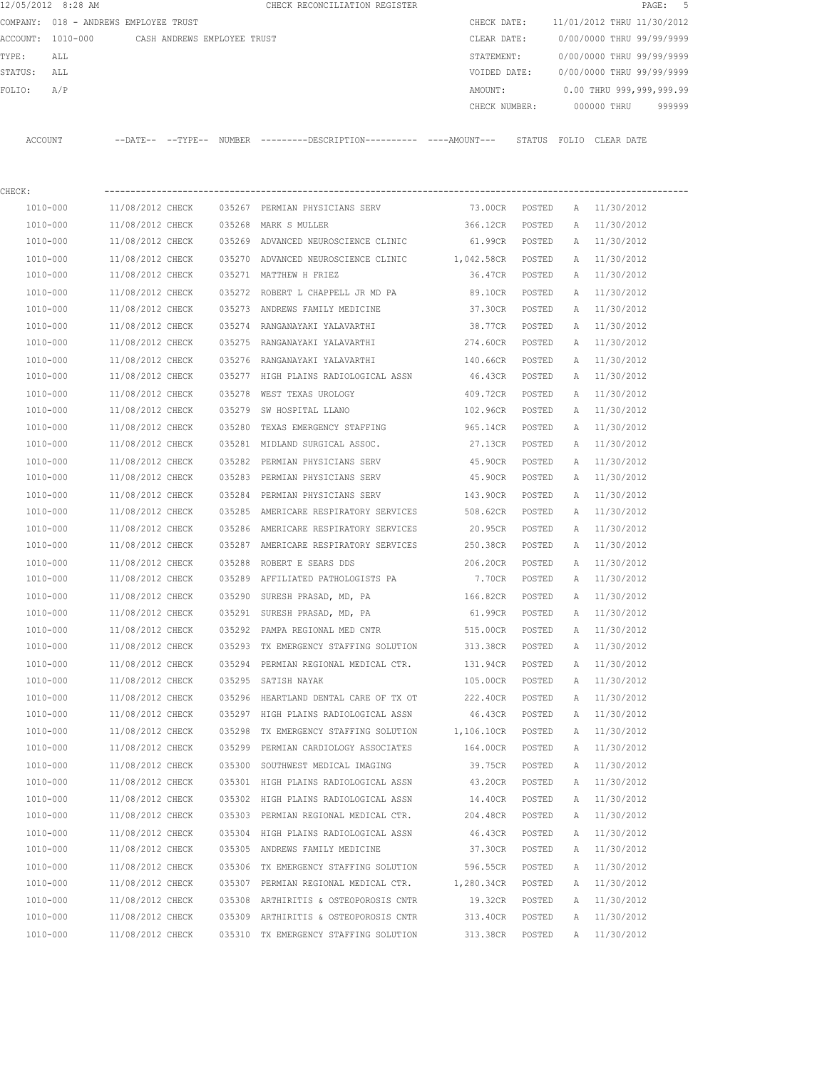12/05/2012 8:28 AM CHECK RECONCILIATION REGISTER

COMPANY: 018 - ANDREWS EMPLOYEE TRUST
ACCOUNT: 1010-000 CASH ANDREWS EMPLOYEE TRUST
TYPE: ALL
STATUS: ALL
FOLIO: A/P

CHECK DATE: 11/01/2012 THRU 11/30/2012
CLEAR DATE: 0/00/0000 THRU 99/99/9999
STATEMENT: 0/00/0000 THRU 99/99/9999
VOIDED DATE: 0/00/0000 THRU 99/99/9999
AMOUNT: 0.00 THRU 999,999,999.99
CHECK NUMBER: 000000 THRU 999999

CHECK:

| ACCOUNT | --DATE-- | --TYPE-- | NUMBER | ---------DESCRIPTION---------- | ----AMOUNT--- | STATUS | FOLIO | CLEAR DATE |
|---|---|---|---|---|---|---|---|---|
| 1010-000 | 11/08/2012 | CHECK | 035267 | PERMIAN PHYSICIANS SERV | 73.00CR | POSTED | A | 11/30/2012 |
| 1010-000 | 11/08/2012 | CHECK | 035268 | MARK S MULLER | 366.12CR | POSTED | A | 11/30/2012 |
| 1010-000 | 11/08/2012 | CHECK | 035269 | ADVANCED NEUROSCIENCE CLINIC | 61.99CR | POSTED | A | 11/30/2012 |
| 1010-000 | 11/08/2012 | CHECK | 035270 | ADVANCED NEUROSCIENCE CLINIC | 1,042.58CR | POSTED | A | 11/30/2012 |
| 1010-000 | 11/08/2012 | CHECK | 035271 | MATTHEW H FRIEZ | 36.47CR | POSTED | A | 11/30/2012 |
| 1010-000 | 11/08/2012 | CHECK | 035272 | ROBERT L CHAPPELL JR MD PA | 89.10CR | POSTED | A | 11/30/2012 |
| 1010-000 | 11/08/2012 | CHECK | 035273 | ANDREWS FAMILY MEDICINE | 37.30CR | POSTED | A | 11/30/2012 |
| 1010-000 | 11/08/2012 | CHECK | 035274 | RANGANAYAKI YALAVARTHI | 38.77CR | POSTED | A | 11/30/2012 |
| 1010-000 | 11/08/2012 | CHECK | 035275 | RANGANAYAKI YALAVARTHI | 274.60CR | POSTED | A | 11/30/2012 |
| 1010-000 | 11/08/2012 | CHECK | 035276 | RANGANAYAKI YALAVARTHI | 140.66CR | POSTED | A | 11/30/2012 |
| 1010-000 | 11/08/2012 | CHECK | 035277 | HIGH PLAINS RADIOLOGICAL ASSN | 46.43CR | POSTED | A | 11/30/2012 |
| 1010-000 | 11/08/2012 | CHECK | 035278 | WEST TEXAS UROLOGY | 409.72CR | POSTED | A | 11/30/2012 |
| 1010-000 | 11/08/2012 | CHECK | 035279 | SW HOSPITAL LLANO | 102.96CR | POSTED | A | 11/30/2012 |
| 1010-000 | 11/08/2012 | CHECK | 035280 | TEXAS EMERGENCY STAFFING | 965.14CR | POSTED | A | 11/30/2012 |
| 1010-000 | 11/08/2012 | CHECK | 035281 | MIDLAND SURGICAL ASSOC. | 27.13CR | POSTED | A | 11/30/2012 |
| 1010-000 | 11/08/2012 | CHECK | 035282 | PERMIAN PHYSICIANS SERV | 45.90CR | POSTED | A | 11/30/2012 |
| 1010-000 | 11/08/2012 | CHECK | 035283 | PERMIAN PHYSICIANS SERV | 45.90CR | POSTED | A | 11/30/2012 |
| 1010-000 | 11/08/2012 | CHECK | 035284 | PERMIAN PHYSICIANS SERV | 143.90CR | POSTED | A | 11/30/2012 |
| 1010-000 | 11/08/2012 | CHECK | 035285 | AMERICARE RESPIRATORY SERVICES | 508.62CR | POSTED | A | 11/30/2012 |
| 1010-000 | 11/08/2012 | CHECK | 035286 | AMERICARE RESPIRATORY SERVICES | 20.95CR | POSTED | A | 11/30/2012 |
| 1010-000 | 11/08/2012 | CHECK | 035287 | AMERICARE RESPIRATORY SERVICES | 250.38CR | POSTED | A | 11/30/2012 |
| 1010-000 | 11/08/2012 | CHECK | 035288 | ROBERT E SEARS DDS | 206.20CR | POSTED | A | 11/30/2012 |
| 1010-000 | 11/08/2012 | CHECK | 035289 | AFFILIATED PATHOLOGISTS PA | 7.70CR | POSTED | A | 11/30/2012 |
| 1010-000 | 11/08/2012 | CHECK | 035290 | SURESH PRASAD, MD, PA | 166.82CR | POSTED | A | 11/30/2012 |
| 1010-000 | 11/08/2012 | CHECK | 035291 | SURESH PRASAD, MD, PA | 61.99CR | POSTED | A | 11/30/2012 |
| 1010-000 | 11/08/2012 | CHECK | 035292 | PAMPA REGIONAL MED CNTR | 515.00CR | POSTED | A | 11/30/2012 |
| 1010-000 | 11/08/2012 | CHECK | 035293 | TX EMERGENCY STAFFING SOLUTION | 313.38CR | POSTED | A | 11/30/2012 |
| 1010-000 | 11/08/2012 | CHECK | 035294 | PERMIAN REGIONAL MEDICAL CTR. | 131.94CR | POSTED | A | 11/30/2012 |
| 1010-000 | 11/08/2012 | CHECK | 035295 | SATISH NAYAK | 105.00CR | POSTED | A | 11/30/2012 |
| 1010-000 | 11/08/2012 | CHECK | 035296 | HEARTLAND DENTAL CARE OF TX OT | 222.40CR | POSTED | A | 11/30/2012 |
| 1010-000 | 11/08/2012 | CHECK | 035297 | HIGH PLAINS RADIOLOGICAL ASSN | 46.43CR | POSTED | A | 11/30/2012 |
| 1010-000 | 11/08/2012 | CHECK | 035298 | TX EMERGENCY STAFFING SOLUTION | 1,106.10CR | POSTED | A | 11/30/2012 |
| 1010-000 | 11/08/2012 | CHECK | 035299 | PERMIAN CARDIOLOGY ASSOCIATES | 164.00CR | POSTED | A | 11/30/2012 |
| 1010-000 | 11/08/2012 | CHECK | 035300 | SOUTHWEST MEDICAL IMAGING | 39.75CR | POSTED | A | 11/30/2012 |
| 1010-000 | 11/08/2012 | CHECK | 035301 | HIGH PLAINS RADIOLOGICAL ASSN | 43.20CR | POSTED | A | 11/30/2012 |
| 1010-000 | 11/08/2012 | CHECK | 035302 | HIGH PLAINS RADIOLOGICAL ASSN | 14.40CR | POSTED | A | 11/30/2012 |
| 1010-000 | 11/08/2012 | CHECK | 035303 | PERMIAN REGIONAL MEDICAL CTR. | 204.48CR | POSTED | A | 11/30/2012 |
| 1010-000 | 11/08/2012 | CHECK | 035304 | HIGH PLAINS RADIOLOGICAL ASSN | 46.43CR | POSTED | A | 11/30/2012 |
| 1010-000 | 11/08/2012 | CHECK | 035305 | ANDREWS FAMILY MEDICINE | 37.30CR | POSTED | A | 11/30/2012 |
| 1010-000 | 11/08/2012 | CHECK | 035306 | TX EMERGENCY STAFFING SOLUTION | 596.55CR | POSTED | A | 11/30/2012 |
| 1010-000 | 11/08/2012 | CHECK | 035307 | PERMIAN REGIONAL MEDICAL CTR. | 1,280.34CR | POSTED | A | 11/30/2012 |
| 1010-000 | 11/08/2012 | CHECK | 035308 | ARTHIRITIS & OSTEOPOROSIS CNTR | 19.32CR | POSTED | A | 11/30/2012 |
| 1010-000 | 11/08/2012 | CHECK | 035309 | ARTHIRITIS & OSTEOPOROSIS CNTR | 313.40CR | POSTED | A | 11/30/2012 |
| 1010-000 | 11/08/2012 | CHECK | 035310 | TX EMERGENCY STAFFING SOLUTION | 313.38CR | POSTED | A | 11/30/2012 |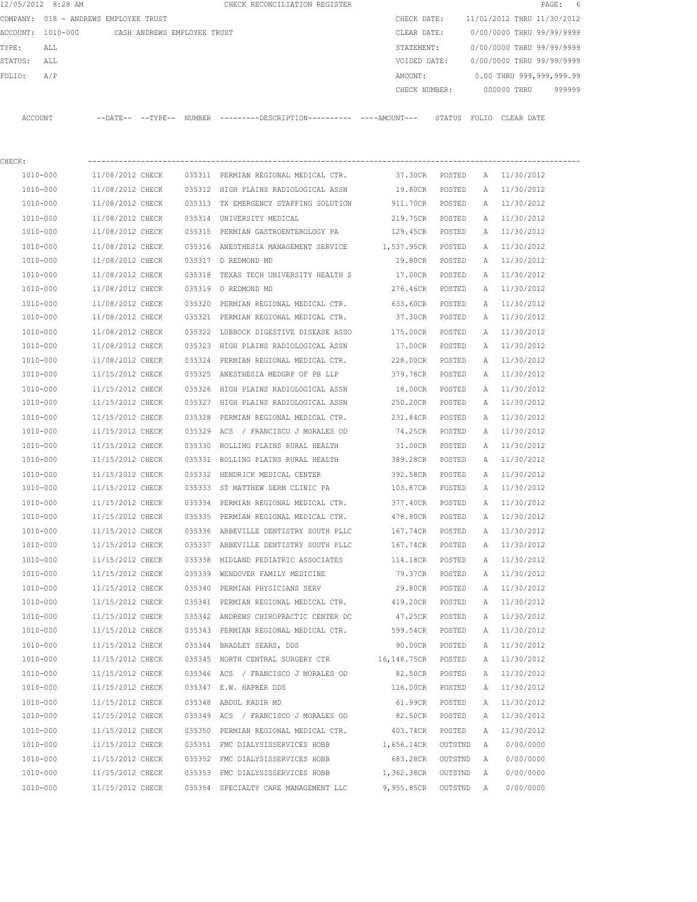12/05/2012 8:28 AM CHECK RECONCILIATION REGISTER

COMPANY: 018 - ANDREWS EMPLOYEE TRUST

ACCOUNT: 1010-000 CASH ANDREWS EMPLOYEE TRUST

TYPE: ALL

STATUS: ALL

FOLIO: A/P

CHECK DATE: 11/01/2012 THRU 11/30/2012

CLEAR DATE: 0/00/0000 THRU 99/99/9999

STATEMENT: 0/00/0000 THRU 99/99/9999

VOIDED DATE: 0/00/0000 THRU 99/99/9999

AMOUNT: 0.00 THRU 999,999,999.99

CHECK NUMBER: 000000 THRU 999999

CHECK:

| ACCOUNT | --DATE-- | --TYPE-- | NUMBER | ---------DESCRIPTION---------- | ----AMOUNT--- | STATUS | FOLIO | CLEAR DATE |
|---|---|---|---|---|---|---|---|---|
| 1010-000 | 11/08/2012 | CHECK | 035311 | PERMIAN REGIONAL MEDICAL CTR. | 37.30CR | POSTED | A | 11/30/2012 |
| 1010-000 | 11/08/2012 | CHECK | 035312 | HIGH PLAINS RADIOLOGICAL ASSN | 19.80CR | POSTED | A | 11/30/2012 |
| 1010-000 | 11/08/2012 | CHECK | 035313 | TX EMERGENCY STAFFING SOLUTION | 911.70CR | POSTED | A | 11/30/2012 |
| 1010-000 | 11/08/2012 | CHECK | 035314 | UNIVERSITY MEDICAL | 219.75CR | POSTED | A | 11/30/2012 |
| 1010-000 | 11/08/2012 | CHECK | 035315 | PERMIAN GASTROENTEROLOGY PA | 129.45CR | POSTED | A | 11/30/2012 |
| 1010-000 | 11/08/2012 | CHECK | 035316 | ANESTHESIA MANAGEMENT SERVICE | 1,537.95CR | POSTED | A | 11/30/2012 |
| 1010-000 | 11/08/2012 | CHECK | 035317 | D REDMOND MD | 19.80CR | POSTED | A | 11/30/2012 |
| 1010-000 | 11/08/2012 | CHECK | 035318 | TEXAS TECH UNIVERSITY HEALTH S | 17.00CR | POSTED | A | 11/30/2012 |
| 1010-000 | 11/08/2012 | CHECK | 035319 | D REDMOND MD | 276.46CR | POSTED | A | 11/30/2012 |
| 1010-000 | 11/08/2012 | CHECK | 035320 | PERMIAN REGIONAL MEDICAL CTR. | 633.60CR | POSTED | A | 11/30/2012 |
| 1010-000 | 11/08/2012 | CHECK | 035321 | PERMIAN REGIONAL MEDICAL CTR. | 37.30CR | POSTED | A | 11/30/2012 |
| 1010-000 | 11/08/2012 | CHECK | 035322 | LUBBOCK DIGESTIVE DISEASE ASSO | 175.00CR | POSTED | A | 11/30/2012 |
| 1010-000 | 11/08/2012 | CHECK | 035323 | HIGH PLAINS RADIOLOGICAL ASSN | 17.00CR | POSTED | A | 11/30/2012 |
| 1010-000 | 11/08/2012 | CHECK | 035324 | PERMIAN REGIONAL MEDICAL CTR. | 228.00CR | POSTED | A | 11/30/2012 |
| 1010-000 | 11/15/2012 | CHECK | 035325 | ANESTHESIA MEDGRP OF PB LLP | 379.78CR | POSTED | A | 11/30/2012 |
| 1010-000 | 11/15/2012 | CHECK | 035326 | HIGH PLAINS RADIOLOGICAL ASSN | 18.00CR | POSTED | A | 11/30/2012 |
| 1010-000 | 11/15/2012 | CHECK | 035327 | HIGH PLAINS RADIOLOGICAL ASSN | 250.20CR | POSTED | A | 11/30/2012 |
| 1010-000 | 11/15/2012 | CHECK | 035328 | PERMIAN REGIONAL MEDICAL CTR. | 231.84CR | POSTED | A | 11/30/2012 |
| 1010-000 | 11/15/2012 | CHECK | 035329 | ACS / FRANCISCO J MORALES OD | 74.25CR | POSTED | A | 11/30/2012 |
| 1010-000 | 11/15/2012 | CHECK | 035330 | ROLLING PLAINS RURAL HEALTH | 31.00CR | POSTED | A | 11/30/2012 |
| 1010-000 | 11/15/2012 | CHECK | 035331 | ROLLING PLAINS RURAL HEALTH | 389.28CR | POSTED | A | 11/30/2012 |
| 1010-000 | 11/15/2012 | CHECK | 035332 | HENDRICK MEDICAL CENTER | 392.58CR | POSTED | A | 11/30/2012 |
| 1010-000 | 11/15/2012 | CHECK | 035333 | ST MATTHEW DERM CLINIC PA | 103.87CR | POSTED | A | 11/30/2012 |
| 1010-000 | 11/15/2012 | CHECK | 035334 | PERMIAN REGIONAL MEDICAL CTR. | 377.40CR | POSTED | A | 11/30/2012 |
| 1010-000 | 11/15/2012 | CHECK | 035335 | PERMIAN REGIONAL MEDICAL CTR. | 478.80CR | POSTED | A | 11/30/2012 |
| 1010-000 | 11/15/2012 | CHECK | 035336 | ABBEVILLE DENTISTRY SOUTH PLLC | 167.74CR | POSTED | A | 11/30/2012 |
| 1010-000 | 11/15/2012 | CHECK | 035337 | ABBEVILLE DENTISTRY SOUTH PLLC | 167.74CR | POSTED | A | 11/30/2012 |
| 1010-000 | 11/15/2012 | CHECK | 035338 | MIDLAND PEDIATRIC ASSOCIATES | 114.18CR | POSTED | A | 11/30/2012 |
| 1010-000 | 11/15/2012 | CHECK | 035339 | WENDOVER FAMILY MEDICINE | 79.37CR | POSTED | A | 11/30/2012 |
| 1010-000 | 11/15/2012 | CHECK | 035340 | PERMIAN PHYSICIANS SERV | 29.80CR | POSTED | A | 11/30/2012 |
| 1010-000 | 11/15/2012 | CHECK | 035341 | PERMIAN REGIONAL MEDICAL CTR. | 419.20CR | POSTED | A | 11/30/2012 |
| 1010-000 | 11/15/2012 | CHECK | 035342 | ANDREWS CHIROPRACTIC CENTER DC | 47.25CR | POSTED | A | 11/30/2012 |
| 1010-000 | 11/15/2012 | CHECK | 035343 | PERMIAN REGIONAL MEDICAL CTR. | 599.54CR | POSTED | A | 11/30/2012 |
| 1010-000 | 11/15/2012 | CHECK | 035344 | BRADLEY SEARS, DDS | 90.00CR | POSTED | A | 11/30/2012 |
| 1010-000 | 11/15/2012 | CHECK | 035345 | NORTH CENTRAL SURGERY CTR | 16,148.75CR | POSTED | A | 11/30/2012 |
| 1010-000 | 11/15/2012 | CHECK | 035346 | ACS / FRANCISCO J MORALES OD | 82.50CR | POSTED | A | 11/30/2012 |
| 1010-000 | 11/15/2012 | CHECK | 035347 | E.W. HAPRER DDS | 116.00CR | POSTED | A | 11/30/2012 |
| 1010-000 | 11/15/2012 | CHECK | 035348 | ABDUL KADIR MD | 61.99CR | POSTED | A | 11/30/2012 |
| 1010-000 | 11/15/2012 | CHECK | 035349 | ACS / FRANCISCO J MORALES OD | 82.50CR | POSTED | A | 11/30/2012 |
| 1010-000 | 11/15/2012 | CHECK | 035350 | PERMIAN REGIONAL MEDICAL CTR. | 403.74CR | POSTED | A | 11/30/2012 |
| 1010-000 | 11/15/2012 | CHECK | 035351 | FMC DIALYSISSERVICES HOBB | 1,656.14CR | OUTSTND | A | 0/00/0000 |
| 1010-000 | 11/15/2012 | CHECK | 035352 | FMC DIALYSISSERVICES HOBB | 683.28CR | OUTSTND | A | 0/00/0000 |
| 1010-000 | 11/15/2012 | CHECK | 035353 | FMC DIALYSISSERVICES HOBB | 1,362.38CR | OUTSTND | A | 0/00/0000 |
| 1010-000 | 11/15/2012 | CHECK | 035354 | SPECIALTY CARE MANAGEMENT LLC | 9,955.85CR | OUTSTND | A | 0/00/0000 |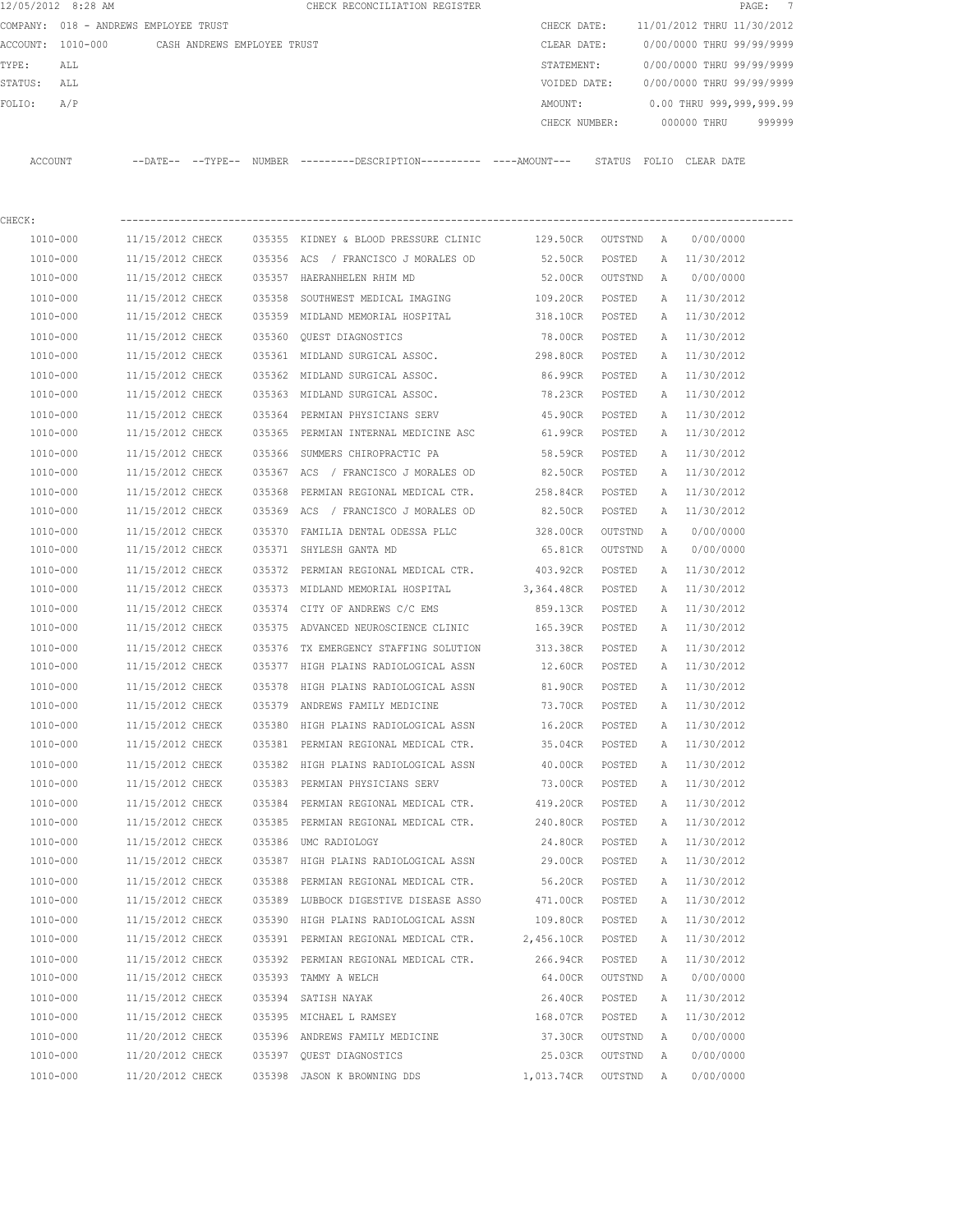12/05/2012 8:28 AM CHECK RECONCILIATION REGISTER

COMPANY: 018 - ANDREWS EMPLOYEE TRUST

ACCOUNT: 1010-000 CASH ANDREWS EMPLOYEE TRUST

TYPE: ALL

STATUS: ALL

FOLIO: A/P

CHECK DATE: 11/01/2012 THRU 11/30/2012

CLEAR DATE: 0/00/0000 THRU 99/99/9999

STATEMENT: 0/00/0000 THRU 99/99/9999

VOIDED DATE: 0/00/0000 THRU 99/99/9999

AMOUNT: 0.00 THRU 999,999,999.99

CHECK NUMBER: 000000 THRU 999999

CHECK:

| ACCOUNT | --DATE-- | --TYPE-- | NUMBER | ---------DESCRIPTION---------- | ----AMOUNT--- | STATUS | FOLIO | CLEAR DATE |
|---|---|---|---|---|---|---|---|---|
| 1010-000 | 11/15/2012 | CHECK | 035355 | KIDNEY & BLOOD PRESSURE CLINIC | 129.50CR | OUTSTND | A | 0/00/0000 |
| 1010-000 | 11/15/2012 | CHECK | 035356 | ACS / FRANCISCO J MORALES OD | 52.50CR | POSTED | A | 11/30/2012 |
| 1010-000 | 11/15/2012 | CHECK | 035357 | HAERANHELEN RHIM MD | 52.00CR | OUTSTND | A | 0/00/0000 |
| 1010-000 | 11/15/2012 | CHECK | 035358 | SOUTHWEST MEDICAL IMAGING | 109.20CR | POSTED | A | 11/30/2012 |
| 1010-000 | 11/15/2012 | CHECK | 035359 | MIDLAND MEMORIAL HOSPITAL | 318.10CR | POSTED | A | 11/30/2012 |
| 1010-000 | 11/15/2012 | CHECK | 035360 | QUEST DIAGNOSTICS | 78.00CR | POSTED | A | 11/30/2012 |
| 1010-000 | 11/15/2012 | CHECK | 035361 | MIDLAND SURGICAL ASSOC. | 298.80CR | POSTED | A | 11/30/2012 |
| 1010-000 | 11/15/2012 | CHECK | 035362 | MIDLAND SURGICAL ASSOC. | 86.99CR | POSTED | A | 11/30/2012 |
| 1010-000 | 11/15/2012 | CHECK | 035363 | MIDLAND SURGICAL ASSOC. | 78.23CR | POSTED | A | 11/30/2012 |
| 1010-000 | 11/15/2012 | CHECK | 035364 | PERMIAN PHYSICIANS SERV | 45.90CR | POSTED | A | 11/30/2012 |
| 1010-000 | 11/15/2012 | CHECK | 035365 | PERMIAN INTERNAL MEDICINE ASC | 61.99CR | POSTED | A | 11/30/2012 |
| 1010-000 | 11/15/2012 | CHECK | 035366 | SUMMERS CHIROPRACTIC PA | 58.59CR | POSTED | A | 11/30/2012 |
| 1010-000 | 11/15/2012 | CHECK | 035367 | ACS / FRANCISCO J MORALES OD | 82.50CR | POSTED | A | 11/30/2012 |
| 1010-000 | 11/15/2012 | CHECK | 035368 | PERMIAN REGIONAL MEDICAL CTR. | 258.84CR | POSTED | A | 11/30/2012 |
| 1010-000 | 11/15/2012 | CHECK | 035369 | ACS / FRANCISCO J MORALES OD | 82.50CR | POSTED | A | 11/30/2012 |
| 1010-000 | 11/15/2012 | CHECK | 035370 | FAMILIA DENTAL ODESSA PLLC | 328.00CR | OUTSTND | A | 0/00/0000 |
| 1010-000 | 11/15/2012 | CHECK | 035371 | SHYLESH GANTA MD | 65.81CR | OUTSTND | A | 0/00/0000 |
| 1010-000 | 11/15/2012 | CHECK | 035372 | PERMIAN REGIONAL MEDICAL CTR. | 403.92CR | POSTED | A | 11/30/2012 |
| 1010-000 | 11/15/2012 | CHECK | 035373 | MIDLAND MEMORIAL HOSPITAL | 3,364.48CR | POSTED | A | 11/30/2012 |
| 1010-000 | 11/15/2012 | CHECK | 035374 | CITY OF ANDREWS C/C EMS | 859.13CR | POSTED | A | 11/30/2012 |
| 1010-000 | 11/15/2012 | CHECK | 035375 | ADVANCED NEUROSCIENCE CLINIC | 165.39CR | POSTED | A | 11/30/2012 |
| 1010-000 | 11/15/2012 | CHECK | 035376 | TX EMERGENCY STAFFING SOLUTION | 313.38CR | POSTED | A | 11/30/2012 |
| 1010-000 | 11/15/2012 | CHECK | 035377 | HIGH PLAINS RADIOLOGICAL ASSN | 12.60CR | POSTED | A | 11/30/2012 |
| 1010-000 | 11/15/2012 | CHECK | 035378 | HIGH PLAINS RADIOLOGICAL ASSN | 81.90CR | POSTED | A | 11/30/2012 |
| 1010-000 | 11/15/2012 | CHECK | 035379 | ANDREWS FAMILY MEDICINE | 73.70CR | POSTED | A | 11/30/2012 |
| 1010-000 | 11/15/2012 | CHECK | 035380 | HIGH PLAINS RADIOLOGICAL ASSN | 16.20CR | POSTED | A | 11/30/2012 |
| 1010-000 | 11/15/2012 | CHECK | 035381 | PERMIAN REGIONAL MEDICAL CTR. | 35.04CR | POSTED | A | 11/30/2012 |
| 1010-000 | 11/15/2012 | CHECK | 035382 | HIGH PLAINS RADIOLOGICAL ASSN | 40.00CR | POSTED | A | 11/30/2012 |
| 1010-000 | 11/15/2012 | CHECK | 035383 | PERMIAN PHYSICIANS SERV | 73.00CR | POSTED | A | 11/30/2012 |
| 1010-000 | 11/15/2012 | CHECK | 035384 | PERMIAN REGIONAL MEDICAL CTR. | 419.20CR | POSTED | A | 11/30/2012 |
| 1010-000 | 11/15/2012 | CHECK | 035385 | PERMIAN REGIONAL MEDICAL CTR. | 240.80CR | POSTED | A | 11/30/2012 |
| 1010-000 | 11/15/2012 | CHECK | 035386 | UMC RADIOLOGY | 24.80CR | POSTED | A | 11/30/2012 |
| 1010-000 | 11/15/2012 | CHECK | 035387 | HIGH PLAINS RADIOLOGICAL ASSN | 29.00CR | POSTED | A | 11/30/2012 |
| 1010-000 | 11/15/2012 | CHECK | 035388 | PERMIAN REGIONAL MEDICAL CTR. | 56.20CR | POSTED | A | 11/30/2012 |
| 1010-000 | 11/15/2012 | CHECK | 035389 | LUBBOCK DIGESTIVE DISEASE ASSO | 471.00CR | POSTED | A | 11/30/2012 |
| 1010-000 | 11/15/2012 | CHECK | 035390 | HIGH PLAINS RADIOLOGICAL ASSN | 109.80CR | POSTED | A | 11/30/2012 |
| 1010-000 | 11/15/2012 | CHECK | 035391 | PERMIAN REGIONAL MEDICAL CTR. | 2,456.10CR | POSTED | A | 11/30/2012 |
| 1010-000 | 11/15/2012 | CHECK | 035392 | PERMIAN REGIONAL MEDICAL CTR. | 266.94CR | POSTED | A | 11/30/2012 |
| 1010-000 | 11/15/2012 | CHECK | 035393 | TAMMY A WELCH | 64.00CR | OUTSTND | A | 0/00/0000 |
| 1010-000 | 11/15/2012 | CHECK | 035394 | SATISH NAYAK | 26.40CR | POSTED | A | 11/30/2012 |
| 1010-000 | 11/15/2012 | CHECK | 035395 | MICHAEL L RAMSEY | 168.07CR | POSTED | A | 11/30/2012 |
| 1010-000 | 11/20/2012 | CHECK | 035396 | ANDREWS FAMILY MEDICINE | 37.30CR | OUTSTND | A | 0/00/0000 |
| 1010-000 | 11/20/2012 | CHECK | 035397 | QUEST DIAGNOSTICS | 25.03CR | OUTSTND | A | 0/00/0000 |
| 1010-000 | 11/20/2012 | CHECK | 035398 | JASON K BROWNING DDS | 1,013.74CR | OUTSTND | A | 0/00/0000 |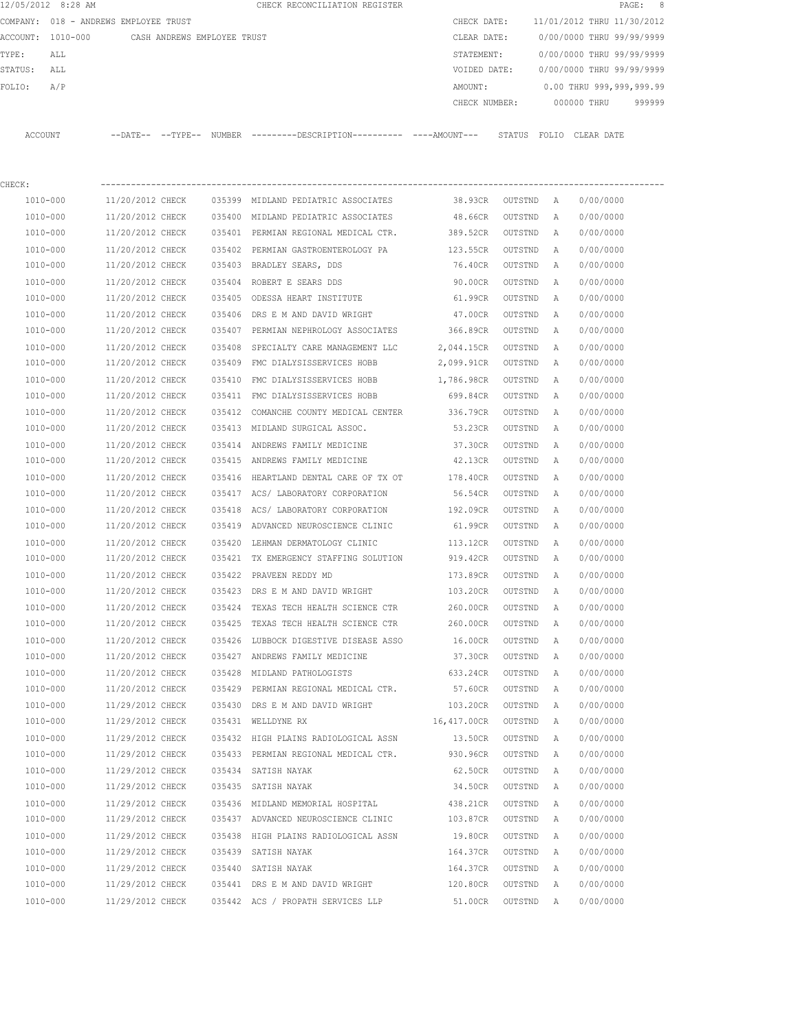12/05/2012 8:28 AM CHECK RECONCILIATION REGISTER

COMPANY: 018 - ANDREWS EMPLOYEE TRUST

ACCOUNT: 1010-000 CASH ANDREWS EMPLOYEE TRUST

TYPE: ALL

STATUS: ALL

FOLIO: A/P

CHECK DATE: 11/01/2012 THRU 11/30/2012

CLEAR DATE: 0/00/0000 THRU 99/99/9999

STATEMENT: 0/00/0000 THRU 99/99/9999

VOIDED DATE: 0/00/0000 THRU 99/99/9999

AMOUNT: 0.00 THRU 999,999,999.99

CHECK NUMBER: 000000 THRU 999999

CHECK:

| ACCOUNT | --DATE-- | --TYPE-- | NUMBER | ---------DESCRIPTION---------- | ----AMOUNT--- | STATUS | FOLIO | CLEAR DATE |
|---|---|---|---|---|---|---|---|---|
| 1010-000 | 11/20/2012 | CHECK | 035399 | MIDLAND PEDIATRIC ASSOCIATES | 38.93CR | OUTSTND | A | 0/00/0000 |
| 1010-000 | 11/20/2012 | CHECK | 035400 | MIDLAND PEDIATRIC ASSOCIATES | 48.66CR | OUTSTND | A | 0/00/0000 |
| 1010-000 | 11/20/2012 | CHECK | 035401 | PERMIAN REGIONAL MEDICAL CTR. | 389.52CR | OUTSTND | A | 0/00/0000 |
| 1010-000 | 11/20/2012 | CHECK | 035402 | PERMIAN GASTROENTEROLOGY PA | 123.55CR | OUTSTND | A | 0/00/0000 |
| 1010-000 | 11/20/2012 | CHECK | 035403 | BRADLEY SEARS, DDS | 76.40CR | OUTSTND | A | 0/00/0000 |
| 1010-000 | 11/20/2012 | CHECK | 035404 | ROBERT E SEARS DDS | 90.00CR | OUTSTND | A | 0/00/0000 |
| 1010-000 | 11/20/2012 | CHECK | 035405 | ODESSA HEART INSTITUTE | 61.99CR | OUTSTND | A | 0/00/0000 |
| 1010-000 | 11/20/2012 | CHECK | 035406 | DRS E M AND DAVID WRIGHT | 47.00CR | OUTSTND | A | 0/00/0000 |
| 1010-000 | 11/20/2012 | CHECK | 035407 | PERMIAN NEPHROLOGY ASSOCIATES | 366.89CR | OUTSTND | A | 0/00/0000 |
| 1010-000 | 11/20/2012 | CHECK | 035408 | SPECIALTY CARE MANAGEMENT LLC | 2,044.15CR | OUTSTND | A | 0/00/0000 |
| 1010-000 | 11/20/2012 | CHECK | 035409 | FMC DIALYSISSERVICES HOBB | 2,099.91CR | OUTSTND | A | 0/00/0000 |
| 1010-000 | 11/20/2012 | CHECK | 035410 | FMC DIALYSISSERVICES HOBB | 1,786.98CR | OUTSTND | A | 0/00/0000 |
| 1010-000 | 11/20/2012 | CHECK | 035411 | FMC DIALYSISSERVICES HOBB | 699.84CR | OUTSTND | A | 0/00/0000 |
| 1010-000 | 11/20/2012 | CHECK | 035412 | COMANCHE COUNTY MEDICAL CENTER | 336.79CR | OUTSTND | A | 0/00/0000 |
| 1010-000 | 11/20/2012 | CHECK | 035413 | MIDLAND SURGICAL ASSOC. | 53.23CR | OUTSTND | A | 0/00/0000 |
| 1010-000 | 11/20/2012 | CHECK | 035414 | ANDREWS FAMILY MEDICINE | 37.30CR | OUTSTND | A | 0/00/0000 |
| 1010-000 | 11/20/2012 | CHECK | 035415 | ANDREWS FAMILY MEDICINE | 42.13CR | OUTSTND | A | 0/00/0000 |
| 1010-000 | 11/20/2012 | CHECK | 035416 | HEARTLAND DENTAL CARE OF TX OT | 178.40CR | OUTSTND | A | 0/00/0000 |
| 1010-000 | 11/20/2012 | CHECK | 035417 | ACS/ LABORATORY CORPORATION | 56.54CR | OUTSTND | A | 0/00/0000 |
| 1010-000 | 11/20/2012 | CHECK | 035418 | ACS/ LABORATORY CORPORATION | 192.09CR | OUTSTND | A | 0/00/0000 |
| 1010-000 | 11/20/2012 | CHECK | 035419 | ADVANCED NEUROSCIENCE CLINIC | 61.99CR | OUTSTND | A | 0/00/0000 |
| 1010-000 | 11/20/2012 | CHECK | 035420 | LEHMAN DERMATOLOGY CLINIC | 113.12CR | OUTSTND | A | 0/00/0000 |
| 1010-000 | 11/20/2012 | CHECK | 035421 | TX EMERGENCY STAFFING SOLUTION | 919.42CR | OUTSTND | A | 0/00/0000 |
| 1010-000 | 11/20/2012 | CHECK | 035422 | PRAVEEN REDDY MD | 173.89CR | OUTSTND | A | 0/00/0000 |
| 1010-000 | 11/20/2012 | CHECK | 035423 | DRS E M AND DAVID WRIGHT | 103.20CR | OUTSTND | A | 0/00/0000 |
| 1010-000 | 11/20/2012 | CHECK | 035424 | TEXAS TECH HEALTH SCIENCE CTR | 260.00CR | OUTSTND | A | 0/00/0000 |
| 1010-000 | 11/20/2012 | CHECK | 035425 | TEXAS TECH HEALTH SCIENCE CTR | 260.00CR | OUTSTND | A | 0/00/0000 |
| 1010-000 | 11/20/2012 | CHECK | 035426 | LUBBOCK DIGESTIVE DISEASE ASSO | 16.00CR | OUTSTND | A | 0/00/0000 |
| 1010-000 | 11/20/2012 | CHECK | 035427 | ANDREWS FAMILY MEDICINE | 37.30CR | OUTSTND | A | 0/00/0000 |
| 1010-000 | 11/20/2012 | CHECK | 035428 | MIDLAND PATHOLOGISTS | 633.24CR | OUTSTND | A | 0/00/0000 |
| 1010-000 | 11/20/2012 | CHECK | 035429 | PERMIAN REGIONAL MEDICAL CTR. | 57.60CR | OUTSTND | A | 0/00/0000 |
| 1010-000 | 11/29/2012 | CHECK | 035430 | DRS E M AND DAVID WRIGHT | 103.20CR | OUTSTND | A | 0/00/0000 |
| 1010-000 | 11/29/2012 | CHECK | 035431 | WELLDYNE RX | 16,417.00CR | OUTSTND | A | 0/00/0000 |
| 1010-000 | 11/29/2012 | CHECK | 035432 | HIGH PLAINS RADIOLOGICAL ASSN | 13.50CR | OUTSTND | A | 0/00/0000 |
| 1010-000 | 11/29/2012 | CHECK | 035433 | PERMIAN REGIONAL MEDICAL CTR. | 930.96CR | OUTSTND | A | 0/00/0000 |
| 1010-000 | 11/29/2012 | CHECK | 035434 | SATISH NAYAK | 62.50CR | OUTSTND | A | 0/00/0000 |
| 1010-000 | 11/29/2012 | CHECK | 035435 | SATISH NAYAK | 34.50CR | OUTSTND | A | 0/00/0000 |
| 1010-000 | 11/29/2012 | CHECK | 035436 | MIDLAND MEMORIAL HOSPITAL | 438.21CR | OUTSTND | A | 0/00/0000 |
| 1010-000 | 11/29/2012 | CHECK | 035437 | ADVANCED NEUROSCIENCE CLINIC | 103.87CR | OUTSTND | A | 0/00/0000 |
| 1010-000 | 11/29/2012 | CHECK | 035438 | HIGH PLAINS RADIOLOGICAL ASSN | 19.80CR | OUTSTND | A | 0/00/0000 |
| 1010-000 | 11/29/2012 | CHECK | 035439 | SATISH NAYAK | 164.37CR | OUTSTND | A | 0/00/0000 |
| 1010-000 | 11/29/2012 | CHECK | 035440 | SATISH NAYAK | 164.37CR | OUTSTND | A | 0/00/0000 |
| 1010-000 | 11/29/2012 | CHECK | 035441 | DRS E M AND DAVID WRIGHT | 120.80CR | OUTSTND | A | 0/00/0000 |
| 1010-000 | 11/29/2012 | CHECK | 035442 | ACS / PROPATH SERVICES LLP | 51.00CR | OUTSTND | A | 0/00/0000 |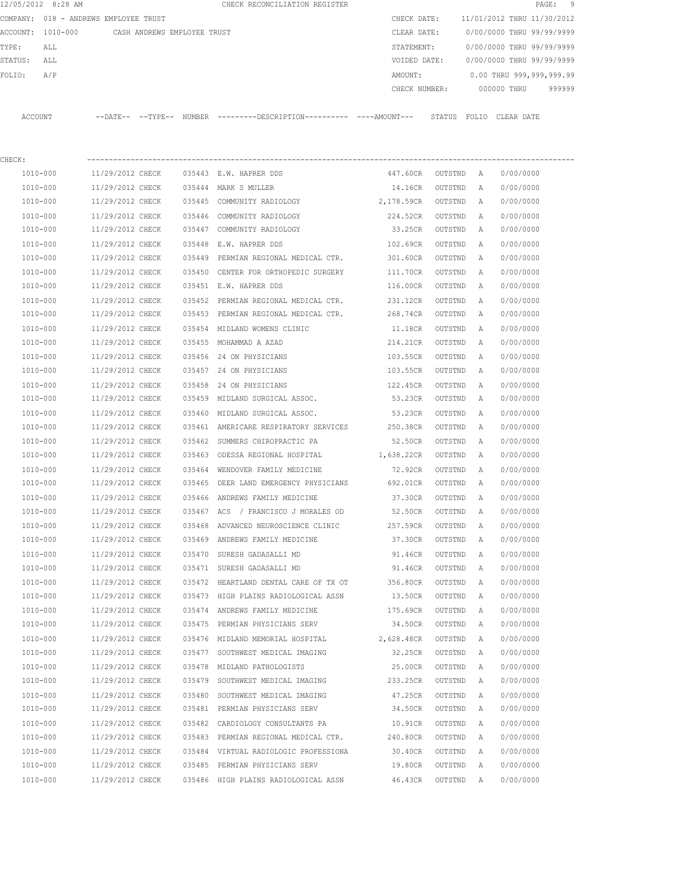12/05/2012 8:28 AM CHECK RECONCILIATION REGISTER PAGE: 9

COMPANY: 018 - ANDREWS EMPLOYEE TRUST CHECK DATE: 11/01/2012 THRU 11/30/2012

ACCOUNT: 1010-000 CASH ANDREWS EMPLOYEE TRUST CLEAR DATE: 0/00/0000 THRU 99/99/9999

TYPE: ALL STATEMENT: 0/00/0000 THRU 99/99/9999

STATUS: ALL VOIDED DATE: 0/00/0000 THRU 99/99/9999

FOLIO: A/P AMOUNT: 0.00 THRU 999,999,999.99

CHECK NUMBER: 000000 THRU 999999

| ACCOUNT | --DATE-- | --TYPE-- | NUMBER | ---------DESCRIPTION---------- | ----AMOUNT--- | STATUS | FOLIO | CLEAR DATE |
|---|---|---|---|---|---|---|---|---|
| CHECK: | | | | | | | | |
| 1010-000 | 11/29/2012 | CHECK | 035443 | E.W. HAPRER DDS | 447.60CR | OUTSTND | A | 0/00/0000 |
| 1010-000 | 11/29/2012 | CHECK | 035444 | MARK S MULLER | 14.16CR | OUTSTND | A | 0/00/0000 |
| 1010-000 | 11/29/2012 | CHECK | 035445 | COMMUNITY RADIOLOGY | 2,178.59CR | OUTSTND | A | 0/00/0000 |
| 1010-000 | 11/29/2012 | CHECK | 035446 | COMMUNITY RADIOLOGY | 224.52CR | OUTSTND | A | 0/00/0000 |
| 1010-000 | 11/29/2012 | CHECK | 035447 | COMMUNITY RADIOLOGY | 33.25CR | OUTSTND | A | 0/00/0000 |
| 1010-000 | 11/29/2012 | CHECK | 035448 | E.W. HAPRER DDS | 102.69CR | OUTSTND | A | 0/00/0000 |
| 1010-000 | 11/29/2012 | CHECK | 035449 | PERMIAN REGIONAL MEDICAL CTR. | 301.60CR | OUTSTND | A | 0/00/0000 |
| 1010-000 | 11/29/2012 | CHECK | 035450 | CENTER FOR ORTHOPEDIC SURGERY | 111.70CR | OUTSTND | A | 0/00/0000 |
| 1010-000 | 11/29/2012 | CHECK | 035451 | E.W. HAPRER DDS | 116.00CR | OUTSTND | A | 0/00/0000 |
| 1010-000 | 11/29/2012 | CHECK | 035452 | PERMIAN REGIONAL MEDICAL CTR. | 231.12CR | OUTSTND | A | 0/00/0000 |
| 1010-000 | 11/29/2012 | CHECK | 035453 | PERMIAN REGIONAL MEDICAL CTR. | 268.74CR | OUTSTND | A | 0/00/0000 |
| 1010-000 | 11/29/2012 | CHECK | 035454 | MIDLAND WOMENS CLINIC | 11.18CR | OUTSTND | A | 0/00/0000 |
| 1010-000 | 11/29/2012 | CHECK | 035455 | MOHAMMAD A AZAD | 214.21CR | OUTSTND | A | 0/00/0000 |
| 1010-000 | 11/29/2012 | CHECK | 035456 | 24 ON PHYSICIANS | 103.55CR | OUTSTND | A | 0/00/0000 |
| 1010-000 | 11/29/2012 | CHECK | 035457 | 24 ON PHYSICIANS | 103.55CR | OUTSTND | A | 0/00/0000 |
| 1010-000 | 11/29/2012 | CHECK | 035458 | 24 ON PHYSICIANS | 122.45CR | OUTSTND | A | 0/00/0000 |
| 1010-000 | 11/29/2012 | CHECK | 035459 | MIDLAND SURGICAL ASSOC. | 53.23CR | OUTSTND | A | 0/00/0000 |
| 1010-000 | 11/29/2012 | CHECK | 035460 | MIDLAND SURGICAL ASSOC. | 53.23CR | OUTSTND | A | 0/00/0000 |
| 1010-000 | 11/29/2012 | CHECK | 035461 | AMERICARE RESPIRATORY SERVICES | 250.38CR | OUTSTND | A | 0/00/0000 |
| 1010-000 | 11/29/2012 | CHECK | 035462 | SUMMERS CHIROPRACTIC PA | 52.50CR | OUTSTND | A | 0/00/0000 |
| 1010-000 | 11/29/2012 | CHECK | 035463 | ODESSA REGIONAL HOSPITAL | 1,638.22CR | OUTSTND | A | 0/00/0000 |
| 1010-000 | 11/29/2012 | CHECK | 035464 | WENDOVER FAMILY MEDICINE | 72.92CR | OUTSTND | A | 0/00/0000 |
| 1010-000 | 11/29/2012 | CHECK | 035465 | DEER LAND EMERGENCY PHYSICIANS | 692.01CR | OUTSTND | A | 0/00/0000 |
| 1010-000 | 11/29/2012 | CHECK | 035466 | ANDREWS FAMILY MEDICINE | 37.30CR | OUTSTND | A | 0/00/0000 |
| 1010-000 | 11/29/2012 | CHECK | 035467 | ACS / FRANCISCO J MORALES OD | 52.50CR | OUTSTND | A | 0/00/0000 |
| 1010-000 | 11/29/2012 | CHECK | 035468 | ADVANCED NEUROSCIENCE CLINIC | 257.59CR | OUTSTND | A | 0/00/0000 |
| 1010-000 | 11/29/2012 | CHECK | 035469 | ANDREWS FAMILY MEDICINE | 37.30CR | OUTSTND | A | 0/00/0000 |
| 1010-000 | 11/29/2012 | CHECK | 035470 | SURESH GADASALLI MD | 91.46CR | OUTSTND | A | 0/00/0000 |
| 1010-000 | 11/29/2012 | CHECK | 035471 | SURESH GADASALLI MD | 91.46CR | OUTSTND | A | 0/00/0000 |
| 1010-000 | 11/29/2012 | CHECK | 035472 | HEARTLAND DENTAL CARE OF TX OT | 356.80CR | OUTSTND | A | 0/00/0000 |
| 1010-000 | 11/29/2012 | CHECK | 035473 | HIGH PLAINS RADIOLOGICAL ASSN | 13.50CR | OUTSTND | A | 0/00/0000 |
| 1010-000 | 11/29/2012 | CHECK | 035474 | ANDREWS FAMILY MEDICINE | 175.69CR | OUTSTND | A | 0/00/0000 |
| 1010-000 | 11/29/2012 | CHECK | 035475 | PERMIAN PHYSICIANS SERV | 34.50CR | OUTSTND | A | 0/00/0000 |
| 1010-000 | 11/29/2012 | CHECK | 035476 | MIDLAND MEMORIAL HOSPITAL | 2,628.48CR | OUTSTND | A | 0/00/0000 |
| 1010-000 | 11/29/2012 | CHECK | 035477 | SOUTHWEST MEDICAL IMAGING | 32.25CR | OUTSTND | A | 0/00/0000 |
| 1010-000 | 11/29/2012 | CHECK | 035478 | MIDLAND PATHOLOGISTS | 25.00CR | OUTSTND | A | 0/00/0000 |
| 1010-000 | 11/29/2012 | CHECK | 035479 | SOUTHWEST MEDICAL IMAGING | 233.25CR | OUTSTND | A | 0/00/0000 |
| 1010-000 | 11/29/2012 | CHECK | 035480 | SOUTHWEST MEDICAL IMAGING | 47.25CR | OUTSTND | A | 0/00/0000 |
| 1010-000 | 11/29/2012 | CHECK | 035481 | PERMIAN PHYSICIANS SERV | 34.50CR | OUTSTND | A | 0/00/0000 |
| 1010-000 | 11/29/2012 | CHECK | 035482 | CARDIOLOGY CONSULTANTS PA | 10.91CR | OUTSTND | A | 0/00/0000 |
| 1010-000 | 11/29/2012 | CHECK | 035483 | PERMIAN REGIONAL MEDICAL CTR. | 240.80CR | OUTSTND | A | 0/00/0000 |
| 1010-000 | 11/29/2012 | CHECK | 035484 | VIRTUAL RADIOLOGIC PROFESSIONA | 30.40CR | OUTSTND | A | 0/00/0000 |
| 1010-000 | 11/29/2012 | CHECK | 035485 | PERMIAN PHYSICIANS SERV | 19.80CR | OUTSTND | A | 0/00/0000 |
| 1010-000 | 11/29/2012 | CHECK | 035486 | HIGH PLAINS RADIOLOGICAL ASSN | 46.43CR | OUTSTND | A | 0/00/0000 |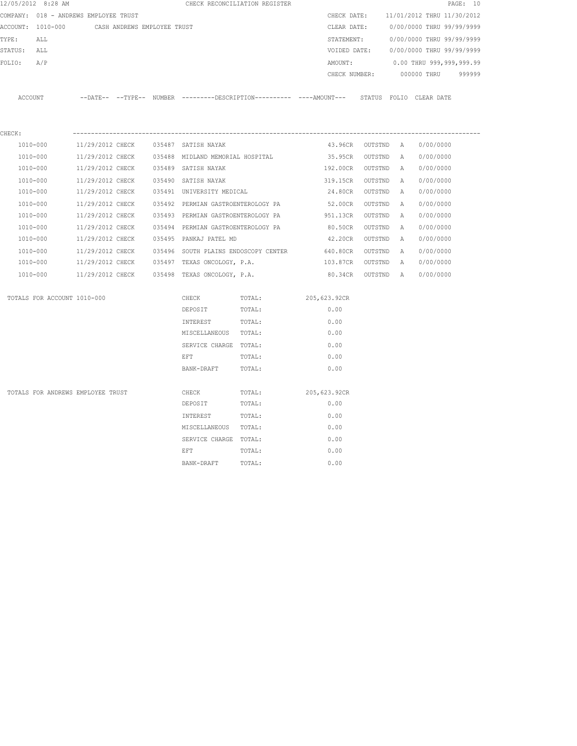12/05/2012 8:28 AM CHECK RECONCILIATION REGISTER

COMPANY: 018 - ANDREWS EMPLOYEE TRUST

ACCOUNT: 1010-000 CASH ANDREWS EMPLOYEE TRUST

TYPE: ALL

STATUS: ALL

FOLIO: A/P

CHECK DATE: 11/01/2012 THRU 11/30/2012
CLEAR DATE: 0/00/0000 THRU 99/99/9999
STATEMENT: 0/00/0000 THRU 99/99/9999
VOIDED DATE: 0/00/0000 THRU 99/99/9999
AMOUNT: 0.00 THRU 999,999,999.99
CHECK NUMBER: 000000 THRU 999999

| ACCOUNT | --DATE-- | --TYPE-- | NUMBER | ---------DESCRIPTION---------- | ----AMOUNT--- | STATUS | FOLIO | CLEAR DATE |
|---|---|---|---|---|---|---|---|---|
| CHECK: | | | | | | | | |
| 1010-000 | 11/29/2012 | CHECK | 035487 | SATISH NAYAK | 43.96CR | OUTSTND | A | 0/00/0000 |
| 1010-000 | 11/29/2012 | CHECK | 035488 | MIDLAND MEMORIAL HOSPITAL | 35.95CR | OUTSTND | A | 0/00/0000 |
| 1010-000 | 11/29/2012 | CHECK | 035489 | SATISH NAYAK | 192.00CR | OUTSTND | A | 0/00/0000 |
| 1010-000 | 11/29/2012 | CHECK | 035490 | SATISH NAYAK | 319.15CR | OUTSTND | A | 0/00/0000 |
| 1010-000 | 11/29/2012 | CHECK | 035491 | UNIVERSITY MEDICAL | 24.80CR | OUTSTND | A | 0/00/0000 |
| 1010-000 | 11/29/2012 | CHECK | 035492 | PERMIAN GASTROENTEROLOGY PA | 52.00CR | OUTSTND | A | 0/00/0000 |
| 1010-000 | 11/29/2012 | CHECK | 035493 | PERMIAN GASTROENTEROLOGY PA | 951.13CR | OUTSTND | A | 0/00/0000 |
| 1010-000 | 11/29/2012 | CHECK | 035494 | PERMIAN GASTROENTEROLOGY PA | 80.50CR | OUTSTND | A | 0/00/0000 |
| 1010-000 | 11/29/2012 | CHECK | 035495 | PANKAJ PATEL MD | 42.20CR | OUTSTND | A | 0/00/0000 |
| 1010-000 | 11/29/2012 | CHECK | 035496 | SOUTH PLAINS ENDOSCOPY CENTER | 640.80CR | OUTSTND | A | 0/00/0000 |
| 1010-000 | 11/29/2012 | CHECK | 035497 | TEXAS ONCOLOGY, P.A. | 103.87CR | OUTSTND | A | 0/00/0000 |
| 1010-000 | 11/29/2012 | CHECK | 035498 | TEXAS ONCOLOGY, P.A. | 80.34CR | OUTSTND | A | 0/00/0000 |

| TOTALS FOR ACCOUNT 1010-000 | | | |
|---|---|---|---|
| | CHECK | TOTAL: | 205,623.92CR |
| | DEPOSIT | TOTAL: | 0.00 |
| | INTEREST | TOTAL: | 0.00 |
| | MISCELLANEOUS | TOTAL: | 0.00 |
| | SERVICE CHARGE | TOTAL: | 0.00 |
| | EFT | TOTAL: | 0.00 |
| | BANK-DRAFT | TOTAL: | 0.00 |

| TOTALS FOR ANDREWS EMPLOYEE TRUST | | | |
|---|---|---|---|
| | CHECK | TOTAL: | 205,623.92CR |
| | DEPOSIT | TOTAL: | 0.00 |
| | INTEREST | TOTAL: | 0.00 |
| | MISCELLANEOUS | TOTAL: | 0.00 |
| | SERVICE CHARGE | TOTAL: | 0.00 |
| | EFT | TOTAL: | 0.00 |
| | BANK-DRAFT | TOTAL: | 0.00 |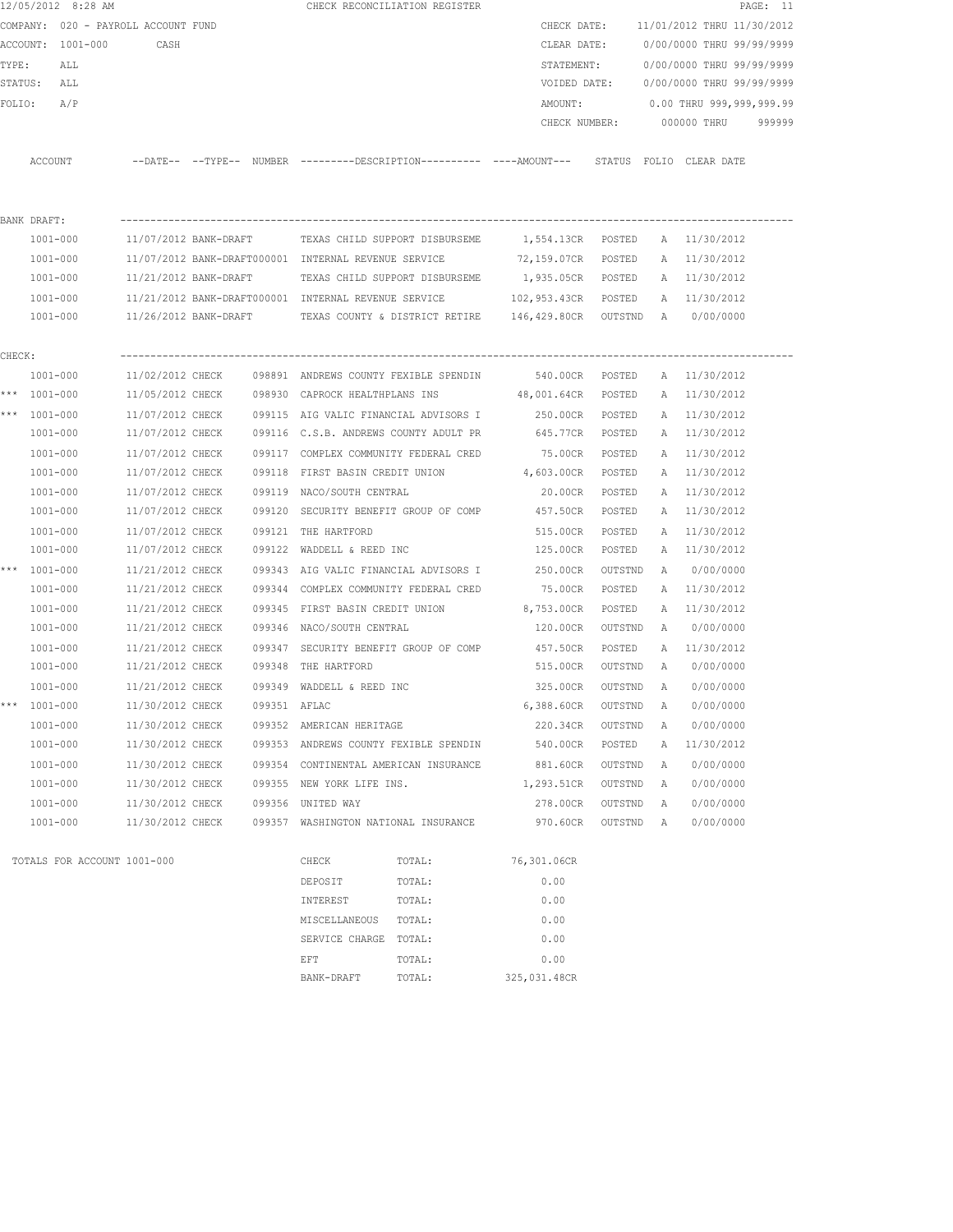12/05/2012 8:28 AM — CHECK RECONCILIATION REGISTER

COMPANY: 020 - PAYROLL ACCOUNT FUND
ACCOUNT: 1001-000 CASH
TYPE: ALL
STATUS: ALL
FOLIO: A/P

CHECK DATE: 11/01/2012 THRU 11/30/2012
CLEAR DATE: 0/00/0000 THRU 99/99/9999
STATEMENT: 0/00/0000 THRU 99/99/9999
VOIDED DATE: 0/00/0000 THRU 99/99/9999
AMOUNT: 0.00 THRU 999,999,999.99
CHECK NUMBER: 000000 THRU 999999

| | ACCOUNT | --DATE-- | --TYPE-- | NUMBER | ---------DESCRIPTION---------- | ----AMOUNT--- | STATUS | FOLIO | CLEAR DATE |
|---|---|---|---|---|---|---|---|---|---|
| BANK DRAFT: | | | | | | | | | |
| | 1001-000 | 11/07/2012 | BANK-DRAFT | | TEXAS CHILD SUPPORT DISBURSEME | 1,554.13CR | POSTED | A | 11/30/2012 |
| | 1001-000 | 11/07/2012 | BANK-DRAFT | 000001 | INTERNAL REVENUE SERVICE | 72,159.07CR | POSTED | A | 11/30/2012 |
| | 1001-000 | 11/21/2012 | BANK-DRAFT | | TEXAS CHILD SUPPORT DISBURSEME | 1,935.05CR | POSTED | A | 11/30/2012 |
| | 1001-000 | 11/21/2012 | BANK-DRAFT | 000001 | INTERNAL REVENUE SERVICE | 102,953.43CR | POSTED | A | 11/30/2012 |
| | 1001-000 | 11/26/2012 | BANK-DRAFT | | TEXAS COUNTY & DISTRICT RETIRE | 146,429.80CR | OUTSTND | A | 0/00/0000 |
| CHECK: | | | | | | | | | |
| | 1001-000 | 11/02/2012 | CHECK | 098891 | ANDREWS COUNTY FEXIBLE SPENDIN | 540.00CR | POSTED | A | 11/30/2012 |
| *** | 1001-000 | 11/05/2012 | CHECK | 098930 | CAPROCK HEALTHPLANS INS | 48,001.64CR | POSTED | A | 11/30/2012 |
| *** | 1001-000 | 11/07/2012 | CHECK | 099115 | AIG VALIC FINANCIAL ADVISORS I | 250.00CR | POSTED | A | 11/30/2012 |
| | 1001-000 | 11/07/2012 | CHECK | 099116 | C.S.B. ANDREWS COUNTY ADULT PR | 645.77CR | POSTED | A | 11/30/2012 |
| | 1001-000 | 11/07/2012 | CHECK | 099117 | COMPLEX COMMUNITY FEDERAL CRED | 75.00CR | POSTED | A | 11/30/2012 |
| | 1001-000 | 11/07/2012 | CHECK | 099118 | FIRST BASIN CREDIT UNION | 4,603.00CR | POSTED | A | 11/30/2012 |
| | 1001-000 | 11/07/2012 | CHECK | 099119 | NACO/SOUTH CENTRAL | 20.00CR | POSTED | A | 11/30/2012 |
| | 1001-000 | 11/07/2012 | CHECK | 099120 | SECURITY BENEFIT GROUP OF COMP | 457.50CR | POSTED | A | 11/30/2012 |
| | 1001-000 | 11/07/2012 | CHECK | 099121 | THE HARTFORD | 515.00CR | POSTED | A | 11/30/2012 |
| | 1001-000 | 11/07/2012 | CHECK | 099122 | WADDELL & REED INC | 125.00CR | POSTED | A | 11/30/2012 |
| *** | 1001-000 | 11/21/2012 | CHECK | 099343 | AIG VALIC FINANCIAL ADVISORS I | 250.00CR | OUTSTND | A | 0/00/0000 |
| | 1001-000 | 11/21/2012 | CHECK | 099344 | COMPLEX COMMUNITY FEDERAL CRED | 75.00CR | POSTED | A | 11/30/2012 |
| | 1001-000 | 11/21/2012 | CHECK | 099345 | FIRST BASIN CREDIT UNION | 8,753.00CR | POSTED | A | 11/30/2012 |
| | 1001-000 | 11/21/2012 | CHECK | 099346 | NACO/SOUTH CENTRAL | 120.00CR | OUTSTND | A | 0/00/0000 |
| | 1001-000 | 11/21/2012 | CHECK | 099347 | SECURITY BENEFIT GROUP OF COMP | 457.50CR | POSTED | A | 11/30/2012 |
| | 1001-000 | 11/21/2012 | CHECK | 099348 | THE HARTFORD | 515.00CR | OUTSTND | A | 0/00/0000 |
| | 1001-000 | 11/21/2012 | CHECK | 099349 | WADDELL & REED INC | 325.00CR | OUTSTND | A | 0/00/0000 |
| *** | 1001-000 | 11/30/2012 | CHECK | 099351 | AFLAC | 6,388.60CR | OUTSTND | A | 0/00/0000 |
| | 1001-000 | 11/30/2012 | CHECK | 099352 | AMERICAN HERITAGE | 220.34CR | OUTSTND | A | 0/00/0000 |
| | 1001-000 | 11/30/2012 | CHECK | 099353 | ANDREWS COUNTY FEXIBLE SPENDIN | 540.00CR | POSTED | A | 11/30/2012 |
| | 1001-000 | 11/30/2012 | CHECK | 099354 | CONTINENTAL AMERICAN INSURANCE | 881.60CR | OUTSTND | A | 0/00/0000 |
| | 1001-000 | 11/30/2012 | CHECK | 099355 | NEW YORK LIFE INS. | 1,293.51CR | OUTSTND | A | 0/00/0000 |
| | 1001-000 | 11/30/2012 | CHECK | 099356 | UNITED WAY | 278.00CR | OUTSTND | A | 0/00/0000 |
| | 1001-000 | 11/30/2012 | CHECK | 099357 | WASHINGTON NATIONAL INSURANCE | 970.60CR | OUTSTND | A | 0/00/0000 |

TOTALS FOR ACCOUNT 1001-000

| | | |
|---|---|---|
| CHECK | TOTAL: | 76,301.06CR |
| DEPOSIT | TOTAL: | 0.00 |
| INTEREST | TOTAL: | 0.00 |
| MISCELLANEOUS | TOTAL: | 0.00 |
| SERVICE CHARGE | TOTAL: | 0.00 |
| EFT | TOTAL: | 0.00 |
| BANK-DRAFT | TOTAL: | 325,031.48CR |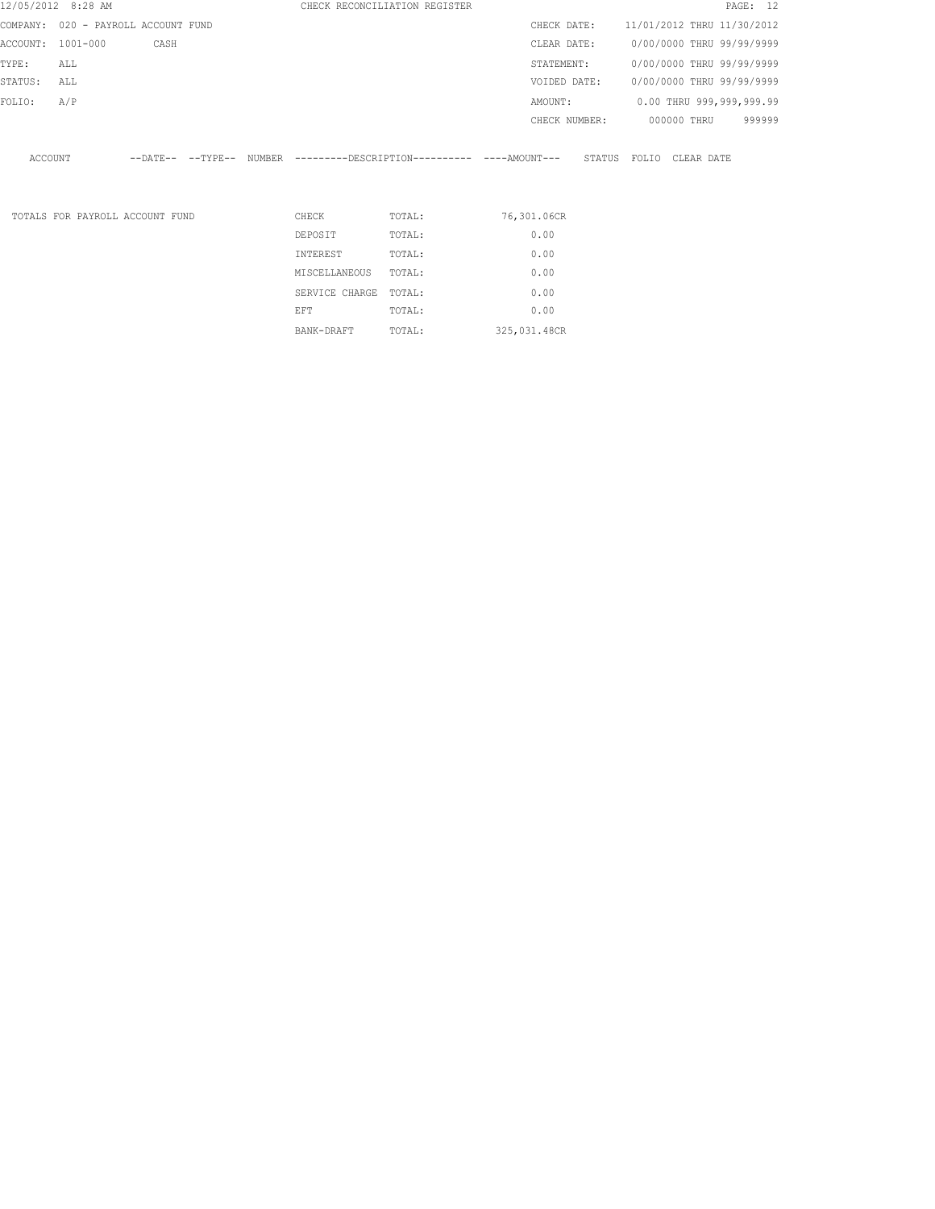12/05/2012 8:28 AM CHECK RECONCILIATION REGISTER

COMPANY: 020 - PAYROLL ACCOUNT FUND

ACCOUNT: 1001-000 CASH

TYPE: ALL

STATUS: ALL

FOLIO: A/P

CHECK DATE: 11/01/2012 THRU 11/30/2012

CLEAR DATE: 0/00/0000 THRU 99/99/9999

STATEMENT: 0/00/0000 THRU 99/99/9999

VOIDED DATE: 0/00/0000 THRU 99/99/9999

AMOUNT: 0.00 THRU 999,999,999.99

CHECK NUMBER: 000000 THRU 999999

| ACCOUNT | --DATE-- | --TYPE-- | NUMBER | ---------DESCRIPTION---------- | ----AMOUNT--- | STATUS | FOLIO | CLEAR DATE |
|---|---|---|---|---|---|---|---|---|

| TOTALS FOR PAYROLL ACCOUNT FUND | | | |
|---|---|---|---|
| | CHECK | TOTAL: | 76,301.06CR |
| | DEPOSIT | TOTAL: | 0.00 |
| | INTEREST | TOTAL: | 0.00 |
| | MISCELLANEOUS | TOTAL: | 0.00 |
| | SERVICE CHARGE | TOTAL: | 0.00 |
| | EFT | TOTAL: | 0.00 |
| | BANK-DRAFT | TOTAL: | 325,031.48CR |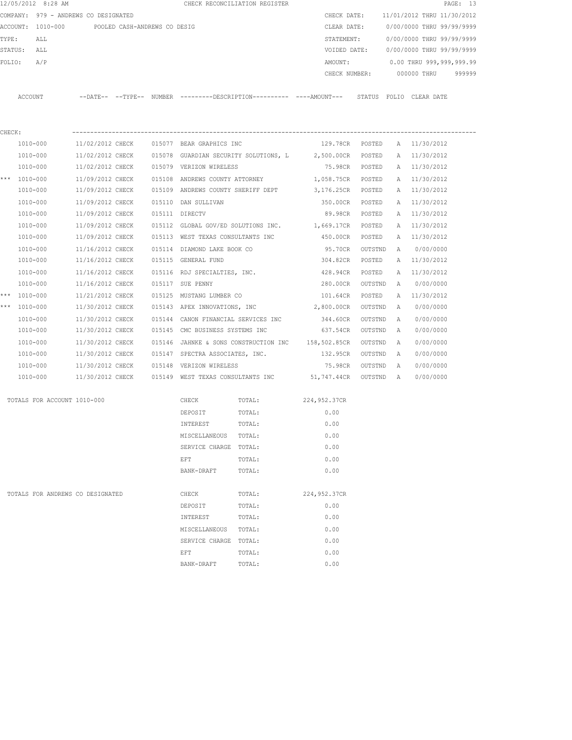12/05/2012 8:28 AM CHECK RECONCILIATION REGISTER

COMPANY: 979 - ANDREWS CO DESIGNATED

ACCOUNT: 1010-000 POOLED CASH-ANDREWS CO DESIG

TYPE: ALL

STATUS: ALL

FOLIO: A/P

CHECK DATE: 11/01/2012 THRU 11/30/2012

CLEAR DATE: 0/00/0000 THRU 99/99/9999

STATEMENT: 0/00/0000 THRU 99/99/9999

VOIDED DATE: 0/00/0000 THRU 99/99/9999

AMOUNT: 0.00 THRU 999,999,999.99

CHECK NUMBER: 000000 THRU 999999

CHECK:

| | ACCOUNT | --DATE-- | --TYPE-- | NUMBER | ---------DESCRIPTION---------- | ----AMOUNT--- | STATUS | FOLIO | CLEAR DATE |
|---|---|---|---|---|---|---|---|---|---|
| | 1010-000 | 11/02/2012 | CHECK | 015077 | BEAR GRAPHICS INC | 129.78CR | POSTED | A | 11/30/2012 |
| | 1010-000 | 11/02/2012 | CHECK | 015078 | GUARDIAN SECURITY SOLUTIONS, L | 2,500.00CR | POSTED | A | 11/30/2012 |
| | 1010-000 | 11/02/2012 | CHECK | 015079 | VERIZON WIRELESS | 75.98CR | POSTED | A | 11/30/2012 |
| *** | 1010-000 | 11/09/2012 | CHECK | 015108 | ANDREWS COUNTY ATTORNEY | 1,058.75CR | POSTED | A | 11/30/2012 |
| | 1010-000 | 11/09/2012 | CHECK | 015109 | ANDREWS COUNTY SHERIFF DEPT | 3,176.25CR | POSTED | A | 11/30/2012 |
| | 1010-000 | 11/09/2012 | CHECK | 015110 | DAN SULLIVAN | 350.00CR | POSTED | A | 11/30/2012 |
| | 1010-000 | 11/09/2012 | CHECK | 015111 | DIRECTV | 89.98CR | POSTED | A | 11/30/2012 |
| | 1010-000 | 11/09/2012 | CHECK | 015112 | GLOBAL GOV/ED SOLUTIONS INC. | 1,669.17CR | POSTED | A | 11/30/2012 |
| | 1010-000 | 11/09/2012 | CHECK | 015113 | WEST TEXAS CONSULTANTS INC | 450.00CR | POSTED | A | 11/30/2012 |
| | 1010-000 | 11/16/2012 | CHECK | 015114 | DIAMOND LAKE BOOK CO | 95.70CR | OUTSTND | A | 0/00/0000 |
| | 1010-000 | 11/16/2012 | CHECK | 015115 | GENERAL FUND | 304.82CR | POSTED | A | 11/30/2012 |
| | 1010-000 | 11/16/2012 | CHECK | 015116 | RDJ SPECIALTIES, INC. | 428.94CR | POSTED | A | 11/30/2012 |
| | 1010-000 | 11/16/2012 | CHECK | 015117 | SUE PENNY | 280.00CR | OUTSTND | A | 0/00/0000 |
| *** | 1010-000 | 11/21/2012 | CHECK | 015125 | MUSTANG LUMBER CO | 101.64CR | POSTED | A | 11/30/2012 |
| *** | 1010-000 | 11/30/2012 | CHECK | 015143 | APEX INNOVATIONS, INC | 2,800.00CR | OUTSTND | A | 0/00/0000 |
| | 1010-000 | 11/30/2012 | CHECK | 015144 | CANON FINANCIAL SERVICES INC | 344.60CR | OUTSTND | A | 0/00/0000 |
| | 1010-000 | 11/30/2012 | CHECK | 015145 | CMC BUSINESS SYSTEMS INC | 637.54CR | OUTSTND | A | 0/00/0000 |
| | 1010-000 | 11/30/2012 | CHECK | 015146 | JAHNKE & SONS CONSTRUCTION INC | 158,502.85CR | OUTSTND | A | 0/00/0000 |
| | 1010-000 | 11/30/2012 | CHECK | 015147 | SPECTRA ASSOCIATES, INC. | 132.95CR | OUTSTND | A | 0/00/0000 |
| | 1010-000 | 11/30/2012 | CHECK | 015148 | VERIZON WIRELESS | 75.98CR | OUTSTND | A | 0/00/0000 |
| | 1010-000 | 11/30/2012 | CHECK | 015149 | WEST TEXAS CONSULTANTS INC | 51,747.44CR | OUTSTND | A | 0/00/0000 |

| TOTALS FOR ACCOUNT 1010-000 | | | |
|---|---|---|---|
| | CHECK | TOTAL: | 224,952.37CR |
| | DEPOSIT | TOTAL: | 0.00 |
| | INTEREST | TOTAL: | 0.00 |
| | MISCELLANEOUS | TOTAL: | 0.00 |
| | SERVICE CHARGE | TOTAL: | 0.00 |
| | EFT | TOTAL: | 0.00 |
| | BANK-DRAFT | TOTAL: | 0.00 |

| TOTALS FOR ANDREWS CO DESIGNATED | | | |
|---|---|---|---|
| | CHECK | TOTAL: | 224,952.37CR |
| | DEPOSIT | TOTAL: | 0.00 |
| | INTEREST | TOTAL: | 0.00 |
| | MISCELLANEOUS | TOTAL: | 0.00 |
| | SERVICE CHARGE | TOTAL: | 0.00 |
| | EFT | TOTAL: | 0.00 |
| | BANK-DRAFT | TOTAL: | 0.00 |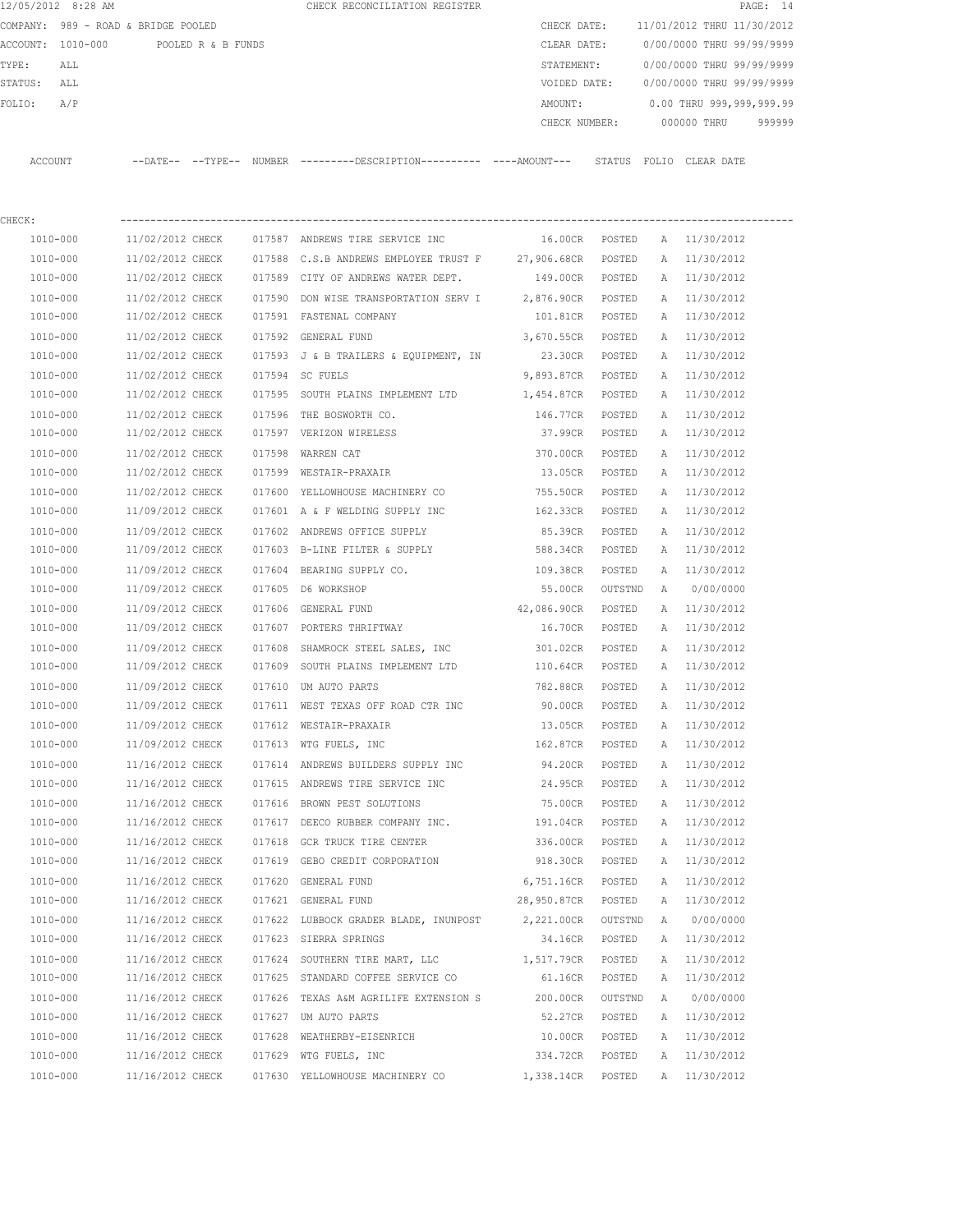12/05/2012 8:28 AM CHECK RECONCILIATION REGISTER

COMPANY: 989 - ROAD & BRIDGE POOLED

ACCOUNT: 1010-000 POOLED R & B FUNDS

TYPE: ALL

STATUS: ALL

FOLIO: A/P

CHECK DATE: 11/01/2012 THRU 11/30/2012

CLEAR DATE: 0/00/0000 THRU 99/99/9999

STATEMENT: 0/00/0000 THRU 99/99/9999

VOIDED DATE: 0/00/0000 THRU 99/99/9999

AMOUNT: 0.00 THRU 999,999,999.99

CHECK NUMBER: 000000 THRU 999999

CHECK:

| ACCOUNT | --DATE-- | --TYPE-- | NUMBER | ---------DESCRIPTION---------- | ----AMOUNT--- | STATUS | FOLIO | CLEAR DATE |
|---|---|---|---|---|---|---|---|---|
| 1010-000 | 11/02/2012 | CHECK | 017587 | ANDREWS TIRE SERVICE INC | 16.00CR | POSTED | A | 11/30/2012 |
| 1010-000 | 11/02/2012 | CHECK | 017588 | C.S.B ANDREWS EMPLOYEE TRUST F | 27,906.68CR | POSTED | A | 11/30/2012 |
| 1010-000 | 11/02/2012 | CHECK | 017589 | CITY OF ANDREWS WATER DEPT. | 149.00CR | POSTED | A | 11/30/2012 |
| 1010-000 | 11/02/2012 | CHECK | 017590 | DON WISE TRANSPORTATION SERV I | 2,876.90CR | POSTED | A | 11/30/2012 |
| 1010-000 | 11/02/2012 | CHECK | 017591 | FASTENAL COMPANY | 101.81CR | POSTED | A | 11/30/2012 |
| 1010-000 | 11/02/2012 | CHECK | 017592 | GENERAL FUND | 3,670.55CR | POSTED | A | 11/30/2012 |
| 1010-000 | 11/02/2012 | CHECK | 017593 | J & B TRAILERS & EQUIPMENT, IN | 23.30CR | POSTED | A | 11/30/2012 |
| 1010-000 | 11/02/2012 | CHECK | 017594 | SC FUELS | 9,893.87CR | POSTED | A | 11/30/2012 |
| 1010-000 | 11/02/2012 | CHECK | 017595 | SOUTH PLAINS IMPLEMENT LTD | 1,454.87CR | POSTED | A | 11/30/2012 |
| 1010-000 | 11/02/2012 | CHECK | 017596 | THE BOSWORTH CO. | 146.77CR | POSTED | A | 11/30/2012 |
| 1010-000 | 11/02/2012 | CHECK | 017597 | VERIZON WIRELESS | 37.99CR | POSTED | A | 11/30/2012 |
| 1010-000 | 11/02/2012 | CHECK | 017598 | WARREN CAT | 370.00CR | POSTED | A | 11/30/2012 |
| 1010-000 | 11/02/2012 | CHECK | 017599 | WESTAIR-PRAXAIR | 13.05CR | POSTED | A | 11/30/2012 |
| 1010-000 | 11/02/2012 | CHECK | 017600 | YELLOWHOUSE MACHINERY CO | 755.50CR | POSTED | A | 11/30/2012 |
| 1010-000 | 11/09/2012 | CHECK | 017601 | A & F WELDING SUPPLY INC | 162.33CR | POSTED | A | 11/30/2012 |
| 1010-000 | 11/09/2012 | CHECK | 017602 | ANDREWS OFFICE SUPPLY | 85.39CR | POSTED | A | 11/30/2012 |
| 1010-000 | 11/09/2012 | CHECK | 017603 | B-LINE FILTER & SUPPLY | 588.34CR | POSTED | A | 11/30/2012 |
| 1010-000 | 11/09/2012 | CHECK | 017604 | BEARING SUPPLY CO. | 109.38CR | POSTED | A | 11/30/2012 |
| 1010-000 | 11/09/2012 | CHECK | 017605 | D6 WORKSHOP | 55.00CR | OUTSTND | A | 0/00/0000 |
| 1010-000 | 11/09/2012 | CHECK | 017606 | GENERAL FUND | 42,086.90CR | POSTED | A | 11/30/2012 |
| 1010-000 | 11/09/2012 | CHECK | 017607 | PORTERS THRIFTWAY | 16.70CR | POSTED | A | 11/30/2012 |
| 1010-000 | 11/09/2012 | CHECK | 017608 | SHAMROCK STEEL SALES, INC | 301.02CR | POSTED | A | 11/30/2012 |
| 1010-000 | 11/09/2012 | CHECK | 017609 | SOUTH PLAINS IMPLEMENT LTD | 110.64CR | POSTED | A | 11/30/2012 |
| 1010-000 | 11/09/2012 | CHECK | 017610 | UM AUTO PARTS | 782.88CR | POSTED | A | 11/30/2012 |
| 1010-000 | 11/09/2012 | CHECK | 017611 | WEST TEXAS OFF ROAD CTR INC | 90.00CR | POSTED | A | 11/30/2012 |
| 1010-000 | 11/09/2012 | CHECK | 017612 | WESTAIR-PRAXAIR | 13.05CR | POSTED | A | 11/30/2012 |
| 1010-000 | 11/09/2012 | CHECK | 017613 | WTG FUELS, INC | 162.87CR | POSTED | A | 11/30/2012 |
| 1010-000 | 11/16/2012 | CHECK | 017614 | ANDREWS BUILDERS SUPPLY INC | 94.20CR | POSTED | A | 11/30/2012 |
| 1010-000 | 11/16/2012 | CHECK | 017615 | ANDREWS TIRE SERVICE INC | 24.95CR | POSTED | A | 11/30/2012 |
| 1010-000 | 11/16/2012 | CHECK | 017616 | BROWN PEST SOLUTIONS | 75.00CR | POSTED | A | 11/30/2012 |
| 1010-000 | 11/16/2012 | CHECK | 017617 | DEECO RUBBER COMPANY INC. | 191.04CR | POSTED | A | 11/30/2012 |
| 1010-000 | 11/16/2012 | CHECK | 017618 | GCR TRUCK TIRE CENTER | 336.00CR | POSTED | A | 11/30/2012 |
| 1010-000 | 11/16/2012 | CHECK | 017619 | GEBO CREDIT CORPORATION | 918.30CR | POSTED | A | 11/30/2012 |
| 1010-000 | 11/16/2012 | CHECK | 017620 | GENERAL FUND | 6,751.16CR | POSTED | A | 11/30/2012 |
| 1010-000 | 11/16/2012 | CHECK | 017621 | GENERAL FUND | 28,950.87CR | POSTED | A | 11/30/2012 |
| 1010-000 | 11/16/2012 | CHECK | 017622 | LUBBOCK GRADER BLADE, INUNPOST | 2,221.00CR | OUTSTND | A | 0/00/0000 |
| 1010-000 | 11/16/2012 | CHECK | 017623 | SIERRA SPRINGS | 34.16CR | POSTED | A | 11/30/2012 |
| 1010-000 | 11/16/2012 | CHECK | 017624 | SOUTHERN TIRE MART, LLC | 1,517.79CR | POSTED | A | 11/30/2012 |
| 1010-000 | 11/16/2012 | CHECK | 017625 | STANDARD COFFEE SERVICE CO | 61.16CR | POSTED | A | 11/30/2012 |
| 1010-000 | 11/16/2012 | CHECK | 017626 | TEXAS A&M AGRILIFE EXTENSION S | 200.00CR | OUTSTND | A | 0/00/0000 |
| 1010-000 | 11/16/2012 | CHECK | 017627 | UM AUTO PARTS | 52.27CR | POSTED | A | 11/30/2012 |
| 1010-000 | 11/16/2012 | CHECK | 017628 | WEATHERBY-EISENRICH | 10.00CR | POSTED | A | 11/30/2012 |
| 1010-000 | 11/16/2012 | CHECK | 017629 | WTG FUELS, INC | 334.72CR | POSTED | A | 11/30/2012 |
| 1010-000 | 11/16/2012 | CHECK | 017630 | YELLOWHOUSE MACHINERY CO | 1,338.14CR | POSTED | A | 11/30/2012 |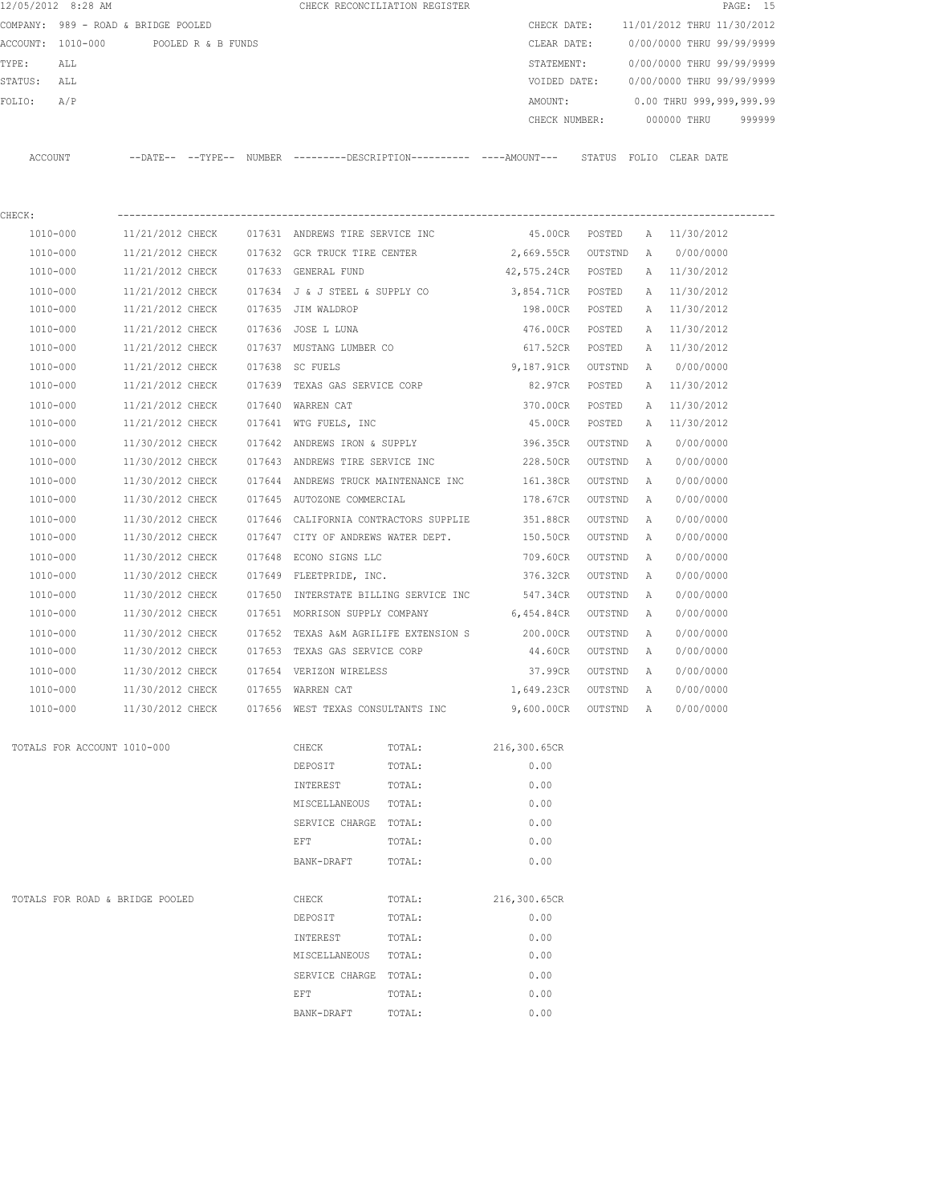12/05/2012 8:28 AM CHECK RECONCILIATION REGISTER

COMPANY: 989 - ROAD & BRIDGE POOLED
ACCOUNT: 1010-000 POOLED R & B FUNDS
TYPE: ALL
STATUS: ALL
FOLIO: A/P

CHECK DATE: 11/01/2012 THRU 11/30/2012
CLEAR DATE: 0/00/0000 THRU 99/99/9999
STATEMENT: 0/00/0000 THRU 99/99/9999
VOIDED DATE: 0/00/0000 THRU 99/99/9999
AMOUNT: 0.00 THRU 999,999,999.99
CHECK NUMBER: 000000 THRU 999999

CHECK:

| ACCOUNT | --DATE-- | --TYPE-- | NUMBER | ---------DESCRIPTION---------- | ----AMOUNT--- | STATUS | FOLIO | CLEAR DATE |
|---|---|---|---|---|---|---|---|---|
| 1010-000 | 11/21/2012 | CHECK | 017631 | ANDREWS TIRE SERVICE INC | 45.00CR | POSTED | A | 11/30/2012 |
| 1010-000 | 11/21/2012 | CHECK | 017632 | GCR TRUCK TIRE CENTER | 2,669.55CR | OUTSTND | A | 0/00/0000 |
| 1010-000 | 11/21/2012 | CHECK | 017633 | GENERAL FUND | 42,575.24CR | POSTED | A | 11/30/2012 |
| 1010-000 | 11/21/2012 | CHECK | 017634 | J & J STEEL & SUPPLY CO | 3,854.71CR | POSTED | A | 11/30/2012 |
| 1010-000 | 11/21/2012 | CHECK | 017635 | JIM WALDROP | 198.00CR | POSTED | A | 11/30/2012 |
| 1010-000 | 11/21/2012 | CHECK | 017636 | JOSE L LUNA | 476.00CR | POSTED | A | 11/30/2012 |
| 1010-000 | 11/21/2012 | CHECK | 017637 | MUSTANG LUMBER CO | 617.52CR | POSTED | A | 11/30/2012 |
| 1010-000 | 11/21/2012 | CHECK | 017638 | SC FUELS | 9,187.91CR | OUTSTND | A | 0/00/0000 |
| 1010-000 | 11/21/2012 | CHECK | 017639 | TEXAS GAS SERVICE CORP | 82.97CR | POSTED | A | 11/30/2012 |
| 1010-000 | 11/21/2012 | CHECK | 017640 | WARREN CAT | 370.00CR | POSTED | A | 11/30/2012 |
| 1010-000 | 11/21/2012 | CHECK | 017641 | WTG FUELS, INC | 45.00CR | POSTED | A | 11/30/2012 |
| 1010-000 | 11/30/2012 | CHECK | 017642 | ANDREWS IRON & SUPPLY | 396.35CR | OUTSTND | A | 0/00/0000 |
| 1010-000 | 11/30/2012 | CHECK | 017643 | ANDREWS TIRE SERVICE INC | 228.50CR | OUTSTND | A | 0/00/0000 |
| 1010-000 | 11/30/2012 | CHECK | 017644 | ANDREWS TRUCK MAINTENANCE INC | 161.38CR | OUTSTND | A | 0/00/0000 |
| 1010-000 | 11/30/2012 | CHECK | 017645 | AUTOZONE COMMERCIAL | 178.67CR | OUTSTND | A | 0/00/0000 |
| 1010-000 | 11/30/2012 | CHECK | 017646 | CALIFORNIA CONTRACTORS SUPPLIE | 351.88CR | OUTSTND | A | 0/00/0000 |
| 1010-000 | 11/30/2012 | CHECK | 017647 | CITY OF ANDREWS WATER DEPT. | 150.50CR | OUTSTND | A | 0/00/0000 |
| 1010-000 | 11/30/2012 | CHECK | 017648 | ECONO SIGNS LLC | 709.60CR | OUTSTND | A | 0/00/0000 |
| 1010-000 | 11/30/2012 | CHECK | 017649 | FLEETPRIDE, INC. | 376.32CR | OUTSTND | A | 0/00/0000 |
| 1010-000 | 11/30/2012 | CHECK | 017650 | INTERSTATE BILLING SERVICE INC | 547.34CR | OUTSTND | A | 0/00/0000 |
| 1010-000 | 11/30/2012 | CHECK | 017651 | MORRISON SUPPLY COMPANY | 6,454.84CR | OUTSTND | A | 0/00/0000 |
| 1010-000 | 11/30/2012 | CHECK | 017652 | TEXAS A&M AGRILIFE EXTENSION S | 200.00CR | OUTSTND | A | 0/00/0000 |
| 1010-000 | 11/30/2012 | CHECK | 017653 | TEXAS GAS SERVICE CORP | 44.60CR | OUTSTND | A | 0/00/0000 |
| 1010-000 | 11/30/2012 | CHECK | 017654 | VERIZON WIRELESS | 37.99CR | OUTSTND | A | 0/00/0000 |
| 1010-000 | 11/30/2012 | CHECK | 017655 | WARREN CAT | 1,649.23CR | OUTSTND | A | 0/00/0000 |
| 1010-000 | 11/30/2012 | CHECK | 017656 | WEST TEXAS CONSULTANTS INC | 9,600.00CR | OUTSTND | A | 0/00/0000 |

| TOTALS FOR ACCOUNT 1010-000 | | | |
|---|---|---|---|
| | CHECK | TOTAL: | 216,300.65CR |
| | DEPOSIT | TOTAL: | 0.00 |
| | INTEREST | TOTAL: | 0.00 |
| | MISCELLANEOUS | TOTAL: | 0.00 |
| | SERVICE CHARGE | TOTAL: | 0.00 |
| | EFT | TOTAL: | 0.00 |
| | BANK-DRAFT | TOTAL: | 0.00 |

| TOTALS FOR ROAD & BRIDGE POOLED | | | |
|---|---|---|---|
| | CHECK | TOTAL: | 216,300.65CR |
| | DEPOSIT | TOTAL: | 0.00 |
| | INTEREST | TOTAL: | 0.00 |
| | MISCELLANEOUS | TOTAL: | 0.00 |
| | SERVICE CHARGE | TOTAL: | 0.00 |
| | EFT | TOTAL: | 0.00 |
| | BANK-DRAFT | TOTAL: | 0.00 |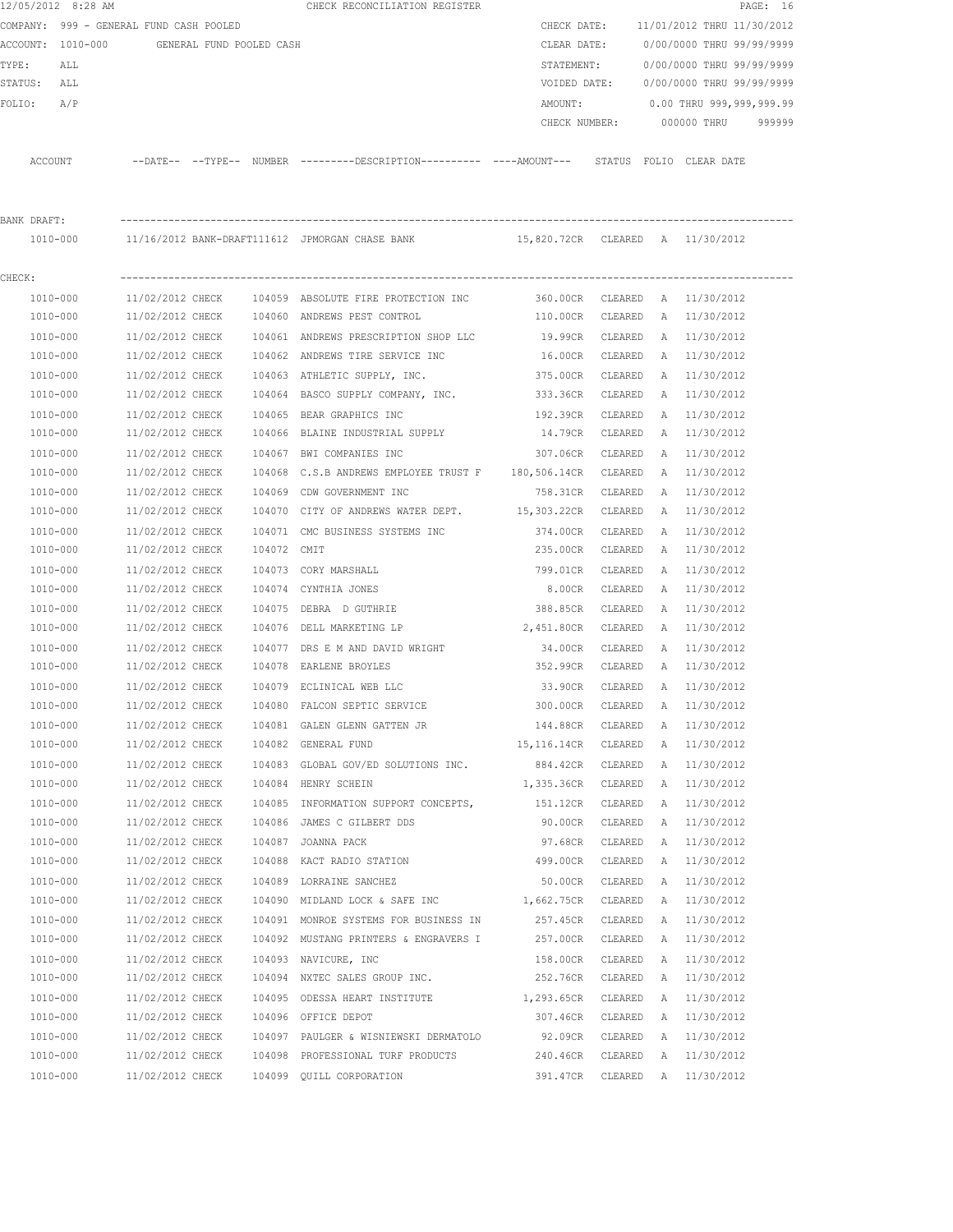12/05/2012 8:28 AM CHECK RECONCILIATION REGISTER

COMPANY: 999 - GENERAL FUND CASH POOLED
ACCOUNT: 1010-000 GENERAL FUND POOLED CASH
TYPE: ALL
STATUS: ALL
FOLIO: A/P

CHECK DATE: 11/01/2012 THRU 11/30/2012
CLEAR DATE: 0/00/0000 THRU 99/99/9999
STATEMENT: 0/00/0000 THRU 99/99/9999
VOIDED DATE: 0/00/0000 THRU 99/99/9999
AMOUNT: 0.00 THRU 999,999,999.99
CHECK NUMBER: 000000 THRU 999999

| ACCOUNT | --DATE-- | --TYPE-- | NUMBER | ---------DESCRIPTION---------- | ----AMOUNT--- | STATUS | FOLIO | CLEAR DATE |
|---|---|---|---|---|---|---|---|---|
| **BANK DRAFT:** | | | | | | | | |
| 1010-000 | 11/16/2012 | BANK-DRAFT | 111612 | JPMORGAN CHASE BANK | 15,820.72CR | CLEARED | A | 11/30/2012 |
| **CHECK:** | | | | | | | | |
| 1010-000 | 11/02/2012 | CHECK | 104059 | ABSOLUTE FIRE PROTECTION INC | 360.00CR | CLEARED | A | 11/30/2012 |
| 1010-000 | 11/02/2012 | CHECK | 104060 | ANDREWS PEST CONTROL | 110.00CR | CLEARED | A | 11/30/2012 |
| 1010-000 | 11/02/2012 | CHECK | 104061 | ANDREWS PRESCRIPTION SHOP LLC | 19.99CR | CLEARED | A | 11/30/2012 |
| 1010-000 | 11/02/2012 | CHECK | 104062 | ANDREWS TIRE SERVICE INC | 16.00CR | CLEARED | A | 11/30/2012 |
| 1010-000 | 11/02/2012 | CHECK | 104063 | ATHLETIC SUPPLY, INC. | 375.00CR | CLEARED | A | 11/30/2012 |
| 1010-000 | 11/02/2012 | CHECK | 104064 | BASCO SUPPLY COMPANY, INC. | 333.36CR | CLEARED | A | 11/30/2012 |
| 1010-000 | 11/02/2012 | CHECK | 104065 | BEAR GRAPHICS INC | 192.39CR | CLEARED | A | 11/30/2012 |
| 1010-000 | 11/02/2012 | CHECK | 104066 | BLAINE INDUSTRIAL SUPPLY | 14.79CR | CLEARED | A | 11/30/2012 |
| 1010-000 | 11/02/2012 | CHECK | 104067 | BWI COMPANIES INC | 307.06CR | CLEARED | A | 11/30/2012 |
| 1010-000 | 11/02/2012 | CHECK | 104068 | C.S.B ANDREWS EMPLOYEE TRUST F | 180,506.14CR | CLEARED | A | 11/30/2012 |
| 1010-000 | 11/02/2012 | CHECK | 104069 | CDW GOVERNMENT INC | 758.31CR | CLEARED | A | 11/30/2012 |
| 1010-000 | 11/02/2012 | CHECK | 104070 | CITY OF ANDREWS WATER DEPT. | 15,303.22CR | CLEARED | A | 11/30/2012 |
| 1010-000 | 11/02/2012 | CHECK | 104071 | CMC BUSINESS SYSTEMS INC | 374.00CR | CLEARED | A | 11/30/2012 |
| 1010-000 | 11/02/2012 | CHECK | 104072 | CMIT | 235.00CR | CLEARED | A | 11/30/2012 |
| 1010-000 | 11/02/2012 | CHECK | 104073 | CORY MARSHALL | 799.01CR | CLEARED | A | 11/30/2012 |
| 1010-000 | 11/02/2012 | CHECK | 104074 | CYNTHIA JONES | 8.00CR | CLEARED | A | 11/30/2012 |
| 1010-000 | 11/02/2012 | CHECK | 104075 | DEBRA D GUTHRIE | 388.85CR | CLEARED | A | 11/30/2012 |
| 1010-000 | 11/02/2012 | CHECK | 104076 | DELL MARKETING LP | 2,451.80CR | CLEARED | A | 11/30/2012 |
| 1010-000 | 11/02/2012 | CHECK | 104077 | DRS E M AND DAVID WRIGHT | 34.00CR | CLEARED | A | 11/30/2012 |
| 1010-000 | 11/02/2012 | CHECK | 104078 | EARLENE BROYLES | 352.99CR | CLEARED | A | 11/30/2012 |
| 1010-000 | 11/02/2012 | CHECK | 104079 | ECLINICAL WEB LLC | 33.90CR | CLEARED | A | 11/30/2012 |
| 1010-000 | 11/02/2012 | CHECK | 104080 | FALCON SEPTIC SERVICE | 300.00CR | CLEARED | A | 11/30/2012 |
| 1010-000 | 11/02/2012 | CHECK | 104081 | GALEN GLENN GATTEN JR | 144.88CR | CLEARED | A | 11/30/2012 |
| 1010-000 | 11/02/2012 | CHECK | 104082 | GENERAL FUND | 15,116.14CR | CLEARED | A | 11/30/2012 |
| 1010-000 | 11/02/2012 | CHECK | 104083 | GLOBAL GOV/ED SOLUTIONS INC. | 884.42CR | CLEARED | A | 11/30/2012 |
| 1010-000 | 11/02/2012 | CHECK | 104084 | HENRY SCHEIN | 1,335.36CR | CLEARED | A | 11/30/2012 |
| 1010-000 | 11/02/2012 | CHECK | 104085 | INFORMATION SUPPORT CONCEPTS, | 151.12CR | CLEARED | A | 11/30/2012 |
| 1010-000 | 11/02/2012 | CHECK | 104086 | JAMES C GILBERT DDS | 90.00CR | CLEARED | A | 11/30/2012 |
| 1010-000 | 11/02/2012 | CHECK | 104087 | JOANNA PACK | 97.68CR | CLEARED | A | 11/30/2012 |
| 1010-000 | 11/02/2012 | CHECK | 104088 | KACT RADIO STATION | 499.00CR | CLEARED | A | 11/30/2012 |
| 1010-000 | 11/02/2012 | CHECK | 104089 | LORRAINE SANCHEZ | 50.00CR | CLEARED | A | 11/30/2012 |
| 1010-000 | 11/02/2012 | CHECK | 104090 | MIDLAND LOCK & SAFE INC | 1,662.75CR | CLEARED | A | 11/30/2012 |
| 1010-000 | 11/02/2012 | CHECK | 104091 | MONROE SYSTEMS FOR BUSINESS IN | 257.45CR | CLEARED | A | 11/30/2012 |
| 1010-000 | 11/02/2012 | CHECK | 104092 | MUSTANG PRINTERS & ENGRAVERS I | 257.00CR | CLEARED | A | 11/30/2012 |
| 1010-000 | 11/02/2012 | CHECK | 104093 | NAVICURE, INC | 158.00CR | CLEARED | A | 11/30/2012 |
| 1010-000 | 11/02/2012 | CHECK | 104094 | NXTEC SALES GROUP INC. | 252.76CR | CLEARED | A | 11/30/2012 |
| 1010-000 | 11/02/2012 | CHECK | 104095 | ODESSA HEART INSTITUTE | 1,293.65CR | CLEARED | A | 11/30/2012 |
| 1010-000 | 11/02/2012 | CHECK | 104096 | OFFICE DEPOT | 307.46CR | CLEARED | A | 11/30/2012 |
| 1010-000 | 11/02/2012 | CHECK | 104097 | PAULGER & WISNIEWSKI DERMATOLO | 92.09CR | CLEARED | A | 11/30/2012 |
| 1010-000 | 11/02/2012 | CHECK | 104098 | PROFESSIONAL TURF PRODUCTS | 240.46CR | CLEARED | A | 11/30/2012 |
| 1010-000 | 11/02/2012 | CHECK | 104099 | QUILL CORPORATION | 391.47CR | CLEARED | A | 11/30/2012 |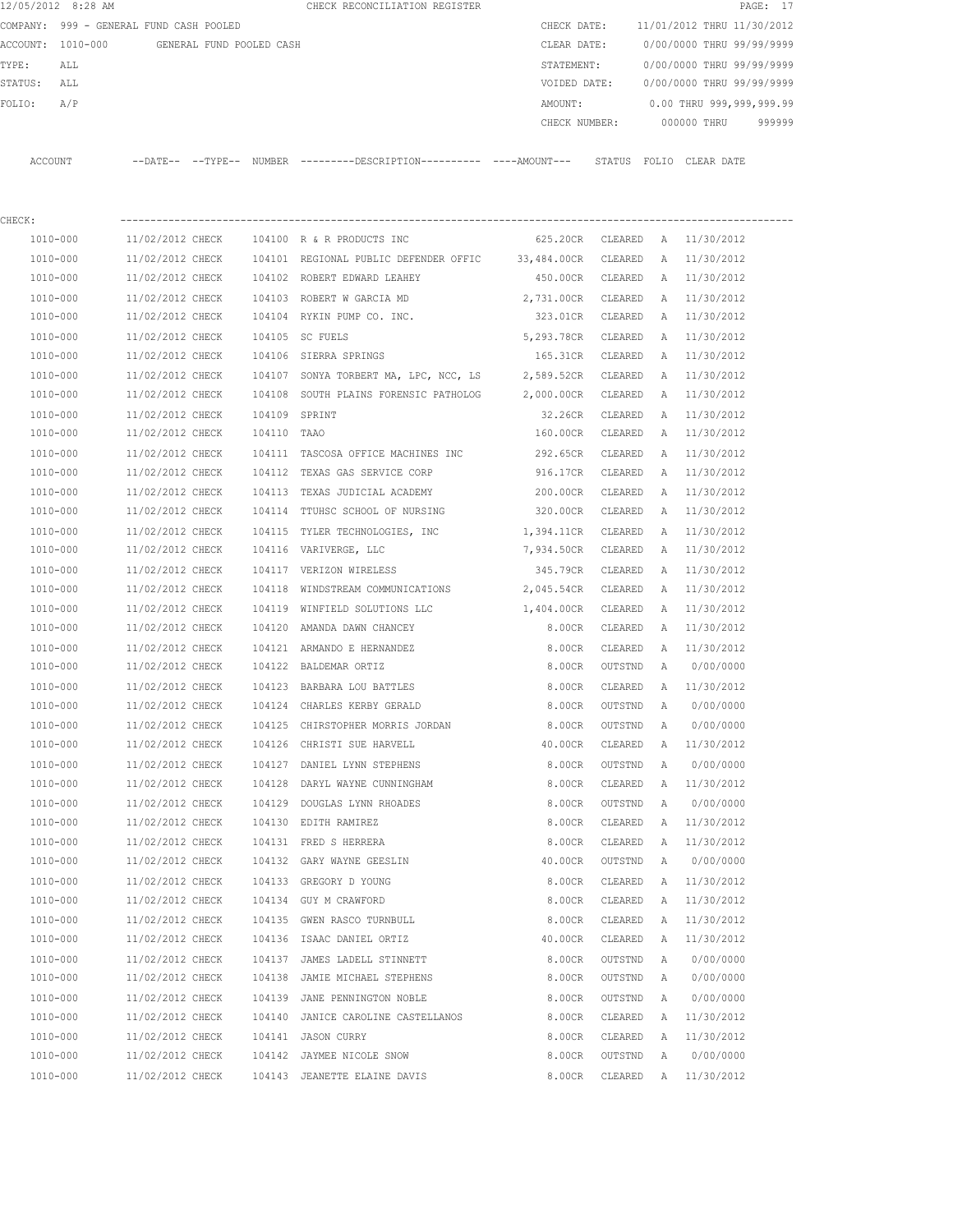12/05/2012 8:28 AM CHECK RECONCILIATION REGISTER

COMPANY: 999 - GENERAL FUND CASH POOLED
ACCOUNT: 1010-000 GENERAL FUND POOLED CASH
TYPE: ALL
STATUS: ALL
FOLIO: A/P

CHECK DATE: 11/01/2012 THRU 11/30/2012
CLEAR DATE: 0/00/0000 THRU 99/99/9999
STATEMENT: 0/00/0000 THRU 99/99/9999
VOIDED DATE: 0/00/0000 THRU 99/99/9999
AMOUNT: 0.00 THRU 999,999,999.99
CHECK NUMBER: 000000 THRU 999999

CHECK:

| ACCOUNT | --DATE-- | --TYPE-- | NUMBER | ---------DESCRIPTION---------- | ----AMOUNT--- | STATUS | FOLIO | CLEAR DATE |
|---|---|---|---|---|---|---|---|---|
| 1010-000 | 11/02/2012 | CHECK | 104100 | R & R PRODUCTS INC | 625.20CR | CLEARED | A | 11/30/2012 |
| 1010-000 | 11/02/2012 | CHECK | 104101 | REGIONAL PUBLIC DEFENDER OFFIC | 33,484.00CR | CLEARED | A | 11/30/2012 |
| 1010-000 | 11/02/2012 | CHECK | 104102 | ROBERT EDWARD LEAHEY | 450.00CR | CLEARED | A | 11/30/2012 |
| 1010-000 | 11/02/2012 | CHECK | 104103 | ROBERT W GARCIA MD | 2,731.00CR | CLEARED | A | 11/30/2012 |
| 1010-000 | 11/02/2012 | CHECK | 104104 | RYKIN PUMP CO. INC. | 323.01CR | CLEARED | A | 11/30/2012 |
| 1010-000 | 11/02/2012 | CHECK | 104105 | SC FUELS | 5,293.78CR | CLEARED | A | 11/30/2012 |
| 1010-000 | 11/02/2012 | CHECK | 104106 | SIERRA SPRINGS | 165.31CR | CLEARED | A | 11/30/2012 |
| 1010-000 | 11/02/2012 | CHECK | 104107 | SONYA TORBERT MA, LPC, NCC, LS | 2,589.52CR | CLEARED | A | 11/30/2012 |
| 1010-000 | 11/02/2012 | CHECK | 104108 | SOUTH PLAINS FORENSIC PATHOLOG | 2,000.00CR | CLEARED | A | 11/30/2012 |
| 1010-000 | 11/02/2012 | CHECK | 104109 | SPRINT | 32.26CR | CLEARED | A | 11/30/2012 |
| 1010-000 | 11/02/2012 | CHECK | 104110 | TAAO | 160.00CR | CLEARED | A | 11/30/2012 |
| 1010-000 | 11/02/2012 | CHECK | 104111 | TASCOSA OFFICE MACHINES INC | 292.65CR | CLEARED | A | 11/30/2012 |
| 1010-000 | 11/02/2012 | CHECK | 104112 | TEXAS GAS SERVICE CORP | 916.17CR | CLEARED | A | 11/30/2012 |
| 1010-000 | 11/02/2012 | CHECK | 104113 | TEXAS JUDICIAL ACADEMY | 200.00CR | CLEARED | A | 11/30/2012 |
| 1010-000 | 11/02/2012 | CHECK | 104114 | TTUHSC SCHOOL OF NURSING | 320.00CR | CLEARED | A | 11/30/2012 |
| 1010-000 | 11/02/2012 | CHECK | 104115 | TYLER TECHNOLOGIES, INC | 1,394.11CR | CLEARED | A | 11/30/2012 |
| 1010-000 | 11/02/2012 | CHECK | 104116 | VARIVERGE, LLC | 7,934.50CR | CLEARED | A | 11/30/2012 |
| 1010-000 | 11/02/2012 | CHECK | 104117 | VERIZON WIRELESS | 345.79CR | CLEARED | A | 11/30/2012 |
| 1010-000 | 11/02/2012 | CHECK | 104118 | WINDSTREAM COMMUNICATIONS | 2,045.54CR | CLEARED | A | 11/30/2012 |
| 1010-000 | 11/02/2012 | CHECK | 104119 | WINFIELD SOLUTIONS LLC | 1,404.00CR | CLEARED | A | 11/30/2012 |
| 1010-000 | 11/02/2012 | CHECK | 104120 | AMANDA DAWN CHANCEY | 8.00CR | CLEARED | A | 11/30/2012 |
| 1010-000 | 11/02/2012 | CHECK | 104121 | ARMANDO E HERNANDEZ | 8.00CR | CLEARED | A | 11/30/2012 |
| 1010-000 | 11/02/2012 | CHECK | 104122 | BALDEMAR ORTIZ | 8.00CR | OUTSTND | A | 0/00/0000 |
| 1010-000 | 11/02/2012 | CHECK | 104123 | BARBARA LOU BATTLES | 8.00CR | CLEARED | A | 11/30/2012 |
| 1010-000 | 11/02/2012 | CHECK | 104124 | CHARLES KERBY GERALD | 8.00CR | OUTSTND | A | 0/00/0000 |
| 1010-000 | 11/02/2012 | CHECK | 104125 | CHIRSTOPHER MORRIS JORDAN | 8.00CR | OUTSTND | A | 0/00/0000 |
| 1010-000 | 11/02/2012 | CHECK | 104126 | CHRISTI SUE HARVELL | 40.00CR | CLEARED | A | 11/30/2012 |
| 1010-000 | 11/02/2012 | CHECK | 104127 | DANIEL LYNN STEPHENS | 8.00CR | OUTSTND | A | 0/00/0000 |
| 1010-000 | 11/02/2012 | CHECK | 104128 | DARYL WAYNE CUNNINGHAM | 8.00CR | CLEARED | A | 11/30/2012 |
| 1010-000 | 11/02/2012 | CHECK | 104129 | DOUGLAS LYNN RHOADES | 8.00CR | OUTSTND | A | 0/00/0000 |
| 1010-000 | 11/02/2012 | CHECK | 104130 | EDITH RAMIREZ | 8.00CR | CLEARED | A | 11/30/2012 |
| 1010-000 | 11/02/2012 | CHECK | 104131 | FRED S HERRERA | 8.00CR | CLEARED | A | 11/30/2012 |
| 1010-000 | 11/02/2012 | CHECK | 104132 | GARY WAYNE GEESLIN | 40.00CR | OUTSTND | A | 0/00/0000 |
| 1010-000 | 11/02/2012 | CHECK | 104133 | GREGORY D YOUNG | 8.00CR | CLEARED | A | 11/30/2012 |
| 1010-000 | 11/02/2012 | CHECK | 104134 | GUY M CRAWFORD | 8.00CR | CLEARED | A | 11/30/2012 |
| 1010-000 | 11/02/2012 | CHECK | 104135 | GWEN RASCO TURNBULL | 8.00CR | CLEARED | A | 11/30/2012 |
| 1010-000 | 11/02/2012 | CHECK | 104136 | ISAAC DANIEL ORTIZ | 40.00CR | CLEARED | A | 11/30/2012 |
| 1010-000 | 11/02/2012 | CHECK | 104137 | JAMES LADELL STINNETT | 8.00CR | OUTSTND | A | 0/00/0000 |
| 1010-000 | 11/02/2012 | CHECK | 104138 | JAMIE MICHAEL STEPHENS | 8.00CR | OUTSTND | A | 0/00/0000 |
| 1010-000 | 11/02/2012 | CHECK | 104139 | JANE PENNINGTON NOBLE | 8.00CR | OUTSTND | A | 0/00/0000 |
| 1010-000 | 11/02/2012 | CHECK | 104140 | JANICE CAROLINE CASTELLANOS | 8.00CR | CLEARED | A | 11/30/2012 |
| 1010-000 | 11/02/2012 | CHECK | 104141 | JASON CURRY | 8.00CR | CLEARED | A | 11/30/2012 |
| 1010-000 | 11/02/2012 | CHECK | 104142 | JAYMEE NICOLE SNOW | 8.00CR | OUTSTND | A | 0/00/0000 |
| 1010-000 | 11/02/2012 | CHECK | 104143 | JEANETTE ELAINE DAVIS | 8.00CR | CLEARED | A | 11/30/2012 |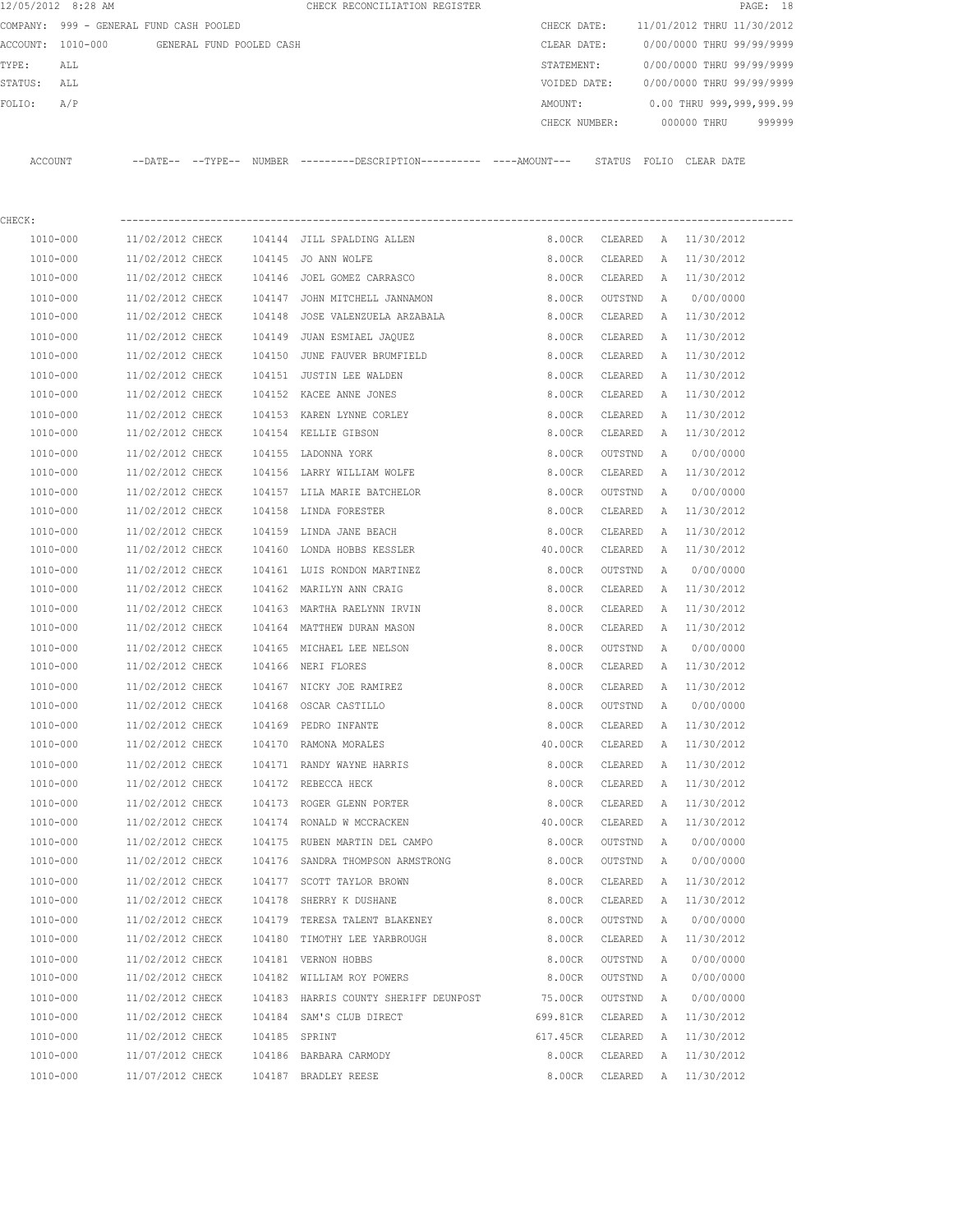12/05/2012 8:28 AM CHECK RECONCILIATION REGISTER

COMPANY: 999 - GENERAL FUND CASH POOLED

ACCOUNT: 1010-000 GENERAL FUND POOLED CASH

TYPE: ALL

STATUS: ALL

FOLIO: A/P

CHECK DATE: 11/01/2012 THRU 11/30/2012

CLEAR DATE: 0/00/0000 THRU 99/99/9999

STATEMENT: 0/00/0000 THRU 99/99/9999

VOIDED DATE: 0/00/0000 THRU 99/99/9999

AMOUNT: 0.00 THRU 999,999,999.99

CHECK NUMBER: 000000 THRU 999999

CHECK:

| ACCOUNT | --DATE-- | --TYPE-- | NUMBER | ---------DESCRIPTION---------- | ----AMOUNT--- | STATUS | FOLIO | CLEAR DATE |
|---|---|---|---|---|---|---|---|---|
| 1010-000 | 11/02/2012 | CHECK | 104144 | JILL SPALDING ALLEN | 8.00CR | CLEARED | A | 11/30/2012 |
| 1010-000 | 11/02/2012 | CHECK | 104145 | JO ANN WOLFE | 8.00CR | CLEARED | A | 11/30/2012 |
| 1010-000 | 11/02/2012 | CHECK | 104146 | JOEL GOMEZ CARRASCO | 8.00CR | CLEARED | A | 11/30/2012 |
| 1010-000 | 11/02/2012 | CHECK | 104147 | JOHN MITCHELL JANNAMON | 8.00CR | OUTSTND | A | 0/00/0000 |
| 1010-000 | 11/02/2012 | CHECK | 104148 | JOSE VALENZUELA ARZABALA | 8.00CR | CLEARED | A | 11/30/2012 |
| 1010-000 | 11/02/2012 | CHECK | 104149 | JUAN ESMIAEL JAQUEZ | 8.00CR | CLEARED | A | 11/30/2012 |
| 1010-000 | 11/02/2012 | CHECK | 104150 | JUNE FAUVER BRUMFIELD | 8.00CR | CLEARED | A | 11/30/2012 |
| 1010-000 | 11/02/2012 | CHECK | 104151 | JUSTIN LEE WALDEN | 8.00CR | CLEARED | A | 11/30/2012 |
| 1010-000 | 11/02/2012 | CHECK | 104152 | KACEE ANNE JONES | 8.00CR | CLEARED | A | 11/30/2012 |
| 1010-000 | 11/02/2012 | CHECK | 104153 | KAREN LYNNE CORLEY | 8.00CR | CLEARED | A | 11/30/2012 |
| 1010-000 | 11/02/2012 | CHECK | 104154 | KELLIE GIBSON | 8.00CR | CLEARED | A | 11/30/2012 |
| 1010-000 | 11/02/2012 | CHECK | 104155 | LADONNA YORK | 8.00CR | OUTSTND | A | 0/00/0000 |
| 1010-000 | 11/02/2012 | CHECK | 104156 | LARRY WILLIAM WOLFE | 8.00CR | CLEARED | A | 11/30/2012 |
| 1010-000 | 11/02/2012 | CHECK | 104157 | LILA MARIE BATCHELOR | 8.00CR | OUTSTND | A | 0/00/0000 |
| 1010-000 | 11/02/2012 | CHECK | 104158 | LINDA FORESTER | 8.00CR | CLEARED | A | 11/30/2012 |
| 1010-000 | 11/02/2012 | CHECK | 104159 | LINDA JANE BEACH | 8.00CR | CLEARED | A | 11/30/2012 |
| 1010-000 | 11/02/2012 | CHECK | 104160 | LONDA HOBBS KESSLER | 40.00CR | CLEARED | A | 11/30/2012 |
| 1010-000 | 11/02/2012 | CHECK | 104161 | LUIS RONDON MARTINEZ | 8.00CR | OUTSTND | A | 0/00/0000 |
| 1010-000 | 11/02/2012 | CHECK | 104162 | MARILYN ANN CRAIG | 8.00CR | CLEARED | A | 11/30/2012 |
| 1010-000 | 11/02/2012 | CHECK | 104163 | MARTHA RAELYNN IRVIN | 8.00CR | CLEARED | A | 11/30/2012 |
| 1010-000 | 11/02/2012 | CHECK | 104164 | MATTHEW DURAN MASON | 8.00CR | CLEARED | A | 11/30/2012 |
| 1010-000 | 11/02/2012 | CHECK | 104165 | MICHAEL LEE NELSON | 8.00CR | OUTSTND | A | 0/00/0000 |
| 1010-000 | 11/02/2012 | CHECK | 104166 | NERI FLORES | 8.00CR | CLEARED | A | 11/30/2012 |
| 1010-000 | 11/02/2012 | CHECK | 104167 | NICKY JOE RAMIREZ | 8.00CR | CLEARED | A | 11/30/2012 |
| 1010-000 | 11/02/2012 | CHECK | 104168 | OSCAR CASTILLO | 8.00CR | OUTSTND | A | 0/00/0000 |
| 1010-000 | 11/02/2012 | CHECK | 104169 | PEDRO INFANTE | 8.00CR | CLEARED | A | 11/30/2012 |
| 1010-000 | 11/02/2012 | CHECK | 104170 | RAMONA MORALES | 40.00CR | CLEARED | A | 11/30/2012 |
| 1010-000 | 11/02/2012 | CHECK | 104171 | RANDY WAYNE HARRIS | 8.00CR | CLEARED | A | 11/30/2012 |
| 1010-000 | 11/02/2012 | CHECK | 104172 | REBECCA HECK | 8.00CR | CLEARED | A | 11/30/2012 |
| 1010-000 | 11/02/2012 | CHECK | 104173 | ROGER GLENN PORTER | 8.00CR | CLEARED | A | 11/30/2012 |
| 1010-000 | 11/02/2012 | CHECK | 104174 | RONALD W MCCRACKEN | 40.00CR | CLEARED | A | 11/30/2012 |
| 1010-000 | 11/02/2012 | CHECK | 104175 | RUBEN MARTIN DEL CAMPO | 8.00CR | OUTSTND | A | 0/00/0000 |
| 1010-000 | 11/02/2012 | CHECK | 104176 | SANDRA THOMPSON ARMSTRONG | 8.00CR | OUTSTND | A | 0/00/0000 |
| 1010-000 | 11/02/2012 | CHECK | 104177 | SCOTT TAYLOR BROWN | 8.00CR | CLEARED | A | 11/30/2012 |
| 1010-000 | 11/02/2012 | CHECK | 104178 | SHERRY K DUSHANE | 8.00CR | CLEARED | A | 11/30/2012 |
| 1010-000 | 11/02/2012 | CHECK | 104179 | TERESA TALENT BLAKENEY | 8.00CR | OUTSTND | A | 0/00/0000 |
| 1010-000 | 11/02/2012 | CHECK | 104180 | TIMOTHY LEE YARBROUGH | 8.00CR | CLEARED | A | 11/30/2012 |
| 1010-000 | 11/02/2012 | CHECK | 104181 | VERNON HOBBS | 8.00CR | OUTSTND | A | 0/00/0000 |
| 1010-000 | 11/02/2012 | CHECK | 104182 | WILLIAM ROY POWERS | 8.00CR | OUTSTND | A | 0/00/0000 |
| 1010-000 | 11/02/2012 | CHECK | 104183 | HARRIS COUNTY SHERIFF DEUNPOST | 75.00CR | OUTSTND | A | 0/00/0000 |
| 1010-000 | 11/02/2012 | CHECK | 104184 | SAM'S CLUB DIRECT | 699.81CR | CLEARED | A | 11/30/2012 |
| 1010-000 | 11/02/2012 | CHECK | 104185 | SPRINT | 617.45CR | CLEARED | A | 11/30/2012 |
| 1010-000 | 11/07/2012 | CHECK | 104186 | BARBARA CARMODY | 8.00CR | CLEARED | A | 11/30/2012 |
| 1010-000 | 11/07/2012 | CHECK | 104187 | BRADLEY REESE | 8.00CR | CLEARED | A | 11/30/2012 |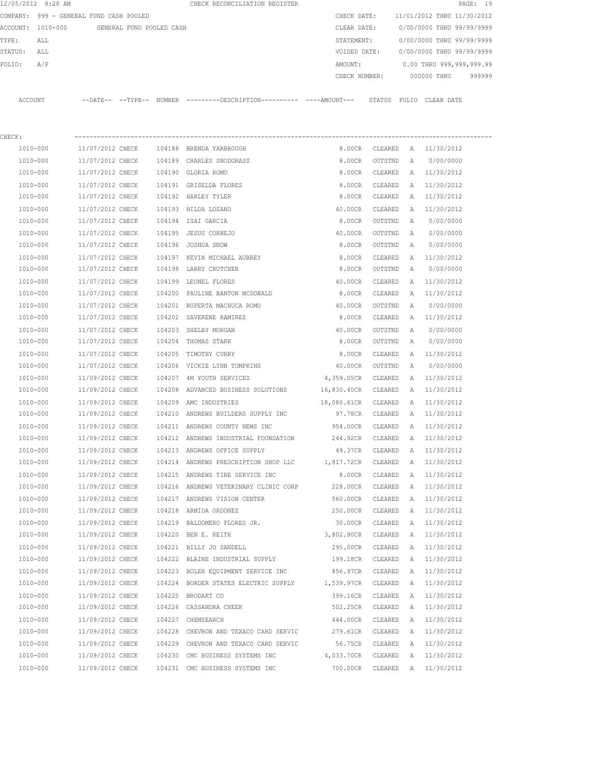```
12/05/2012  8:28 AM                                    CHECK RECONCILIATION REGISTER                                    PAGE: 19
COMPANY:  999 - GENERAL FUND CASH POOLED                                          CHECK DATE:     11/01/2012 THRU 11/30/2012
ACCOUNT:  1010-000        GENERAL FUND POOLED CASH                                CLEAR DATE:     0/00/0000 THRU 99/99/9999
TYPE:     ALL                                                                     STATEMENT:      0/00/0000 THRU 99/99/9999
STATUS:   ALL                                                                     VOIDED DATE:    0/00/0000 THRU 99/99/9999
FOLIO:    A/P                                                                     AMOUNT:         0.00 THRU 999,999,999.99
                                                                                  CHECK NUMBER:      000000 THRU     999999
```

| ACCOUNT | --DATE-- | --TYPE-- | NUMBER | ---------DESCRIPTION---------- | ----AMOUNT--- | STATUS | FOLIO | CLEAR DATE |
|---|---|---|---|---|---|---|---|---|
| CHECK: | | | | | | | | |
| 1010-000 | 11/07/2012 | CHECK | 104188 | BRENDA YARBROUGH | 8.00CR | CLEARED | A | 11/30/2012 |
| 1010-000 | 11/07/2012 | CHECK | 104189 | CHARLES SNODGRASS | 8.00CR | OUTSTND | A | 0/00/0000 |
| 1010-000 | 11/07/2012 | CHECK | 104190 | GLORIA ROMO | 8.00CR | CLEARED | A | 11/30/2012 |
| 1010-000 | 11/07/2012 | CHECK | 104191 | GRISELDA FLORES | 8.00CR | CLEARED | A | 11/30/2012 |
| 1010-000 | 11/07/2012 | CHECK | 104192 | HARLEY TYLER | 8.00CR | CLEARED | A | 11/30/2012 |
| 1010-000 | 11/07/2012 | CHECK | 104193 | HILDA LOZANO | 40.00CR | CLEARED | A | 11/30/2012 |
| 1010-000 | 11/07/2012 | CHECK | 104194 | ISAI GARCIA | 8.00CR | OUTSTND | A | 0/00/0000 |
| 1010-000 | 11/07/2012 | CHECK | 104195 | JESUS CORNEJO | 40.00CR | OUTSTND | A | 0/00/0000 |
| 1010-000 | 11/07/2012 | CHECK | 104196 | JOSHUA SNOW | 8.00CR | OUTSTND | A | 0/00/0000 |
| 1010-000 | 11/07/2012 | CHECK | 104197 | KEVIN MICHAEL AUBREY | 8.00CR | CLEARED | A | 11/30/2012 |
| 1010-000 | 11/07/2012 | CHECK | 104198 | LARRY CRUTCHER | 8.00CR | OUTSTND | A | 0/00/0000 |
| 1010-000 | 11/07/2012 | CHECK | 104199 | LEONEL FLORES | 40.00CR | CLEARED | A | 11/30/2012 |
| 1010-000 | 11/07/2012 | CHECK | 104200 | PAULINE BANTON MCDONALD | 8.00CR | CLEARED | A | 11/30/2012 |
| 1010-000 | 11/07/2012 | CHECK | 104201 | RUPERTA MACHUCA ROMO | 40.00CR | OUTSTND | A | 0/00/0000 |
| 1010-000 | 11/07/2012 | CHECK | 104202 | SAVERENE RAMIREZ | 8.00CR | CLEARED | A | 11/30/2012 |
| 1010-000 | 11/07/2012 | CHECK | 104203 | SHELBY MORGAN | 40.00CR | OUTSTND | A | 0/00/0000 |
| 1010-000 | 11/07/2012 | CHECK | 104204 | THOMAS STARK | 8.00CR | OUTSTND | A | 0/00/0000 |
| 1010-000 | 11/07/2012 | CHECK | 104205 | TIMOTHY CURRY | 8.00CR | CLEARED | A | 11/30/2012 |
| 1010-000 | 11/07/2012 | CHECK | 104206 | VICKIE LYNN TOMPKINS | 40.00CR | OUTSTND | A | 0/00/0000 |
| 1010-000 | 11/09/2012 | CHECK | 104207 | 4M YOUTH SERVICES | 4,359.05CR | CLEARED | A | 11/30/2012 |
| 1010-000 | 11/09/2012 | CHECK | 104208 | ADVANCED BUSINESS SOLUTIONS | 16,830.40CR | CLEARED | A | 11/30/2012 |
| 1010-000 | 11/09/2012 | CHECK | 104209 | AMC INDUSTRIES | 18,080.61CR | CLEARED | A | 11/30/2012 |
| 1010-000 | 11/09/2012 | CHECK | 104210 | ANDREWS BUILDERS SUPPLY INC | 97.78CR | CLEARED | A | 11/30/2012 |
| 1010-000 | 11/09/2012 | CHECK | 104211 | ANDREWS COUNTY NEWS INC | 954.00CR | CLEARED | A | 11/30/2012 |
| 1010-000 | 11/09/2012 | CHECK | 104212 | ANDREWS INDUSTRIAL FOUNDATION | 244.92CR | CLEARED | A | 11/30/2012 |
| 1010-000 | 11/09/2012 | CHECK | 104213 | ANDREWS OFFICE SUPPLY | 49.37CR | CLEARED | A | 11/30/2012 |
| 1010-000 | 11/09/2012 | CHECK | 104214 | ANDREWS PRESCRIPTION SHOP LLC | 1,817.72CR | CLEARED | A | 11/30/2012 |
| 1010-000 | 11/09/2012 | CHECK | 104215 | ANDREWS TIRE SERVICE INC | 8.00CR | CLEARED | A | 11/30/2012 |
| 1010-000 | 11/09/2012 | CHECK | 104216 | ANDREWS VETERINARY CLINIC CORP | 228.00CR | CLEARED | A | 11/30/2012 |
| 1010-000 | 11/09/2012 | CHECK | 104217 | ANDREWS VISION CENTER | 560.00CR | CLEARED | A | 11/30/2012 |
| 1010-000 | 11/09/2012 | CHECK | 104218 | ARMIDA ORDONEZ | 250.00CR | CLEARED | A | 11/30/2012 |
| 1010-000 | 11/09/2012 | CHECK | 104219 | BALDOMERO FLORES JR. | 30.00CR | CLEARED | A | 11/30/2012 |
| 1010-000 | 11/09/2012 | CHECK | 104220 | BEN E. KEITH | 3,802.90CR | CLEARED | A | 11/30/2012 |
| 1010-000 | 11/09/2012 | CHECK | 104221 | BILLY JO SANDELL | 295.00CR | CLEARED | A | 11/30/2012 |
| 1010-000 | 11/09/2012 | CHECK | 104222 | BLAINE INDUSTRIAL SUPPLY | 199.18CR | CLEARED | A | 11/30/2012 |
| 1010-000 | 11/09/2012 | CHECK | 104223 | BOLER EQUIPMENT SERVICE INC | 856.97CR | CLEARED | A | 11/30/2012 |
| 1010-000 | 11/09/2012 | CHECK | 104224 | BORDER STATES ELECTRIC SUPPLY | 1,539.97CR | CLEARED | A | 11/30/2012 |
| 1010-000 | 11/09/2012 | CHECK | 104225 | BRODART CO | 399.16CR | CLEARED | A | 11/30/2012 |
| 1010-000 | 11/09/2012 | CHECK | 104226 | CASSANDRA CHEEK | 502.25CR | CLEARED | A | 11/30/2012 |
| 1010-000 | 11/09/2012 | CHECK | 104227 | CHEMSEARCH | 444.00CR | CLEARED | A | 11/30/2012 |
| 1010-000 | 11/09/2012 | CHECK | 104228 | CHEVRON AND TEXACO CARD SERVIC | 279.61CR | CLEARED | A | 11/30/2012 |
| 1010-000 | 11/09/2012 | CHECK | 104229 | CHEVRON AND TEXACO CARD SERVIC | 56.75CR | CLEARED | A | 11/30/2012 |
| 1010-000 | 11/09/2012 | CHECK | 104230 | CMC BUSINESS SYSTEMS INC | 4,033.70CR | CLEARED | A | 11/30/2012 |
| 1010-000 | 11/09/2012 | CHECK | 104231 | CMC BUSINESS SYSTEMS INC | 700.00CR | CLEARED | A | 11/30/2012 |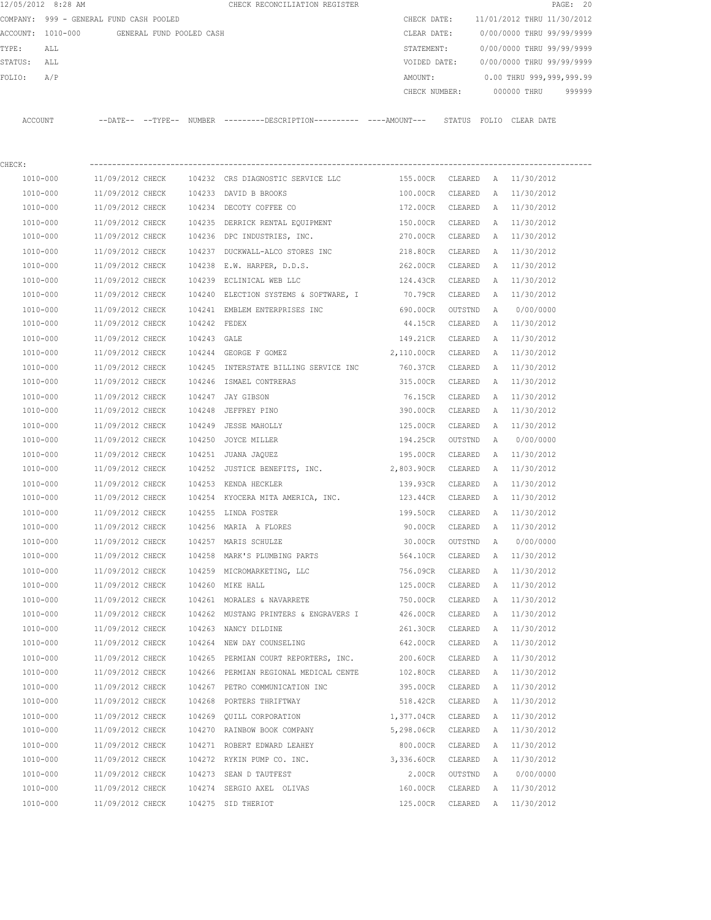12/05/2012 8:28 AM CHECK RECONCILIATION REGISTER

COMPANY: 999 - GENERAL FUND CASH POOLED
ACCOUNT: 1010-000 GENERAL FUND POOLED CASH
TYPE: ALL
STATUS: ALL
FOLIO: A/P

CHECK DATE: 11/01/2012 THRU 11/30/2012
CLEAR DATE: 0/00/0000 THRU 99/99/9999
STATEMENT: 0/00/0000 THRU 99/99/9999
VOIDED DATE: 0/00/0000 THRU 99/99/9999
AMOUNT: 0.00 THRU 999,999,999.99
CHECK NUMBER: 000000 THRU 999999

CHECK:

| ACCOUNT | --DATE-- | --TYPE-- | NUMBER | ---------DESCRIPTION---------- | ----AMOUNT--- | STATUS | FOLIO | CLEAR DATE |
|---|---|---|---|---|---|---|---|---|
| 1010-000 | 11/09/2012 | CHECK | 104232 | CRS DIAGNOSTIC SERVICE LLC | 155.00CR | CLEARED | A | 11/30/2012 |
| 1010-000 | 11/09/2012 | CHECK | 104233 | DAVID B BROOKS | 100.00CR | CLEARED | A | 11/30/2012 |
| 1010-000 | 11/09/2012 | CHECK | 104234 | DECOTY COFFEE CO | 172.00CR | CLEARED | A | 11/30/2012 |
| 1010-000 | 11/09/2012 | CHECK | 104235 | DERRICK RENTAL EQUIPMENT | 150.00CR | CLEARED | A | 11/30/2012 |
| 1010-000 | 11/09/2012 | CHECK | 104236 | DPC INDUSTRIES, INC. | 270.00CR | CLEARED | A | 11/30/2012 |
| 1010-000 | 11/09/2012 | CHECK | 104237 | DUCKWALL-ALCO STORES INC | 218.80CR | CLEARED | A | 11/30/2012 |
| 1010-000 | 11/09/2012 | CHECK | 104238 | E.W. HARPER, D.D.S. | 262.00CR | CLEARED | A | 11/30/2012 |
| 1010-000 | 11/09/2012 | CHECK | 104239 | ECLINICAL WEB LLC | 124.43CR | CLEARED | A | 11/30/2012 |
| 1010-000 | 11/09/2012 | CHECK | 104240 | ELECTION SYSTEMS & SOFTWARE, I | 70.79CR | CLEARED | A | 11/30/2012 |
| 1010-000 | 11/09/2012 | CHECK | 104241 | EMBLEM ENTERPRISES INC | 690.00CR | OUTSTND | A | 0/00/0000 |
| 1010-000 | 11/09/2012 | CHECK | 104242 | FEDEX | 44.15CR | CLEARED | A | 11/30/2012 |
| 1010-000 | 11/09/2012 | CHECK | 104243 | GALE | 149.21CR | CLEARED | A | 11/30/2012 |
| 1010-000 | 11/09/2012 | CHECK | 104244 | GEORGE F GOMEZ | 2,110.00CR | CLEARED | A | 11/30/2012 |
| 1010-000 | 11/09/2012 | CHECK | 104245 | INTERSTATE BILLING SERVICE INC | 760.37CR | CLEARED | A | 11/30/2012 |
| 1010-000 | 11/09/2012 | CHECK | 104246 | ISMAEL CONTRERAS | 315.00CR | CLEARED | A | 11/30/2012 |
| 1010-000 | 11/09/2012 | CHECK | 104247 | JAY GIBSON | 76.15CR | CLEARED | A | 11/30/2012 |
| 1010-000 | 11/09/2012 | CHECK | 104248 | JEFFREY PINO | 390.00CR | CLEARED | A | 11/30/2012 |
| 1010-000 | 11/09/2012 | CHECK | 104249 | JESSE MAHOLLY | 125.00CR | CLEARED | A | 11/30/2012 |
| 1010-000 | 11/09/2012 | CHECK | 104250 | JOYCE MILLER | 194.25CR | OUTSTND | A | 0/00/0000 |
| 1010-000 | 11/09/2012 | CHECK | 104251 | JUANA JAQUEZ | 195.00CR | CLEARED | A | 11/30/2012 |
| 1010-000 | 11/09/2012 | CHECK | 104252 | JUSTICE BENEFITS, INC. | 2,803.90CR | CLEARED | A | 11/30/2012 |
| 1010-000 | 11/09/2012 | CHECK | 104253 | KENDA HECKLER | 139.93CR | CLEARED | A | 11/30/2012 |
| 1010-000 | 11/09/2012 | CHECK | 104254 | KYOCERA MITA AMERICA, INC. | 123.44CR | CLEARED | A | 11/30/2012 |
| 1010-000 | 11/09/2012 | CHECK | 104255 | LINDA FOSTER | 199.50CR | CLEARED | A | 11/30/2012 |
| 1010-000 | 11/09/2012 | CHECK | 104256 | MARIA A FLORES | 90.00CR | CLEARED | A | 11/30/2012 |
| 1010-000 | 11/09/2012 | CHECK | 104257 | MARIS SCHULZE | 30.00CR | OUTSTND | A | 0/00/0000 |
| 1010-000 | 11/09/2012 | CHECK | 104258 | MARK'S PLUMBING PARTS | 564.10CR | CLEARED | A | 11/30/2012 |
| 1010-000 | 11/09/2012 | CHECK | 104259 | MICROMARKETING, LLC | 756.09CR | CLEARED | A | 11/30/2012 |
| 1010-000 | 11/09/2012 | CHECK | 104260 | MIKE HALL | 125.00CR | CLEARED | A | 11/30/2012 |
| 1010-000 | 11/09/2012 | CHECK | 104261 | MORALES & NAVARRETE | 750.00CR | CLEARED | A | 11/30/2012 |
| 1010-000 | 11/09/2012 | CHECK | 104262 | MUSTANG PRINTERS & ENGRAVERS I | 426.00CR | CLEARED | A | 11/30/2012 |
| 1010-000 | 11/09/2012 | CHECK | 104263 | NANCY DILDINE | 261.30CR | CLEARED | A | 11/30/2012 |
| 1010-000 | 11/09/2012 | CHECK | 104264 | NEW DAY COUNSELING | 642.00CR | CLEARED | A | 11/30/2012 |
| 1010-000 | 11/09/2012 | CHECK | 104265 | PERMIAN COURT REPORTERS, INC. | 200.60CR | CLEARED | A | 11/30/2012 |
| 1010-000 | 11/09/2012 | CHECK | 104266 | PERMIAN REGIONAL MEDICAL CENTE | 102.80CR | CLEARED | A | 11/30/2012 |
| 1010-000 | 11/09/2012 | CHECK | 104267 | PETRO COMMUNICATION INC | 395.00CR | CLEARED | A | 11/30/2012 |
| 1010-000 | 11/09/2012 | CHECK | 104268 | PORTERS THRIFTWAY | 518.42CR | CLEARED | A | 11/30/2012 |
| 1010-000 | 11/09/2012 | CHECK | 104269 | QUILL CORPORATION | 1,377.04CR | CLEARED | A | 11/30/2012 |
| 1010-000 | 11/09/2012 | CHECK | 104270 | RAINBOW BOOK COMPANY | 5,298.06CR | CLEARED | A | 11/30/2012 |
| 1010-000 | 11/09/2012 | CHECK | 104271 | ROBERT EDWARD LEAHEY | 800.00CR | CLEARED | A | 11/30/2012 |
| 1010-000 | 11/09/2012 | CHECK | 104272 | RYKIN PUMP CO. INC. | 3,336.60CR | CLEARED | A | 11/30/2012 |
| 1010-000 | 11/09/2012 | CHECK | 104273 | SEAN D TAUTFEST | 2.00CR | OUTSTND | A | 0/00/0000 |
| 1010-000 | 11/09/2012 | CHECK | 104274 | SERGIO AXEL OLIVAS | 160.00CR | CLEARED | A | 11/30/2012 |
| 1010-000 | 11/09/2012 | CHECK | 104275 | SID THERIOT | 125.00CR | CLEARED | A | 11/30/2012 |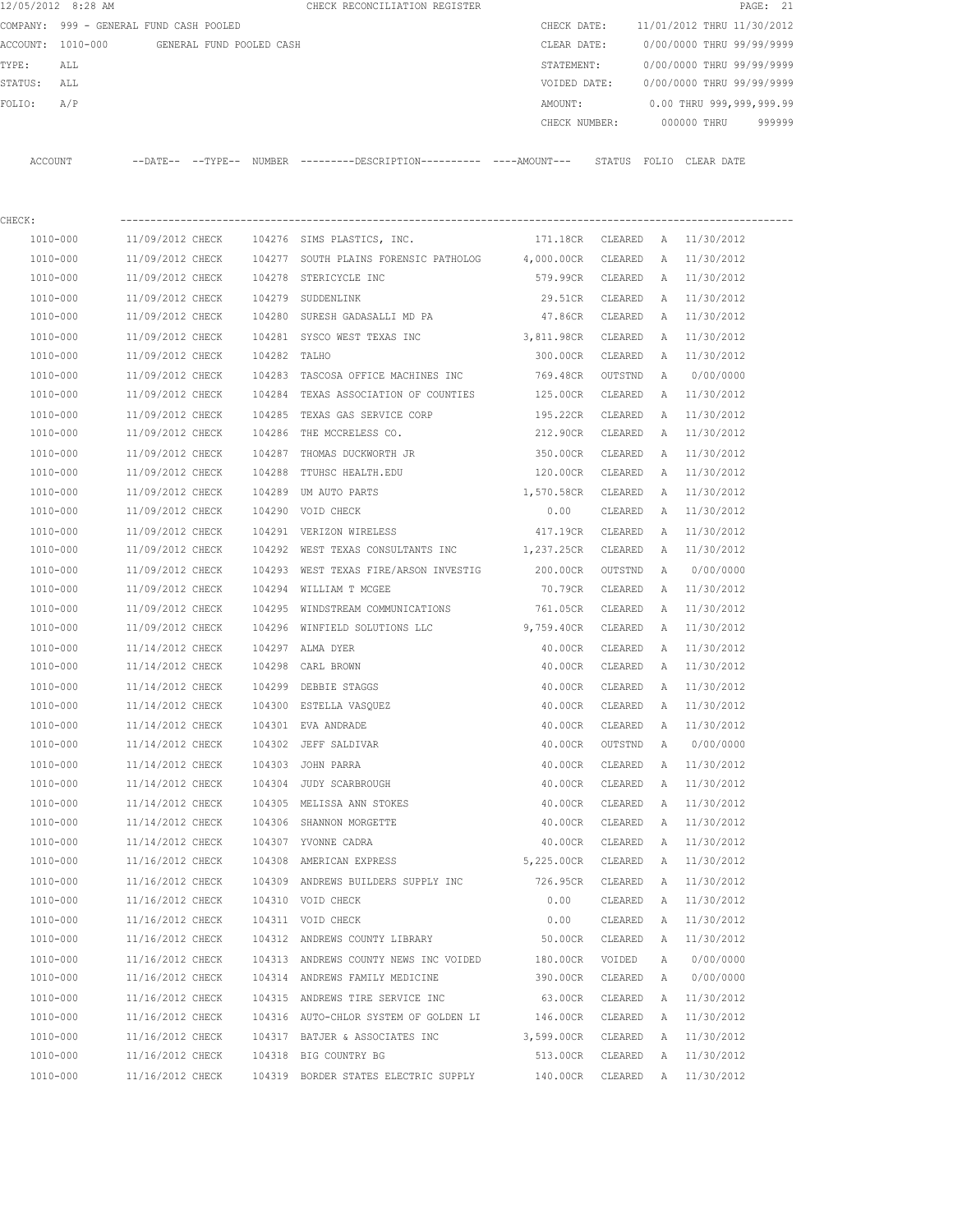12/05/2012 8:28 AM CHECK RECONCILIATION REGISTER

COMPANY: 999 - GENERAL FUND CASH POOLED
ACCOUNT: 1010-000 GENERAL FUND POOLED CASH
TYPE: ALL
STATUS: ALL
FOLIO: A/P

CHECK DATE: 11/01/2012 THRU 11/30/2012
CLEAR DATE: 0/00/0000 THRU 99/99/9999
STATEMENT: 0/00/0000 THRU 99/99/9999
VOIDED DATE: 0/00/0000 THRU 99/99/9999
AMOUNT: 0.00 THRU 999,999,999.99
CHECK NUMBER: 000000 THRU 999999

CHECK:

| ACCOUNT | --DATE-- | --TYPE-- | NUMBER | ---------DESCRIPTION---------- | ----AMOUNT--- | STATUS | FOLIO | CLEAR DATE |
|---|---|---|---|---|---|---|---|---|
| 1010-000 | 11/09/2012 | CHECK | 104276 | SIMS PLASTICS, INC. | 171.18CR | CLEARED | A | 11/30/2012 |
| 1010-000 | 11/09/2012 | CHECK | 104277 | SOUTH PLAINS FORENSIC PATHOLOG | 4,000.00CR | CLEARED | A | 11/30/2012 |
| 1010-000 | 11/09/2012 | CHECK | 104278 | STERICYCLE INC | 579.99CR | CLEARED | A | 11/30/2012 |
| 1010-000 | 11/09/2012 | CHECK | 104279 | SUDDENLINK | 29.51CR | CLEARED | A | 11/30/2012 |
| 1010-000 | 11/09/2012 | CHECK | 104280 | SURESH GADASALLI MD PA | 47.86CR | CLEARED | A | 11/30/2012 |
| 1010-000 | 11/09/2012 | CHECK | 104281 | SYSCO WEST TEXAS INC | 3,811.98CR | CLEARED | A | 11/30/2012 |
| 1010-000 | 11/09/2012 | CHECK | 104282 | TALHO | 300.00CR | CLEARED | A | 11/30/2012 |
| 1010-000 | 11/09/2012 | CHECK | 104283 | TASCOSA OFFICE MACHINES INC | 769.48CR | OUTSTND | A | 0/00/0000 |
| 1010-000 | 11/09/2012 | CHECK | 104284 | TEXAS ASSOCIATION OF COUNTIES | 125.00CR | CLEARED | A | 11/30/2012 |
| 1010-000 | 11/09/2012 | CHECK | 104285 | TEXAS GAS SERVICE CORP | 195.22CR | CLEARED | A | 11/30/2012 |
| 1010-000 | 11/09/2012 | CHECK | 104286 | THE MCCRELESS CO. | 212.90CR | CLEARED | A | 11/30/2012 |
| 1010-000 | 11/09/2012 | CHECK | 104287 | THOMAS DUCKWORTH JR | 350.00CR | CLEARED | A | 11/30/2012 |
| 1010-000 | 11/09/2012 | CHECK | 104288 | TTUHSC HEALTH.EDU | 120.00CR | CLEARED | A | 11/30/2012 |
| 1010-000 | 11/09/2012 | CHECK | 104289 | UM AUTO PARTS | 1,570.58CR | CLEARED | A | 11/30/2012 |
| 1010-000 | 11/09/2012 | CHECK | 104290 | VOID CHECK | 0.00 | CLEARED | A | 11/30/2012 |
| 1010-000 | 11/09/2012 | CHECK | 104291 | VERIZON WIRELESS | 417.19CR | CLEARED | A | 11/30/2012 |
| 1010-000 | 11/09/2012 | CHECK | 104292 | WEST TEXAS CONSULTANTS INC | 1,237.25CR | CLEARED | A | 11/30/2012 |
| 1010-000 | 11/09/2012 | CHECK | 104293 | WEST TEXAS FIRE/ARSON INVESTIG | 200.00CR | OUTSTND | A | 0/00/0000 |
| 1010-000 | 11/09/2012 | CHECK | 104294 | WILLIAM T MCGEE | 70.79CR | CLEARED | A | 11/30/2012 |
| 1010-000 | 11/09/2012 | CHECK | 104295 | WINDSTREAM COMMUNICATIONS | 761.05CR | CLEARED | A | 11/30/2012 |
| 1010-000 | 11/09/2012 | CHECK | 104296 | WINFIELD SOLUTIONS LLC | 9,759.40CR | CLEARED | A | 11/30/2012 |
| 1010-000 | 11/14/2012 | CHECK | 104297 | ALMA DYER | 40.00CR | CLEARED | A | 11/30/2012 |
| 1010-000 | 11/14/2012 | CHECK | 104298 | CARL BROWN | 40.00CR | CLEARED | A | 11/30/2012 |
| 1010-000 | 11/14/2012 | CHECK | 104299 | DEBBIE STAGGS | 40.00CR | CLEARED | A | 11/30/2012 |
| 1010-000 | 11/14/2012 | CHECK | 104300 | ESTELLA VASQUEZ | 40.00CR | CLEARED | A | 11/30/2012 |
| 1010-000 | 11/14/2012 | CHECK | 104301 | EVA ANDRADE | 40.00CR | CLEARED | A | 11/30/2012 |
| 1010-000 | 11/14/2012 | CHECK | 104302 | JEFF SALDIVAR | 40.00CR | OUTSTND | A | 0/00/0000 |
| 1010-000 | 11/14/2012 | CHECK | 104303 | JOHN PARRA | 40.00CR | CLEARED | A | 11/30/2012 |
| 1010-000 | 11/14/2012 | CHECK | 104304 | JUDY SCARBROUGH | 40.00CR | CLEARED | A | 11/30/2012 |
| 1010-000 | 11/14/2012 | CHECK | 104305 | MELISSA ANN STOKES | 40.00CR | CLEARED | A | 11/30/2012 |
| 1010-000 | 11/14/2012 | CHECK | 104306 | SHANNON MORGETTE | 40.00CR | CLEARED | A | 11/30/2012 |
| 1010-000 | 11/14/2012 | CHECK | 104307 | YVONNE CADRA | 40.00CR | CLEARED | A | 11/30/2012 |
| 1010-000 | 11/16/2012 | CHECK | 104308 | AMERICAN EXPRESS | 5,225.00CR | CLEARED | A | 11/30/2012 |
| 1010-000 | 11/16/2012 | CHECK | 104309 | ANDREWS BUILDERS SUPPLY INC | 726.95CR | CLEARED | A | 11/30/2012 |
| 1010-000 | 11/16/2012 | CHECK | 104310 | VOID CHECK | 0.00 | CLEARED | A | 11/30/2012 |
| 1010-000 | 11/16/2012 | CHECK | 104311 | VOID CHECK | 0.00 | CLEARED | A | 11/30/2012 |
| 1010-000 | 11/16/2012 | CHECK | 104312 | ANDREWS COUNTY LIBRARY | 50.00CR | CLEARED | A | 11/30/2012 |
| 1010-000 | 11/16/2012 | CHECK | 104313 | ANDREWS COUNTY NEWS INC VOIDED | 180.00CR | VOIDED | A | 0/00/0000 |
| 1010-000 | 11/16/2012 | CHECK | 104314 | ANDREWS FAMILY MEDICINE | 390.00CR | CLEARED | A | 0/00/0000 |
| 1010-000 | 11/16/2012 | CHECK | 104315 | ANDREWS TIRE SERVICE INC | 63.00CR | CLEARED | A | 11/30/2012 |
| 1010-000 | 11/16/2012 | CHECK | 104316 | AUTO-CHLOR SYSTEM OF GOLDEN LI | 146.00CR | CLEARED | A | 11/30/2012 |
| 1010-000 | 11/16/2012 | CHECK | 104317 | BATJER & ASSOCIATES INC | 3,599.00CR | CLEARED | A | 11/30/2012 |
| 1010-000 | 11/16/2012 | CHECK | 104318 | BIG COUNTRY BG | 513.00CR | CLEARED | A | 11/30/2012 |
| 1010-000 | 11/16/2012 | CHECK | 104319 | BORDER STATES ELECTRIC SUPPLY | 140.00CR | CLEARED | A | 11/30/2012 |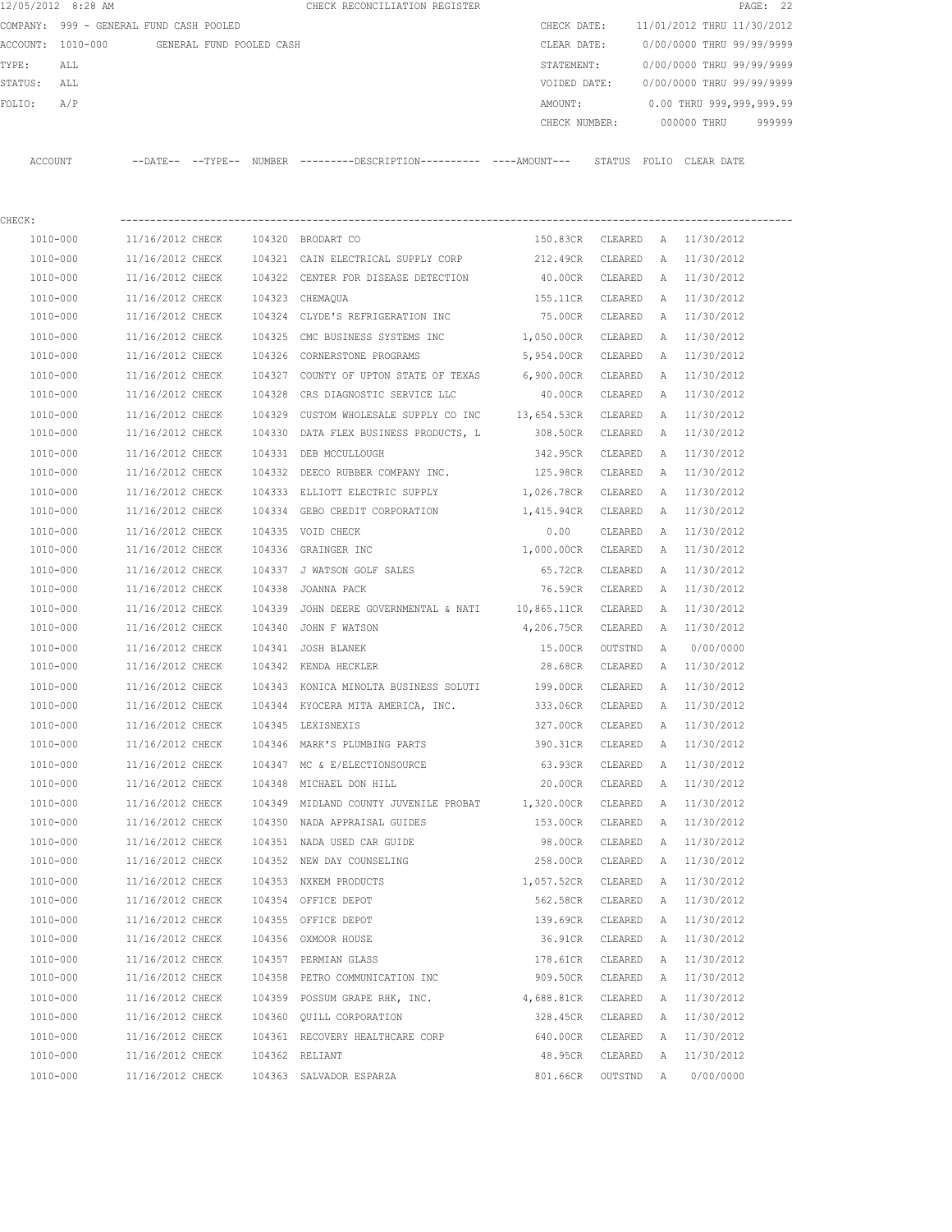12/05/2012 8:28 AM CHECK RECONCILIATION REGISTER

COMPANY: 999 - GENERAL FUND CASH POOLED
ACCOUNT: 1010-000 GENERAL FUND POOLED CASH
TYPE: ALL
STATUS: ALL
FOLIO: A/P

CHECK DATE: 11/01/2012 THRU 11/30/2012
CLEAR DATE: 0/00/0000 THRU 99/99/9999
STATEMENT: 0/00/0000 THRU 99/99/9999
VOIDED DATE: 0/00/0000 THRU 99/99/9999
AMOUNT: 0.00 THRU 999,999,999.99
CHECK NUMBER: 000000 THRU 999999

CHECK:

| ACCOUNT | --DATE-- | --TYPE-- | NUMBER | ---------DESCRIPTION---------- | ----AMOUNT--- | STATUS | FOLIO | CLEAR DATE |
|---|---|---|---|---|---|---|---|---|
| 1010-000 | 11/16/2012 | CHECK | 104320 | BRODART CO | 150.83CR | CLEARED | A | 11/30/2012 |
| 1010-000 | 11/16/2012 | CHECK | 104321 | CAIN ELECTRICAL SUPPLY CORP | 212.49CR | CLEARED | A | 11/30/2012 |
| 1010-000 | 11/16/2012 | CHECK | 104322 | CENTER FOR DISEASE DETECTION | 40.00CR | CLEARED | A | 11/30/2012 |
| 1010-000 | 11/16/2012 | CHECK | 104323 | CHEMAQUA | 155.11CR | CLEARED | A | 11/30/2012 |
| 1010-000 | 11/16/2012 | CHECK | 104324 | CLYDE'S REFRIGERATION INC | 75.00CR | CLEARED | A | 11/30/2012 |
| 1010-000 | 11/16/2012 | CHECK | 104325 | CMC BUSINESS SYSTEMS INC | 1,050.00CR | CLEARED | A | 11/30/2012 |
| 1010-000 | 11/16/2012 | CHECK | 104326 | CORNERSTONE PROGRAMS | 5,954.00CR | CLEARED | A | 11/30/2012 |
| 1010-000 | 11/16/2012 | CHECK | 104327 | COUNTY OF UPTON STATE OF TEXAS | 6,900.00CR | CLEARED | A | 11/30/2012 |
| 1010-000 | 11/16/2012 | CHECK | 104328 | CRS DIAGNOSTIC SERVICE LLC | 40.00CR | CLEARED | A | 11/30/2012 |
| 1010-000 | 11/16/2012 | CHECK | 104329 | CUSTOM WHOLESALE SUPPLY CO INC | 13,654.53CR | CLEARED | A | 11/30/2012 |
| 1010-000 | 11/16/2012 | CHECK | 104330 | DATA FLEX BUSINESS PRODUCTS, L | 308.50CR | CLEARED | A | 11/30/2012 |
| 1010-000 | 11/16/2012 | CHECK | 104331 | DEB MCCULLOUGH | 342.95CR | CLEARED | A | 11/30/2012 |
| 1010-000 | 11/16/2012 | CHECK | 104332 | DEECO RUBBER COMPANY INC. | 125.98CR | CLEARED | A | 11/30/2012 |
| 1010-000 | 11/16/2012 | CHECK | 104333 | ELLIOTT ELECTRIC SUPPLY | 1,026.78CR | CLEARED | A | 11/30/2012 |
| 1010-000 | 11/16/2012 | CHECK | 104334 | GEBO CREDIT CORPORATION | 1,415.94CR | CLEARED | A | 11/30/2012 |
| 1010-000 | 11/16/2012 | CHECK | 104335 | VOID CHECK | 0.00 | CLEARED | A | 11/30/2012 |
| 1010-000 | 11/16/2012 | CHECK | 104336 | GRAINGER INC | 1,000.00CR | CLEARED | A | 11/30/2012 |
| 1010-000 | 11/16/2012 | CHECK | 104337 | J WATSON GOLF SALES | 65.72CR | CLEARED | A | 11/30/2012 |
| 1010-000 | 11/16/2012 | CHECK | 104338 | JOANNA PACK | 76.59CR | CLEARED | A | 11/30/2012 |
| 1010-000 | 11/16/2012 | CHECK | 104339 | JOHN DEERE GOVERNMENTAL & NATI | 10,865.11CR | CLEARED | A | 11/30/2012 |
| 1010-000 | 11/16/2012 | CHECK | 104340 | JOHN F WATSON | 4,206.75CR | CLEARED | A | 11/30/2012 |
| 1010-000 | 11/16/2012 | CHECK | 104341 | JOSH BLANEK | 15.00CR | OUTSTND | A | 0/00/0000 |
| 1010-000 | 11/16/2012 | CHECK | 104342 | KENDA HECKLER | 28.68CR | CLEARED | A | 11/30/2012 |
| 1010-000 | 11/16/2012 | CHECK | 104343 | KONICA MINOLTA BUSINESS SOLUTI | 199.00CR | CLEARED | A | 11/30/2012 |
| 1010-000 | 11/16/2012 | CHECK | 104344 | KYOCERA MITA AMERICA, INC. | 333.06CR | CLEARED | A | 11/30/2012 |
| 1010-000 | 11/16/2012 | CHECK | 104345 | LEXISNEXIS | 327.00CR | CLEARED | A | 11/30/2012 |
| 1010-000 | 11/16/2012 | CHECK | 104346 | MARK'S PLUMBING PARTS | 390.31CR | CLEARED | A | 11/30/2012 |
| 1010-000 | 11/16/2012 | CHECK | 104347 | MC & E/ELECTIONSOURCE | 63.93CR | CLEARED | A | 11/30/2012 |
| 1010-000 | 11/16/2012 | CHECK | 104348 | MICHAEL DON HILL | 20.00CR | CLEARED | A | 11/30/2012 |
| 1010-000 | 11/16/2012 | CHECK | 104349 | MIDLAND COUNTY JUVENILE PROBAT | 1,320.00CR | CLEARED | A | 11/30/2012 |
| 1010-000 | 11/16/2012 | CHECK | 104350 | NADA APPRAISAL GUIDES | 153.00CR | CLEARED | A | 11/30/2012 |
| 1010-000 | 11/16/2012 | CHECK | 104351 | NADA USED CAR GUIDE | 98.00CR | CLEARED | A | 11/30/2012 |
| 1010-000 | 11/16/2012 | CHECK | 104352 | NEW DAY COUNSELING | 258.00CR | CLEARED | A | 11/30/2012 |
| 1010-000 | 11/16/2012 | CHECK | 104353 | NXKEM PRODUCTS | 1,057.52CR | CLEARED | A | 11/30/2012 |
| 1010-000 | 11/16/2012 | CHECK | 104354 | OFFICE DEPOT | 562.58CR | CLEARED | A | 11/30/2012 |
| 1010-000 | 11/16/2012 | CHECK | 104355 | OFFICE DEPOT | 139.69CR | CLEARED | A | 11/30/2012 |
| 1010-000 | 11/16/2012 | CHECK | 104356 | OXMOOR HOUSE | 36.91CR | CLEARED | A | 11/30/2012 |
| 1010-000 | 11/16/2012 | CHECK | 104357 | PERMIAN GLASS | 178.61CR | CLEARED | A | 11/30/2012 |
| 1010-000 | 11/16/2012 | CHECK | 104358 | PETRO COMMUNICATION INC | 909.50CR | CLEARED | A | 11/30/2012 |
| 1010-000 | 11/16/2012 | CHECK | 104359 | POSSUM GRAPE RHK, INC. | 4,688.81CR | CLEARED | A | 11/30/2012 |
| 1010-000 | 11/16/2012 | CHECK | 104360 | QUILL CORPORATION | 328.45CR | CLEARED | A | 11/30/2012 |
| 1010-000 | 11/16/2012 | CHECK | 104361 | RECOVERY HEALTHCARE CORP | 640.00CR | CLEARED | A | 11/30/2012 |
| 1010-000 | 11/16/2012 | CHECK | 104362 | RELIANT | 48.95CR | CLEARED | A | 11/30/2012 |
| 1010-000 | 11/16/2012 | CHECK | 104363 | SALVADOR ESPARZA | 801.66CR | OUTSTND | A | 0/00/0000 |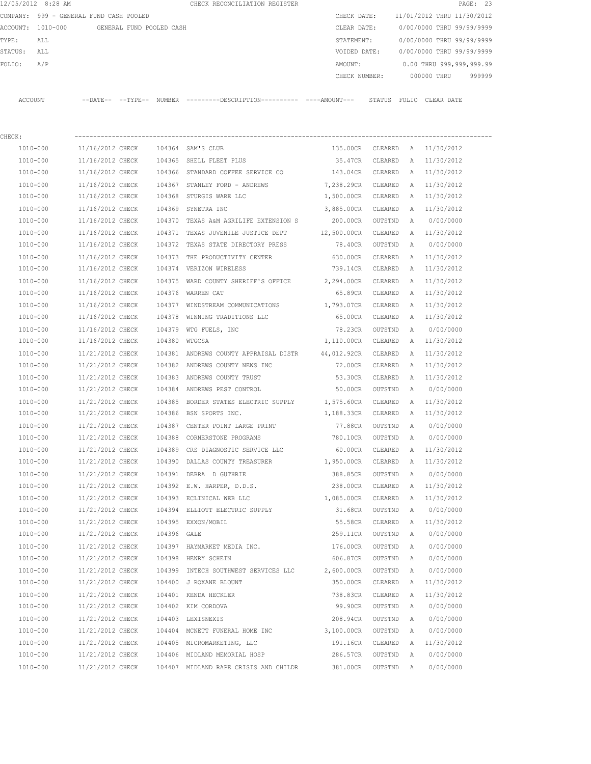12/05/2012 8:28 AM CHECK RECONCILIATION REGISTER

COMPANY: 999 - GENERAL FUND CASH POOLED
ACCOUNT: 1010-000 GENERAL FUND POOLED CASH
TYPE: ALL
STATUS: ALL
FOLIO: A/P

CHECK DATE: 11/01/2012 THRU 11/30/2012
CLEAR DATE: 0/00/0000 THRU 99/99/9999
STATEMENT: 0/00/0000 THRU 99/99/9999
VOIDED DATE: 0/00/0000 THRU 99/99/9999
AMOUNT: 0.00 THRU 999,999,999.99
CHECK NUMBER: 000000 THRU 999999

CHECK:

| ACCOUNT | --DATE-- | --TYPE-- | NUMBER | ---------DESCRIPTION---------- | ----AMOUNT--- | STATUS | FOLIO | CLEAR DATE |
|---|---|---|---|---|---|---|---|---|
| 1010-000 | 11/16/2012 | CHECK | 104364 | SAM'S CLUB | 135.00CR | CLEARED | A | 11/30/2012 |
| 1010-000 | 11/16/2012 | CHECK | 104365 | SHELL FLEET PLUS | 35.47CR | CLEARED | A | 11/30/2012 |
| 1010-000 | 11/16/2012 | CHECK | 104366 | STANDARD COFFEE SERVICE CO | 143.04CR | CLEARED | A | 11/30/2012 |
| 1010-000 | 11/16/2012 | CHECK | 104367 | STANLEY FORD - ANDREWS | 7,238.29CR | CLEARED | A | 11/30/2012 |
| 1010-000 | 11/16/2012 | CHECK | 104368 | STURGIS WARE LLC | 1,500.00CR | CLEARED | A | 11/30/2012 |
| 1010-000 | 11/16/2012 | CHECK | 104369 | SYNETRA INC | 3,885.00CR | CLEARED | A | 11/30/2012 |
| 1010-000 | 11/16/2012 | CHECK | 104370 | TEXAS A&M AGRILIFE EXTENSION S | 200.00CR | OUTSTND | A | 0/00/0000 |
| 1010-000 | 11/16/2012 | CHECK | 104371 | TEXAS JUVENILE JUSTICE DEPT | 12,500.00CR | CLEARED | A | 11/30/2012 |
| 1010-000 | 11/16/2012 | CHECK | 104372 | TEXAS STATE DIRECTORY PRESS | 78.40CR | OUTSTND | A | 0/00/0000 |
| 1010-000 | 11/16/2012 | CHECK | 104373 | THE PRODUCTIVITY CENTER | 630.00CR | CLEARED | A | 11/30/2012 |
| 1010-000 | 11/16/2012 | CHECK | 104374 | VERIZON WIRELESS | 739.14CR | CLEARED | A | 11/30/2012 |
| 1010-000 | 11/16/2012 | CHECK | 104375 | WARD COUNTY SHERIFF'S OFFICE | 2,294.00CR | CLEARED | A | 11/30/2012 |
| 1010-000 | 11/16/2012 | CHECK | 104376 | WARREN CAT | 65.89CR | CLEARED | A | 11/30/2012 |
| 1010-000 | 11/16/2012 | CHECK | 104377 | WINDSTREAM COMMUNICATIONS | 1,793.07CR | CLEARED | A | 11/30/2012 |
| 1010-000 | 11/16/2012 | CHECK | 104378 | WINNING TRADITIONS LLC | 65.00CR | CLEARED | A | 11/30/2012 |
| 1010-000 | 11/16/2012 | CHECK | 104379 | WTG FUELS, INC | 78.23CR | OUTSTND | A | 0/00/0000 |
| 1010-000 | 11/16/2012 | CHECK | 104380 | WTGCSA | 1,110.00CR | CLEARED | A | 11/30/2012 |
| 1010-000 | 11/21/2012 | CHECK | 104381 | ANDREWS COUNTY APPRAISAL DISTR | 44,012.92CR | CLEARED | A | 11/30/2012 |
| 1010-000 | 11/21/2012 | CHECK | 104382 | ANDREWS COUNTY NEWS INC | 72.00CR | CLEARED | A | 11/30/2012 |
| 1010-000 | 11/21/2012 | CHECK | 104383 | ANDREWS COUNTY TRUST | 53.30CR | CLEARED | A | 11/30/2012 |
| 1010-000 | 11/21/2012 | CHECK | 104384 | ANDREWS PEST CONTROL | 50.00CR | OUTSTND | A | 0/00/0000 |
| 1010-000 | 11/21/2012 | CHECK | 104385 | BORDER STATES ELECTRIC SUPPLY | 1,575.60CR | CLEARED | A | 11/30/2012 |
| 1010-000 | 11/21/2012 | CHECK | 104386 | BSN SPORTS INC. | 1,188.33CR | CLEARED | A | 11/30/2012 |
| 1010-000 | 11/21/2012 | CHECK | 104387 | CENTER POINT LARGE PRINT | 77.88CR | OUTSTND | A | 0/00/0000 |
| 1010-000 | 11/21/2012 | CHECK | 104388 | CORNERSTONE PROGRAMS | 780.10CR | OUTSTND | A | 0/00/0000 |
| 1010-000 | 11/21/2012 | CHECK | 104389 | CRS DIAGNOSTIC SERVICE LLC | 60.00CR | CLEARED | A | 11/30/2012 |
| 1010-000 | 11/21/2012 | CHECK | 104390 | DALLAS COUNTY TREASURER | 1,950.00CR | CLEARED | A | 11/30/2012 |
| 1010-000 | 11/21/2012 | CHECK | 104391 | DEBRA D GUTHRIE | 388.85CR | OUTSTND | A | 0/00/0000 |
| 1010-000 | 11/21/2012 | CHECK | 104392 | E.W. HARPER, D.D.S. | 238.00CR | CLEARED | A | 11/30/2012 |
| 1010-000 | 11/21/2012 | CHECK | 104393 | ECLINICAL WEB LLC | 1,085.00CR | CLEARED | A | 11/30/2012 |
| 1010-000 | 11/21/2012 | CHECK | 104394 | ELLIOTT ELECTRIC SUPPLY | 31.68CR | OUTSTND | A | 0/00/0000 |
| 1010-000 | 11/21/2012 | CHECK | 104395 | EXXON/MOBIL | 55.58CR | CLEARED | A | 11/30/2012 |
| 1010-000 | 11/21/2012 | CHECK | 104396 | GALE | 259.11CR | OUTSTND | A | 0/00/0000 |
| 1010-000 | 11/21/2012 | CHECK | 104397 | HAYMARKET MEDIA INC. | 176.00CR | OUTSTND | A | 0/00/0000 |
| 1010-000 | 11/21/2012 | CHECK | 104398 | HENRY SCHEIN | 606.87CR | OUTSTND | A | 0/00/0000 |
| 1010-000 | 11/21/2012 | CHECK | 104399 | INTECH SOUTHWEST SERVICES LLC | 2,600.00CR | OUTSTND | A | 0/00/0000 |
| 1010-000 | 11/21/2012 | CHECK | 104400 | J ROXANE BLOUNT | 350.00CR | CLEARED | A | 11/30/2012 |
| 1010-000 | 11/21/2012 | CHECK | 104401 | KENDA HECKLER | 738.83CR | CLEARED | A | 11/30/2012 |
| 1010-000 | 11/21/2012 | CHECK | 104402 | KIM CORDOVA | 99.90CR | OUTSTND | A | 0/00/0000 |
| 1010-000 | 11/21/2012 | CHECK | 104403 | LEXISNEXIS | 208.94CR | OUTSTND | A | 0/00/0000 |
| 1010-000 | 11/21/2012 | CHECK | 104404 | MCNETT FUNERAL HOME INC | 3,100.00CR | OUTSTND | A | 0/00/0000 |
| 1010-000 | 11/21/2012 | CHECK | 104405 | MICROMARKETING, LLC | 191.16CR | CLEARED | A | 11/30/2012 |
| 1010-000 | 11/21/2012 | CHECK | 104406 | MIDLAND MEMORIAL HOSP | 286.57CR | OUTSTND | A | 0/00/0000 |
| 1010-000 | 11/21/2012 | CHECK | 104407 | MIDLAND RAPE CRISIS AND CHILDR | 381.00CR | OUTSTND | A | 0/00/0000 |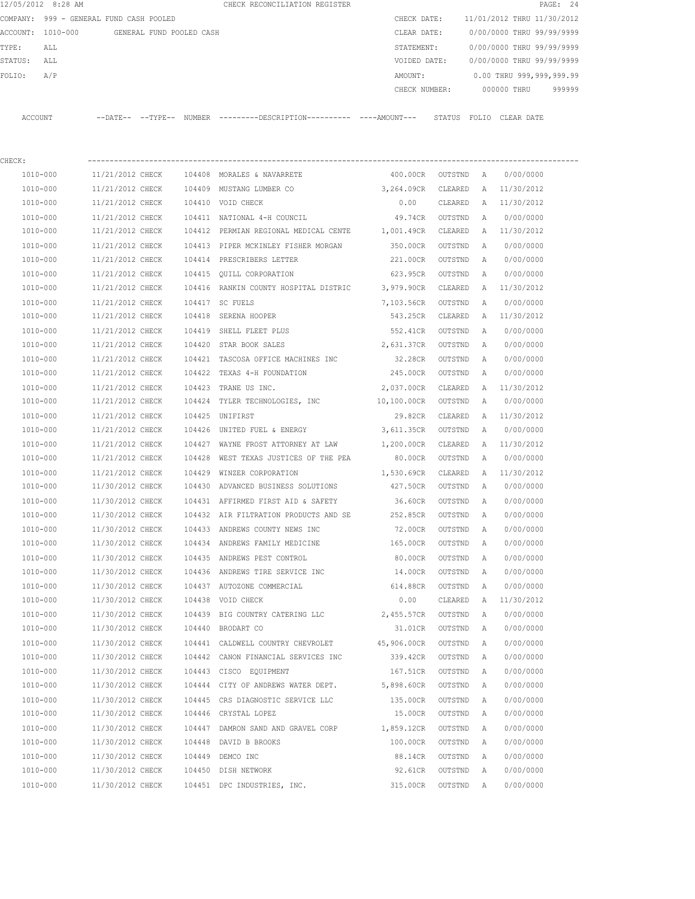12/05/2012 8:28 AM CHECK RECONCILIATION REGISTER

COMPANY: 999 - GENERAL FUND CASH POOLED

ACCOUNT: 1010-000 GENERAL FUND POOLED CASH

TYPE: ALL

STATUS: ALL

FOLIO: A/P

CHECK DATE: 11/01/2012 THRU 11/30/2012

CLEAR DATE: 0/00/0000 THRU 99/99/9999

STATEMENT: 0/00/0000 THRU 99/99/9999

VOIDED DATE: 0/00/0000 THRU 99/99/9999

AMOUNT: 0.00 THRU 999,999,999.99

CHECK NUMBER: 000000 THRU 999999

CHECK:

| ACCOUNT | --DATE-- | --TYPE-- | NUMBER | ---------DESCRIPTION---------- | ----AMOUNT--- | STATUS | FOLIO | CLEAR DATE |
|---|---|---|---|---|---|---|---|---|
| 1010-000 | 11/21/2012 | CHECK | 104408 | MORALES & NAVARRETE | 400.00CR | OUTSTND | A | 0/00/0000 |
| 1010-000 | 11/21/2012 | CHECK | 104409 | MUSTANG LUMBER CO | 3,264.09CR | CLEARED | A | 11/30/2012 |
| 1010-000 | 11/21/2012 | CHECK | 104410 | VOID CHECK | 0.00 | CLEARED | A | 11/30/2012 |
| 1010-000 | 11/21/2012 | CHECK | 104411 | NATIONAL 4-H COUNCIL | 49.74CR | OUTSTND | A | 0/00/0000 |
| 1010-000 | 11/21/2012 | CHECK | 104412 | PERMIAN REGIONAL MEDICAL CENTE | 1,001.49CR | CLEARED | A | 11/30/2012 |
| 1010-000 | 11/21/2012 | CHECK | 104413 | PIPER MCKINLEY FISHER MORGAN | 350.00CR | OUTSTND | A | 0/00/0000 |
| 1010-000 | 11/21/2012 | CHECK | 104414 | PRESCRIBERS LETTER | 221.00CR | OUTSTND | A | 0/00/0000 |
| 1010-000 | 11/21/2012 | CHECK | 104415 | QUILL CORPORATION | 623.95CR | OUTSTND | A | 0/00/0000 |
| 1010-000 | 11/21/2012 | CHECK | 104416 | RANKIN COUNTY HOSPITAL DISTRIC | 3,979.90CR | CLEARED | A | 11/30/2012 |
| 1010-000 | 11/21/2012 | CHECK | 104417 | SC FUELS | 7,103.56CR | OUTSTND | A | 0/00/0000 |
| 1010-000 | 11/21/2012 | CHECK | 104418 | SERENA HOOPER | 543.25CR | CLEARED | A | 11/30/2012 |
| 1010-000 | 11/21/2012 | CHECK | 104419 | SHELL FLEET PLUS | 552.41CR | OUTSTND | A | 0/00/0000 |
| 1010-000 | 11/21/2012 | CHECK | 104420 | STAR BOOK SALES | 2,631.37CR | OUTSTND | A | 0/00/0000 |
| 1010-000 | 11/21/2012 | CHECK | 104421 | TASCOSA OFFICE MACHINES INC | 32.28CR | OUTSTND | A | 0/00/0000 |
| 1010-000 | 11/21/2012 | CHECK | 104422 | TEXAS 4-H FOUNDATION | 245.00CR | OUTSTND | A | 0/00/0000 |
| 1010-000 | 11/21/2012 | CHECK | 104423 | TRANE US INC. | 2,037.00CR | CLEARED | A | 11/30/2012 |
| 1010-000 | 11/21/2012 | CHECK | 104424 | TYLER TECHNOLOGIES, INC | 10,100.00CR | OUTSTND | A | 0/00/0000 |
| 1010-000 | 11/21/2012 | CHECK | 104425 | UNIFIRST | 29.82CR | CLEARED | A | 11/30/2012 |
| 1010-000 | 11/21/2012 | CHECK | 104426 | UNITED FUEL & ENERGY | 3,611.35CR | OUTSTND | A | 0/00/0000 |
| 1010-000 | 11/21/2012 | CHECK | 104427 | WAYNE FROST ATTORNEY AT LAW | 1,200.00CR | CLEARED | A | 11/30/2012 |
| 1010-000 | 11/21/2012 | CHECK | 104428 | WEST TEXAS JUSTICES OF THE PEA | 80.00CR | OUTSTND | A | 0/00/0000 |
| 1010-000 | 11/21/2012 | CHECK | 104429 | WINZER CORPORATION | 1,530.69CR | CLEARED | A | 11/30/2012 |
| 1010-000 | 11/30/2012 | CHECK | 104430 | ADVANCED BUSINESS SOLUTIONS | 427.50CR | OUTSTND | A | 0/00/0000 |
| 1010-000 | 11/30/2012 | CHECK | 104431 | AFFIRMED FIRST AID & SAFETY | 36.60CR | OUTSTND | A | 0/00/0000 |
| 1010-000 | 11/30/2012 | CHECK | 104432 | AIR FILTRATION PRODUCTS AND SE | 252.85CR | OUTSTND | A | 0/00/0000 |
| 1010-000 | 11/30/2012 | CHECK | 104433 | ANDREWS COUNTY NEWS INC | 72.00CR | OUTSTND | A | 0/00/0000 |
| 1010-000 | 11/30/2012 | CHECK | 104434 | ANDREWS FAMILY MEDICINE | 165.00CR | OUTSTND | A | 0/00/0000 |
| 1010-000 | 11/30/2012 | CHECK | 104435 | ANDREWS PEST CONTROL | 80.00CR | OUTSTND | A | 0/00/0000 |
| 1010-000 | 11/30/2012 | CHECK | 104436 | ANDREWS TIRE SERVICE INC | 14.00CR | OUTSTND | A | 0/00/0000 |
| 1010-000 | 11/30/2012 | CHECK | 104437 | AUTOZONE COMMERCIAL | 614.88CR | OUTSTND | A | 0/00/0000 |
| 1010-000 | 11/30/2012 | CHECK | 104438 | VOID CHECK | 0.00 | CLEARED | A | 11/30/2012 |
| 1010-000 | 11/30/2012 | CHECK | 104439 | BIG COUNTRY CATERING LLC | 2,455.57CR | OUTSTND | A | 0/00/0000 |
| 1010-000 | 11/30/2012 | CHECK | 104440 | BRODART CO | 31.01CR | OUTSTND | A | 0/00/0000 |
| 1010-000 | 11/30/2012 | CHECK | 104441 | CALDWELL COUNTRY CHEVROLET | 45,906.00CR | OUTSTND | A | 0/00/0000 |
| 1010-000 | 11/30/2012 | CHECK | 104442 | CANON FINANCIAL SERVICES INC | 339.42CR | OUTSTND | A | 0/00/0000 |
| 1010-000 | 11/30/2012 | CHECK | 104443 | CISCO EQUIPMENT | 167.51CR | OUTSTND | A | 0/00/0000 |
| 1010-000 | 11/30/2012 | CHECK | 104444 | CITY OF ANDREWS WATER DEPT. | 5,898.60CR | OUTSTND | A | 0/00/0000 |
| 1010-000 | 11/30/2012 | CHECK | 104445 | CRS DIAGNOSTIC SERVICE LLC | 135.00CR | OUTSTND | A | 0/00/0000 |
| 1010-000 | 11/30/2012 | CHECK | 104446 | CRYSTAL LOPEZ | 15.00CR | OUTSTND | A | 0/00/0000 |
| 1010-000 | 11/30/2012 | CHECK | 104447 | DAMRON SAND AND GRAVEL CORP | 1,859.12CR | OUTSTND | A | 0/00/0000 |
| 1010-000 | 11/30/2012 | CHECK | 104448 | DAVID B BROOKS | 100.00CR | OUTSTND | A | 0/00/0000 |
| 1010-000 | 11/30/2012 | CHECK | 104449 | DEMCO INC | 88.14CR | OUTSTND | A | 0/00/0000 |
| 1010-000 | 11/30/2012 | CHECK | 104450 | DISH NETWORK | 92.61CR | OUTSTND | A | 0/00/0000 |
| 1010-000 | 11/30/2012 | CHECK | 104451 | DPC INDUSTRIES, INC. | 315.00CR | OUTSTND | A | 0/00/0000 |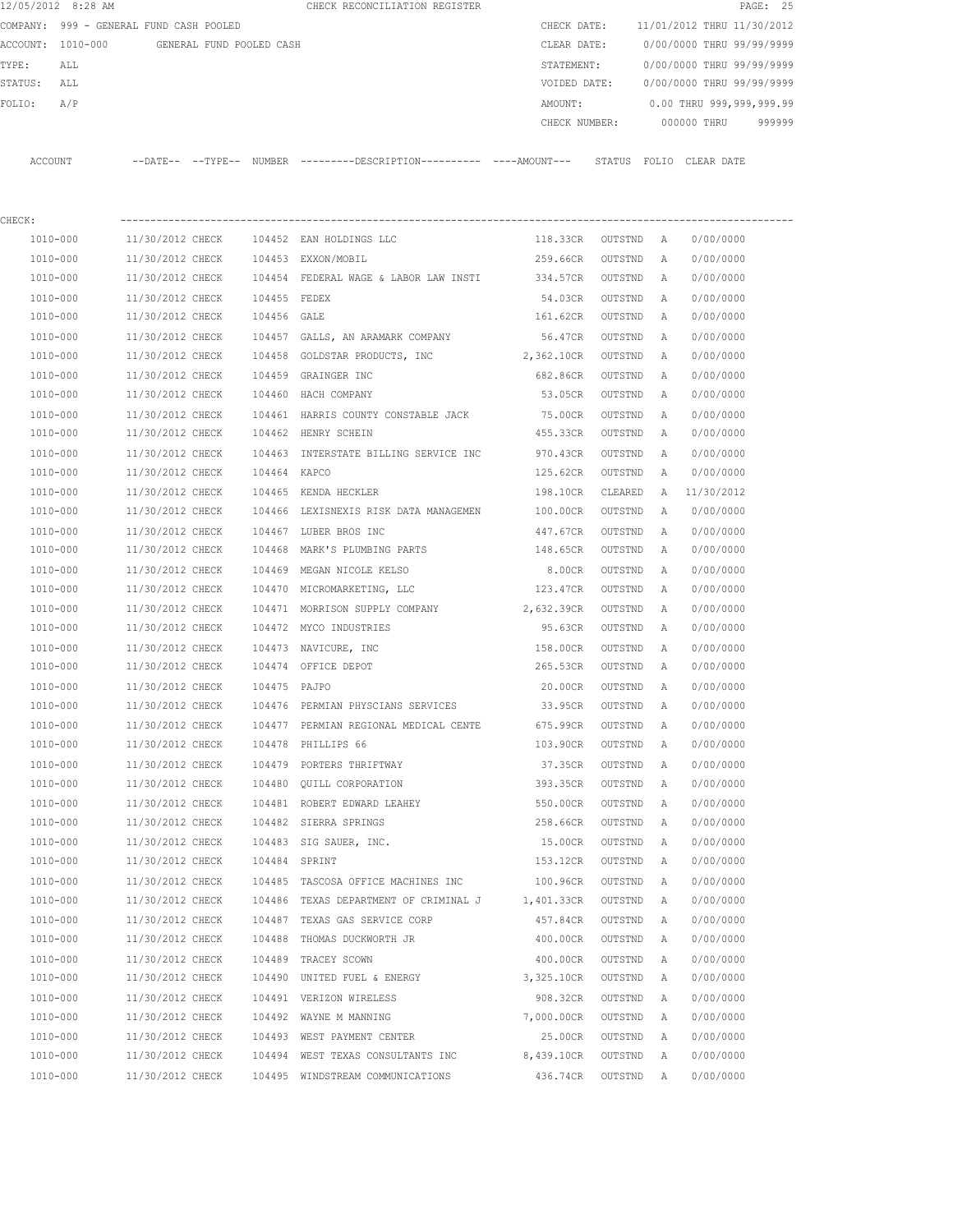12/05/2012 8:28 AM CHECK RECONCILIATION REGISTER

COMPANY: 999 - GENERAL FUND CASH POOLED
ACCOUNT: 1010-000 GENERAL FUND POOLED CASH
TYPE: ALL
STATUS: ALL
FOLIO: A/P

CHECK DATE: 11/01/2012 THRU 11/30/2012
CLEAR DATE: 0/00/0000 THRU 99/99/9999
STATEMENT: 0/00/0000 THRU 99/99/9999
VOIDED DATE: 0/00/0000 THRU 99/99/9999
AMOUNT: 0.00 THRU 999,999,999.99
CHECK NUMBER: 000000 THRU 999999

CHECK:

| ACCOUNT | DATE | TYPE | NUMBER | DESCRIPTION | AMOUNT | STATUS | FOLIO | CLEAR DATE |
|---|---|---|---|---|---|---|---|---|
| 1010-000 | 11/30/2012 | CHECK | 104452 | EAN HOLDINGS LLC | 118.33CR | OUTSTND | A | 0/00/0000 |
| 1010-000 | 11/30/2012 | CHECK | 104453 | EXXON/MOBIL | 259.66CR | OUTSTND | A | 0/00/0000 |
| 1010-000 | 11/30/2012 | CHECK | 104454 | FEDERAL WAGE & LABOR LAW INSTI | 334.57CR | OUTSTND | A | 0/00/0000 |
| 1010-000 | 11/30/2012 | CHECK | 104455 | FEDEX | 54.03CR | OUTSTND | A | 0/00/0000 |
| 1010-000 | 11/30/2012 | CHECK | 104456 | GALE | 161.62CR | OUTSTND | A | 0/00/0000 |
| 1010-000 | 11/30/2012 | CHECK | 104457 | GALLS, AN ARAMARK COMPANY | 56.47CR | OUTSTND | A | 0/00/0000 |
| 1010-000 | 11/30/2012 | CHECK | 104458 | GOLDSTAR PRODUCTS, INC | 2,362.10CR | OUTSTND | A | 0/00/0000 |
| 1010-000 | 11/30/2012 | CHECK | 104459 | GRAINGER INC | 682.86CR | OUTSTND | A | 0/00/0000 |
| 1010-000 | 11/30/2012 | CHECK | 104460 | HACH COMPANY | 53.05CR | OUTSTND | A | 0/00/0000 |
| 1010-000 | 11/30/2012 | CHECK | 104461 | HARRIS COUNTY CONSTABLE JACK | 75.00CR | OUTSTND | A | 0/00/0000 |
| 1010-000 | 11/30/2012 | CHECK | 104462 | HENRY SCHEIN | 455.33CR | OUTSTND | A | 0/00/0000 |
| 1010-000 | 11/30/2012 | CHECK | 104463 | INTERSTATE BILLING SERVICE INC | 970.43CR | OUTSTND | A | 0/00/0000 |
| 1010-000 | 11/30/2012 | CHECK | 104464 | KAPCO | 125.62CR | OUTSTND | A | 0/00/0000 |
| 1010-000 | 11/30/2012 | CHECK | 104465 | KENDA HECKLER | 198.10CR | CLEARED | A | 11/30/2012 |
| 1010-000 | 11/30/2012 | CHECK | 104466 | LEXISNEXIS RISK DATA MANAGEMEN | 100.00CR | OUTSTND | A | 0/00/0000 |
| 1010-000 | 11/30/2012 | CHECK | 104467 | LUBER BROS INC | 447.67CR | OUTSTND | A | 0/00/0000 |
| 1010-000 | 11/30/2012 | CHECK | 104468 | MARK'S PLUMBING PARTS | 148.65CR | OUTSTND | A | 0/00/0000 |
| 1010-000 | 11/30/2012 | CHECK | 104469 | MEGAN NICOLE KELSO | 8.00CR | OUTSTND | A | 0/00/0000 |
| 1010-000 | 11/30/2012 | CHECK | 104470 | MICROMARKETING, LLC | 123.47CR | OUTSTND | A | 0/00/0000 |
| 1010-000 | 11/30/2012 | CHECK | 104471 | MORRISON SUPPLY COMPANY | 2,632.39CR | OUTSTND | A | 0/00/0000 |
| 1010-000 | 11/30/2012 | CHECK | 104472 | MYCO INDUSTRIES | 95.63CR | OUTSTND | A | 0/00/0000 |
| 1010-000 | 11/30/2012 | CHECK | 104473 | NAVICURE, INC | 158.00CR | OUTSTND | A | 0/00/0000 |
| 1010-000 | 11/30/2012 | CHECK | 104474 | OFFICE DEPOT | 265.53CR | OUTSTND | A | 0/00/0000 |
| 1010-000 | 11/30/2012 | CHECK | 104475 | PAJPO | 20.00CR | OUTSTND | A | 0/00/0000 |
| 1010-000 | 11/30/2012 | CHECK | 104476 | PERMIAN PHYSCIANS SERVICES | 33.95CR | OUTSTND | A | 0/00/0000 |
| 1010-000 | 11/30/2012 | CHECK | 104477 | PERMIAN REGIONAL MEDICAL CENTE | 675.99CR | OUTSTND | A | 0/00/0000 |
| 1010-000 | 11/30/2012 | CHECK | 104478 | PHILLIPS 66 | 103.90CR | OUTSTND | A | 0/00/0000 |
| 1010-000 | 11/30/2012 | CHECK | 104479 | PORTERS THRIFTWAY | 37.35CR | OUTSTND | A | 0/00/0000 |
| 1010-000 | 11/30/2012 | CHECK | 104480 | QUILL CORPORATION | 393.35CR | OUTSTND | A | 0/00/0000 |
| 1010-000 | 11/30/2012 | CHECK | 104481 | ROBERT EDWARD LEAHEY | 550.00CR | OUTSTND | A | 0/00/0000 |
| 1010-000 | 11/30/2012 | CHECK | 104482 | SIERRA SPRINGS | 258.66CR | OUTSTND | A | 0/00/0000 |
| 1010-000 | 11/30/2012 | CHECK | 104483 | SIG SAUER, INC. | 15.00CR | OUTSTND | A | 0/00/0000 |
| 1010-000 | 11/30/2012 | CHECK | 104484 | SPRINT | 153.12CR | OUTSTND | A | 0/00/0000 |
| 1010-000 | 11/30/2012 | CHECK | 104485 | TASCOSA OFFICE MACHINES INC | 100.96CR | OUTSTND | A | 0/00/0000 |
| 1010-000 | 11/30/2012 | CHECK | 104486 | TEXAS DEPARTMENT OF CRIMINAL J | 1,401.33CR | OUTSTND | A | 0/00/0000 |
| 1010-000 | 11/30/2012 | CHECK | 104487 | TEXAS GAS SERVICE CORP | 457.84CR | OUTSTND | A | 0/00/0000 |
| 1010-000 | 11/30/2012 | CHECK | 104488 | THOMAS DUCKWORTH JR | 400.00CR | OUTSTND | A | 0/00/0000 |
| 1010-000 | 11/30/2012 | CHECK | 104489 | TRACEY SCOWN | 400.00CR | OUTSTND | A | 0/00/0000 |
| 1010-000 | 11/30/2012 | CHECK | 104490 | UNITED FUEL & ENERGY | 3,325.10CR | OUTSTND | A | 0/00/0000 |
| 1010-000 | 11/30/2012 | CHECK | 104491 | VERIZON WIRELESS | 908.32CR | OUTSTND | A | 0/00/0000 |
| 1010-000 | 11/30/2012 | CHECK | 104492 | WAYNE M MANNING | 7,000.00CR | OUTSTND | A | 0/00/0000 |
| 1010-000 | 11/30/2012 | CHECK | 104493 | WEST PAYMENT CENTER | 25.00CR | OUTSTND | A | 0/00/0000 |
| 1010-000 | 11/30/2012 | CHECK | 104494 | WEST TEXAS CONSULTANTS INC | 8,439.10CR | OUTSTND | A | 0/00/0000 |
| 1010-000 | 11/30/2012 | CHECK | 104495 | WINDSTREAM COMMUNICATIONS | 436.74CR | OUTSTND | A | 0/00/0000 |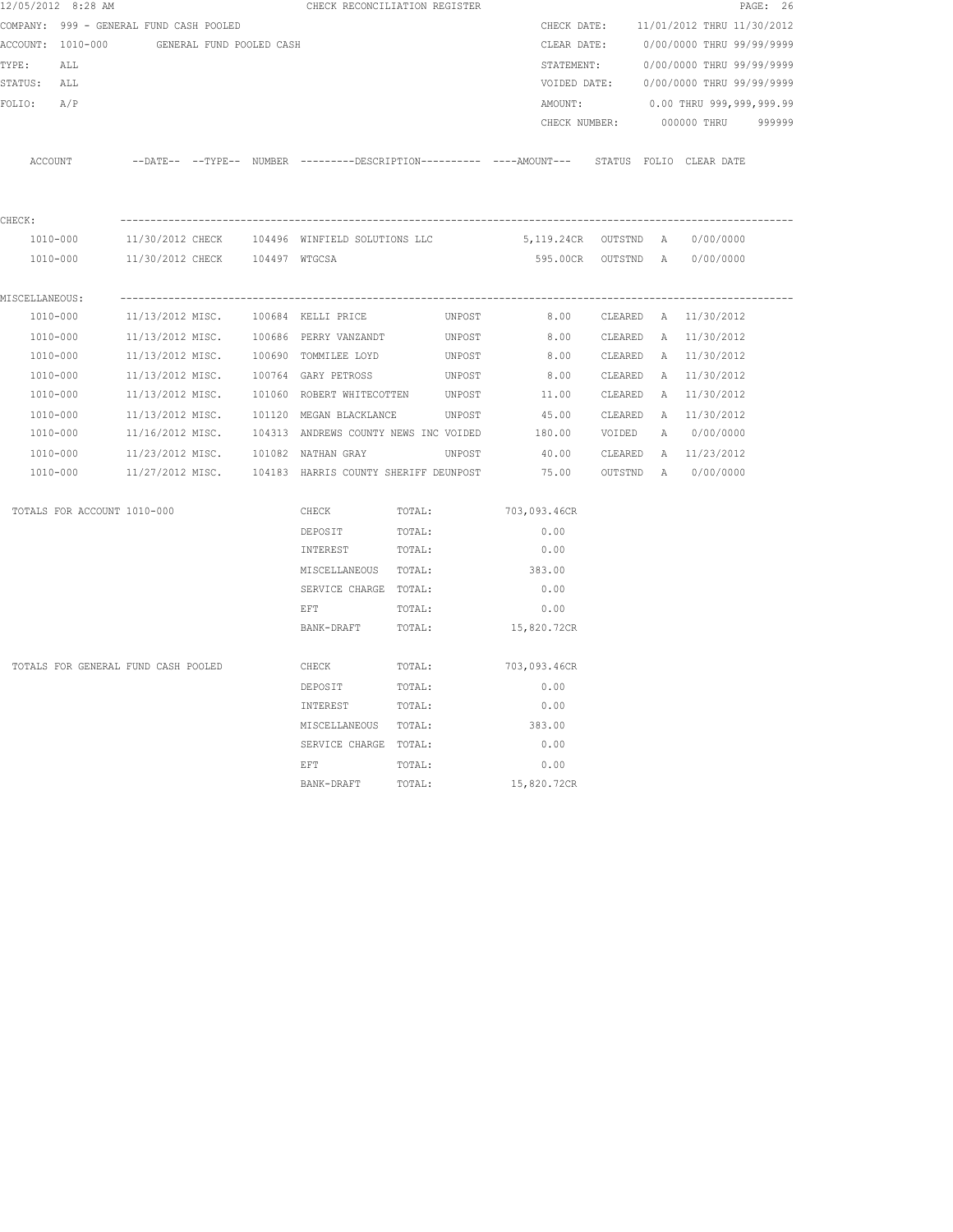12/05/2012 8:28 AM CHECK RECONCILIATION REGISTER

COMPANY: 999 - GENERAL FUND CASH POOLED
ACCOUNT: 1010-000 GENERAL FUND POOLED CASH
TYPE: ALL
STATUS: ALL
FOLIO: A/P

CHECK DATE: 11/01/2012 THRU 11/30/2012
CLEAR DATE: 0/00/0000 THRU 99/99/9999
STATEMENT: 0/00/0000 THRU 99/99/9999
VOIDED DATE: 0/00/0000 THRU 99/99/9999
AMOUNT: 0.00 THRU 999,999,999.99
CHECK NUMBER: 000000 THRU 999999

| ACCOUNT | --DATE-- | --TYPE-- | NUMBER | ---------DESCRIPTION---------- | ----AMOUNT--- | STATUS | FOLIO | CLEAR DATE |
|---|---|---|---|---|---|---|---|---|
| CHECK: | | | | | | | | |
| 1010-000 | 11/30/2012 | CHECK | 104496 | WINFIELD SOLUTIONS LLC | 5,119.24CR | OUTSTND | A | 0/00/0000 |
| 1010-000 | 11/30/2012 | CHECK | 104497 | WTGCSA | 595.00CR | OUTSTND | A | 0/00/0000 |
| MISCELLANEOUS: | | | | | | | | |
| 1010-000 | 11/13/2012 | MISC. | 100684 | KELLI PRICE UNPOST | 8.00 | CLEARED | A | 11/30/2012 |
| 1010-000 | 11/13/2012 | MISC. | 100686 | PERRY VANZANDT UNPOST | 8.00 | CLEARED | A | 11/30/2012 |
| 1010-000 | 11/13/2012 | MISC. | 100690 | TOMMILEE LOYD UNPOST | 8.00 | CLEARED | A | 11/30/2012 |
| 1010-000 | 11/13/2012 | MISC. | 100764 | GARY PETROSS UNPOST | 8.00 | CLEARED | A | 11/30/2012 |
| 1010-000 | 11/13/2012 | MISC. | 101060 | ROBERT WHITECOTTEN UNPOST | 11.00 | CLEARED | A | 11/30/2012 |
| 1010-000 | 11/13/2012 | MISC. | 101120 | MEGAN BLACKLANCE UNPOST | 45.00 | CLEARED | A | 11/30/2012 |
| 1010-000 | 11/16/2012 | MISC. | 104313 | ANDREWS COUNTY NEWS INC VOIDED | 180.00 | VOIDED | A | 0/00/0000 |
| 1010-000 | 11/23/2012 | MISC. | 101082 | NATHAN GRAY UNPOST | 40.00 | CLEARED | A | 11/23/2012 |
| 1010-000 | 11/27/2012 | MISC. | 104183 | HARRIS COUNTY SHERIFF DEUNPOST | 75.00 | OUTSTND | A | 0/00/0000 |

| TOTALS FOR ACCOUNT 1010-000 | | | |
|---|---|---|---|
| | CHECK | TOTAL: | 703,093.46CR |
| | DEPOSIT | TOTAL: | 0.00 |
| | INTEREST | TOTAL: | 0.00 |
| | MISCELLANEOUS | TOTAL: | 383.00 |
| | SERVICE CHARGE | TOTAL: | 0.00 |
| | EFT | TOTAL: | 0.00 |
| | BANK-DRAFT | TOTAL: | 15,820.72CR |

| TOTALS FOR GENERAL FUND CASH POOLED | | | |
|---|---|---|---|
| | CHECK | TOTAL: | 703,093.46CR |
| | DEPOSIT | TOTAL: | 0.00 |
| | INTEREST | TOTAL: | 0.00 |
| | MISCELLANEOUS | TOTAL: | 383.00 |
| | SERVICE CHARGE | TOTAL: | 0.00 |
| | EFT | TOTAL: | 0.00 |
| | BANK-DRAFT | TOTAL: | 15,820.72CR |